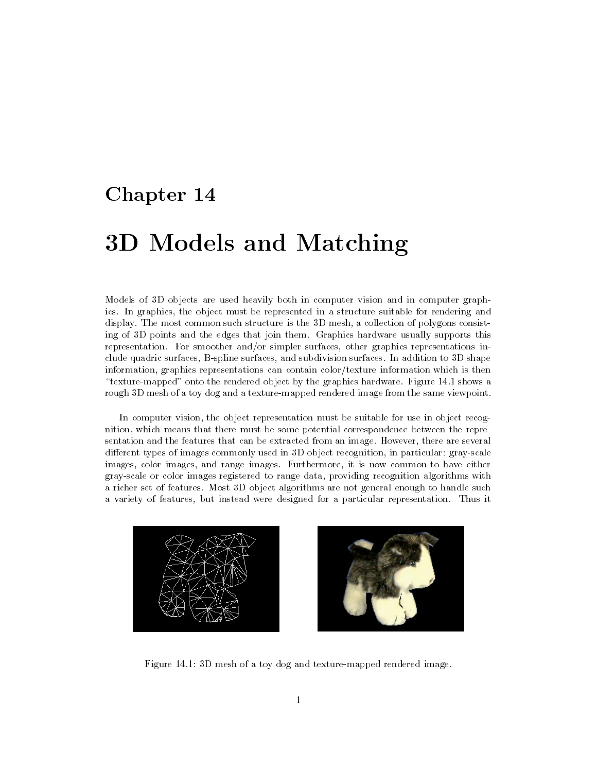# Chapter 14

# 3D Models and Matching

Models of 3D objects are used heavily both in computer vision and in computer graphics. In graphics, the object must be represented in a structure suitable for rendering and display. The most common such structure is the 3D mesh, a collection of polygons consisting of 3D points and the edges that join them. Graphics hardware usually supports this representation. For smoother and/or simpler surfaces, other graphics representations include quadric surfaces, B-spline surfaces, and subdivision surfaces. In addition to 3D shape information, graphics representations can contain color/texture information which is then "texture-mapped" onto the rendered object by the graphics hardware. Figure 14.1 shows a rough 3D mesh of a toy dog and a texture-mapped rendered image from the same viewpoint.

In computer vision, the object representation must be suitable for use in object recognition, which means that there must be some potential correspondence between the representation and the features that can be extracted from an image. However, there are several different types of images commonly used in 3D object recognition, in particular: gray-scale images, color images, and range images. Furthermore, it is now common to have either gray-scale or color images registered to range data, providing recognition algorithms with a richer set of features. Most 3D object algorithms are not general enough to handle such a variety of features, but instead were designed for a particular representation. Thus it

Figure 14.1: 3D mesh of a toy dog and texture-mapped rendered image.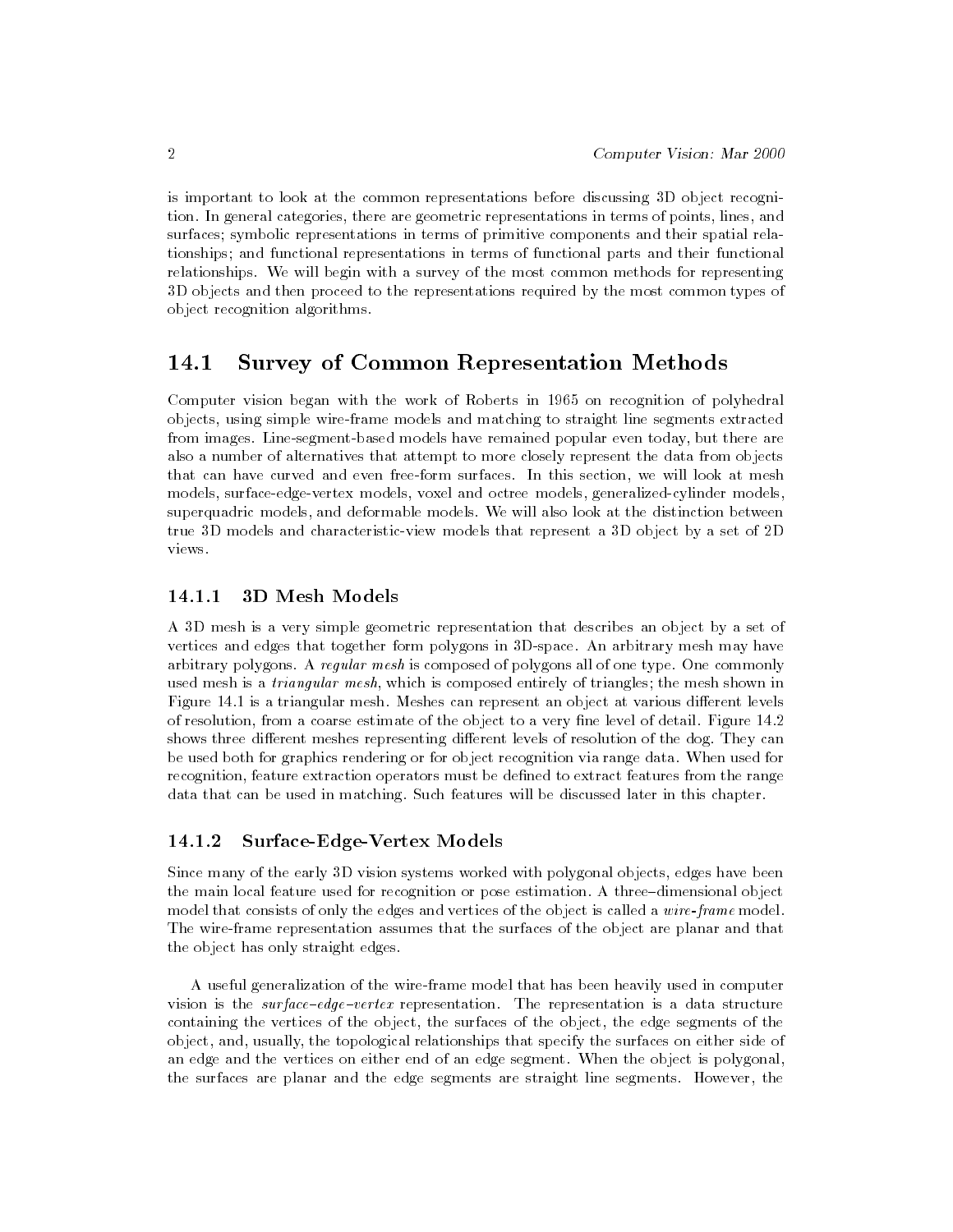is important to look at the common representations before discussing 3D object recognition. In general categories, there are geometric representations in terms of points, lines, and surfaces; symbolic representations in terms of primitive components and their spatial relationships; and functional representations in terms of functional parts and their functional relationships. We will begin with a survey of the most common methods for representing 3D objects and then proceed to the representations required by the most common types of object recognition algorithms.

## 14.1 Survey of Common Representation Methods

Computer vision began with the work of Roberts in 1965 on recognition of polyhedral objects, using simple wire-frame models and matching to straight line segments extracted from images. Line-segment-based models have remained popular even today, but there are also a number of alternatives that attempt to more closely represent the data from objects that can have curved and even free-form surfaces. In this section, we will look at mesh models, surface-edge-vertex models, voxel and octree models, generalized-cylinder models, superquadric models, and deformable models. We will also look at the distinction between true 3D models and characteristic-view models that represent a 3D object by a set of 2D views.

### 14.1.1 3D Mesh Models

A 3D mesh is a very simple geometric representation that describes an object by a set of vertices and edges that together form polygons in 3D-space. An arbitrary mesh may have arbitrary polygons. A *regular mesh* is composed of polygons all of one type. One commonly used mesh is a *triangular mesh*, which is composed entirely of triangles; the mesh shown in Figure 14.1 is a triangular mesh. Meshes can represent an object at various different levels of resolution, from a coarse estimate of the object to a very fine level of detail. Figure 14.2 shows three different meshes representing different levels of resolution of the dog. They can be used both for graphics rendering or for object recognition via range data. When used for recognition, feature extraction operators must be defined to extract features from the range data that can be used in matching. Such features will be discussed later in this chapter.

### 14.1.2 Surface-Edge-Vertex Models

Since many of the early 3D vision systems worked with polygonal objects, edges have been the main local feature used for recognition or pose estimation. A three–dimensional object model that consists of only the edges and vertices of the object is called a *wire-frame* model. The wire-frame representation assumes that the surfaces of the object are planar and that the object has only straight edges.

A useful generalization of the wire-frame model that has been heavily used in computer vision is the *surface–edge–vertex* representation. The representation is a data structure containing the vertices of the object, the surfaces of the object, the edge segments of the object, and, usually, the topological relationships that specify the surfaces on either side of an edge and the vertices on either end of an edge segment. When the object is polygonal, the surfaces are planar and the edge segments are straight line segments. However, the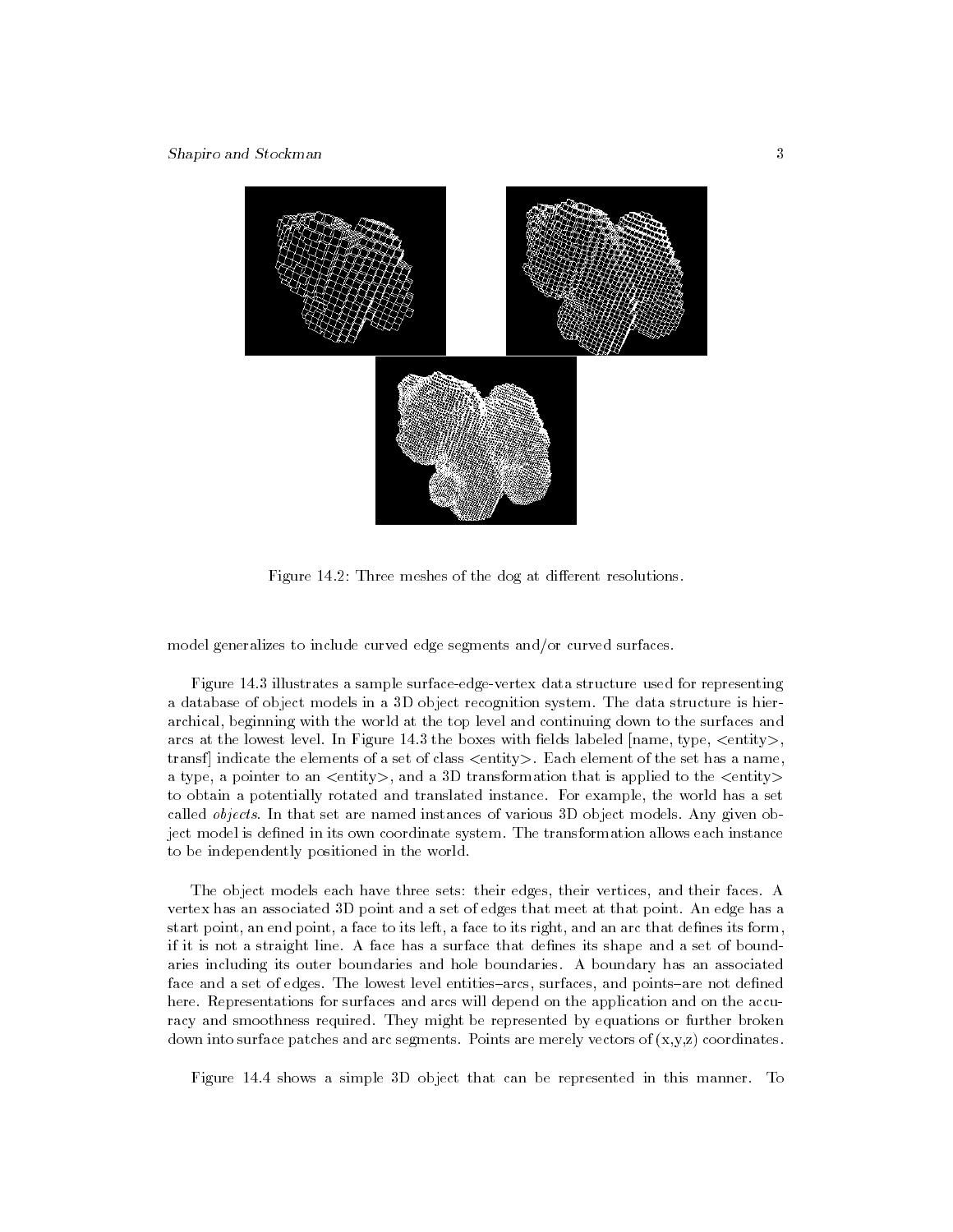Figure 14.2: Three meshes of the dog at different resolutions.

model generalizes to include curved edge segments and/or curved surfaces.

Figure 14.3 illustrates a sample surface-edge-vertex data structure used for representing a database of object models in a 3D object recognition system. The data structure is hierarchical, beginning with the world at the top level and continuing down to the surfaces and arcs at the lowest level. In Figure 14.3 the boxes with fields labeled [name, type, <entity>, transf] indicate the elements of a set of class <entity>. Each element of the set has a name, a type, a pointer to an <entity>, and a 3D transformation that is applied to the <entity> to obtain a potentially rotated and translated instance. For example, the world has a set called *objects*. In that set are named instances of various 3D object models. Any given object model is defined in its own coordinate system. The transformation allows each instance to be independently positioned in the world.

The object models each have three sets: their edges, their vertices, and their faces. A vertex has an associated 3D point and a set of edges that meet at that point. An edge has a start point, an end point, a face to its left, a face to its right, and an arc that defines its form, if it is not a straight line. A face has a surface that defines its shape and a set of boundaries including its outer boundaries and hole boundaries. A boundary has an associated face and a set of edges. The lowest level entities–arcs, surfaces, and points–are not defined here. Representations for surfaces and arcs will depend on the application and on the accuracy and smoothness required. They might be represented by equations or further broken down into surface patches and arc segments. Points are merely vectors of (x,y,z) coordinates.

Figure 14.4 shows a simple 3D object that can be represented in this manner. To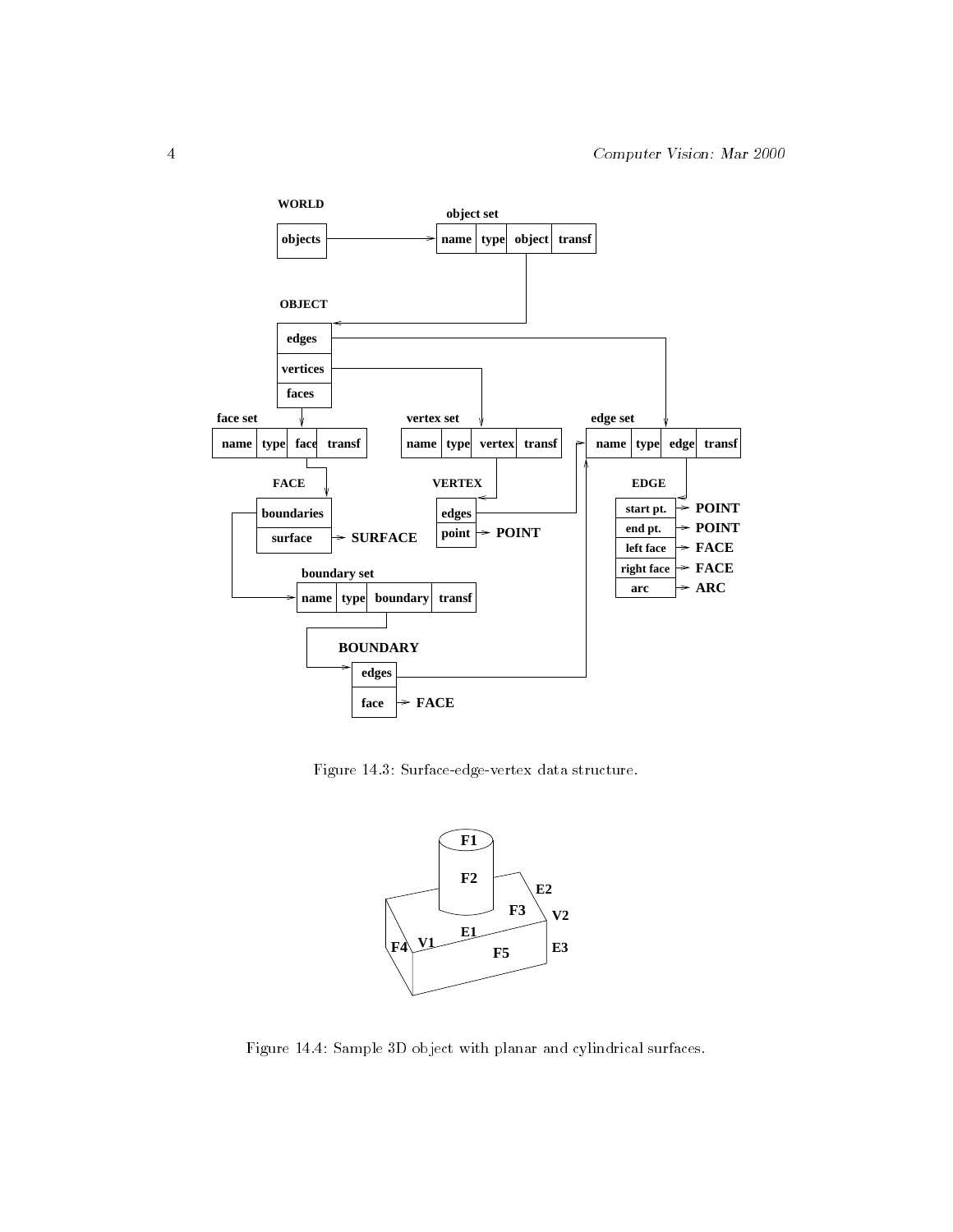Figure 14.3: Surface-edge-vertex data structure.

Figure 14.4: Sample 3D object with planar and cylindrical surfaces.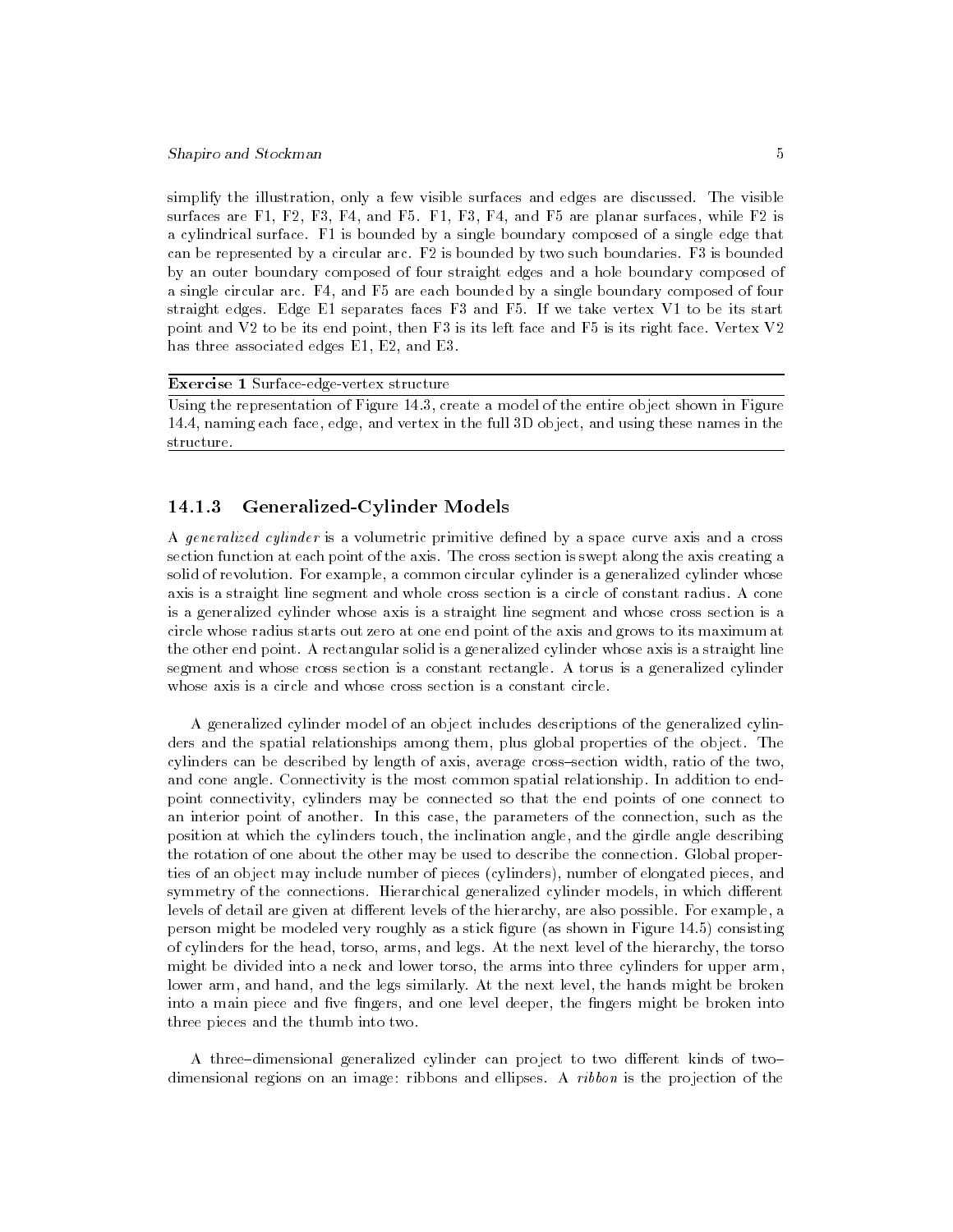simplify the illustration, only a few visible surfaces and edges are discussed. The visible surfaces are F1, F2, F3, F4, and F5. F1, F3, F4, and F5 are planar surfaces, while F2 is a cylindrical surface. F1 is bounded by a single boundary composed of a single edge that can be represented by a circular arc. F2 is bounded by two such boundaries. F3 is bounded by an outer boundary composed of four straight edges and a hole boundary composed of a single circular arc. F4, and F5 are each bounded by a single boundary composed of four straight edges. Edge E1 separates faces F3 and F5. If we take vertex V1 to be its start point and V2 to be its end point, then F3 is its left face and F5 is its right face. Vertex V2 has three associated edges E1, E2, and E3.

---

**Exercise 1** Surface-edge-vertex structure

Using the representation of Figure 14.3, create a model of the entire object shown in Figure 14.4, naming each face, edge, and vertex in the full 3D object, and using these names in the structure.

---

### 14.1.3 Generalized-Cylinder Models

A *generalized cylinder* is a volumetric primitive defined by a space curve axis and a cross section function at each point of the axis. The cross section is swept along the axis creating a solid of revolution. For example, a common circular cylinder is a generalized cylinder whose axis is a straight line segment and whole cross section is a circle of constant radius. A cone is a generalized cylinder whose axis is a straight line segment and whose cross section is a circle whose radius starts out zero at one end point of the axis and grows to its maximum at the other end point. A rectangular solid is a generalized cylinder whose axis is a straight line segment and whose cross section is a constant rectangle. A torus is a generalized cylinder whose axis is a circle and whose cross section is a constant circle.

A generalized cylinder model of an object includes descriptions of the generalized cylinders and the spatial relationships among them, plus global properties of the object. The cylinders can be described by length of axis, average cross–section width, ratio of the two, and cone angle. Connectivity is the most common spatial relationship. In addition to end-point connectivity, cylinders may be connected so that the end points of one connect to an interior point of another. In this case, the parameters of the connection, such as the position at which the cylinders touch, the inclination angle, and the girdle angle describing the rotation of one about the other may be used to describe the connection. Global properties of an object may include number of pieces (cylinders), number of elongated pieces, and symmetry of the connections. Hierarchical generalized cylinder models, in which different levels of detail are given at different levels of the hierarchy, are also possible. For example, a person might be modeled very roughly as a stick figure (as shown in Figure 14.5) consisting of cylinders for the head, torso, arms, and legs. At the next level of the hierarchy, the torso might be divided into a neck and lower torso, the arms into three cylinders for upper arm, lower arm, and hand, and the legs similarly. At the next level, the hands might be broken into a main piece and five fingers, and one level deeper, the fingers might be broken into three pieces and the thumb into two.

A three–dimensional generalized cylinder can project to two different kinds of two–dimensional regions on an image: ribbons and ellipses. A *ribbon* is the projection of the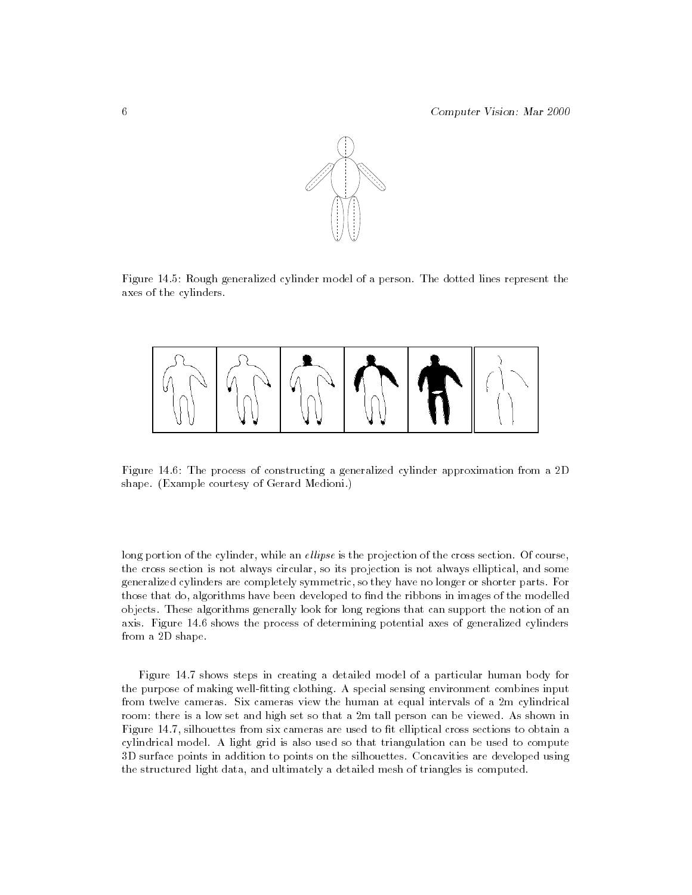Figure 14.5: Rough generalized cylinder model of a person. The dotted lines represent the axes of the cylinders.

Figure 14.6: The process of constructing a generalized cylinder approximation from a 2D shape. (Example courtesy of Gerard Medioni.)

long portion of the cylinder, while an *ellipse* is the projection of the cross section. Of course, the cross section is not always circular, so its projection is not always elliptical, and some generalized cylinders are completely symmetric, so they have no longer or shorter parts. For those that do, algorithms have been developed to find the ribbons in images of the modelled objects. These algorithms generally look for long regions that can support the notion of an axis. Figure 14.6 shows the process of determining potential axes of generalized cylinders from a 2D shape.

Figure 14.7 shows steps in creating a detailed model of a particular human body for the purpose of making well-fitting clothing. A special sensing environment combines input from twelve cameras. Six cameras view the human at equal intervals of a 2m cylindrical room: there is a low set and high set so that a 2m tall person can be viewed. As shown in Figure 14.7, silhouettes from six cameras are used to fit elliptical cross sections to obtain a cylindrical model. A light grid is also used so that triangulation can be used to compute 3D surface points in addition to points on the silhouettes. Concavities are developed using the structured light data, and ultimately a detailed mesh of triangles is computed.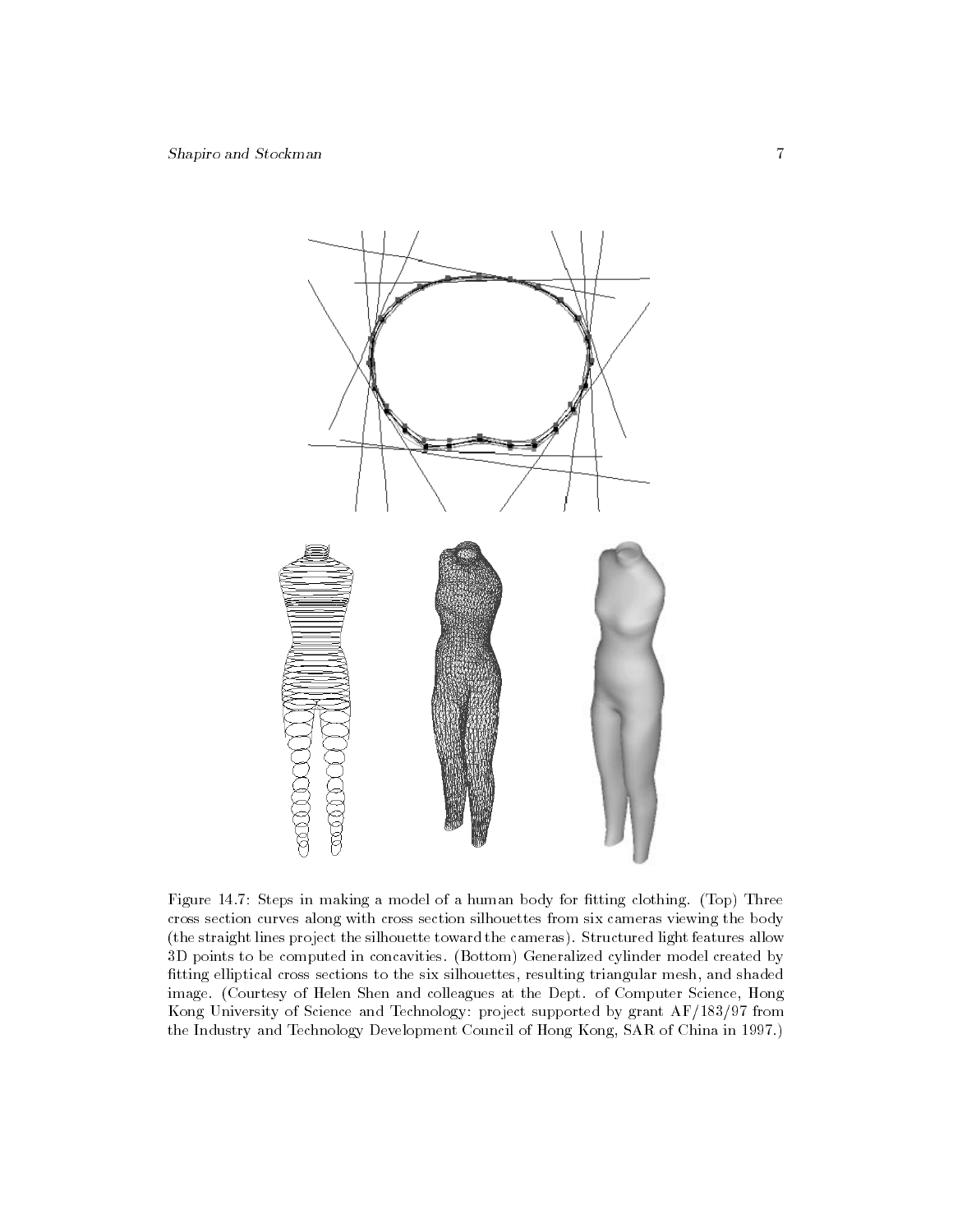Figure 14.7: Steps in making a model of a human body for fitting clothing. (Top) Three cross section curves along with cross section silhouettes from six cameras viewing the body (the straight lines project the silhouette toward the cameras). Structured light features allow 3D points to be computed in concavities. (Bottom) Generalized cylinder model created by fitting elliptical cross sections to the six silhouettes, resulting triangular mesh, and shaded image. (Courtesy of Helen Shen and colleagues at the Dept. of Computer Science, Hong Kong University of Science and Technology: project supported by grant AF/183/97 from the Industry and Technology Development Council of Hong Kong, SAR of China in 1997.)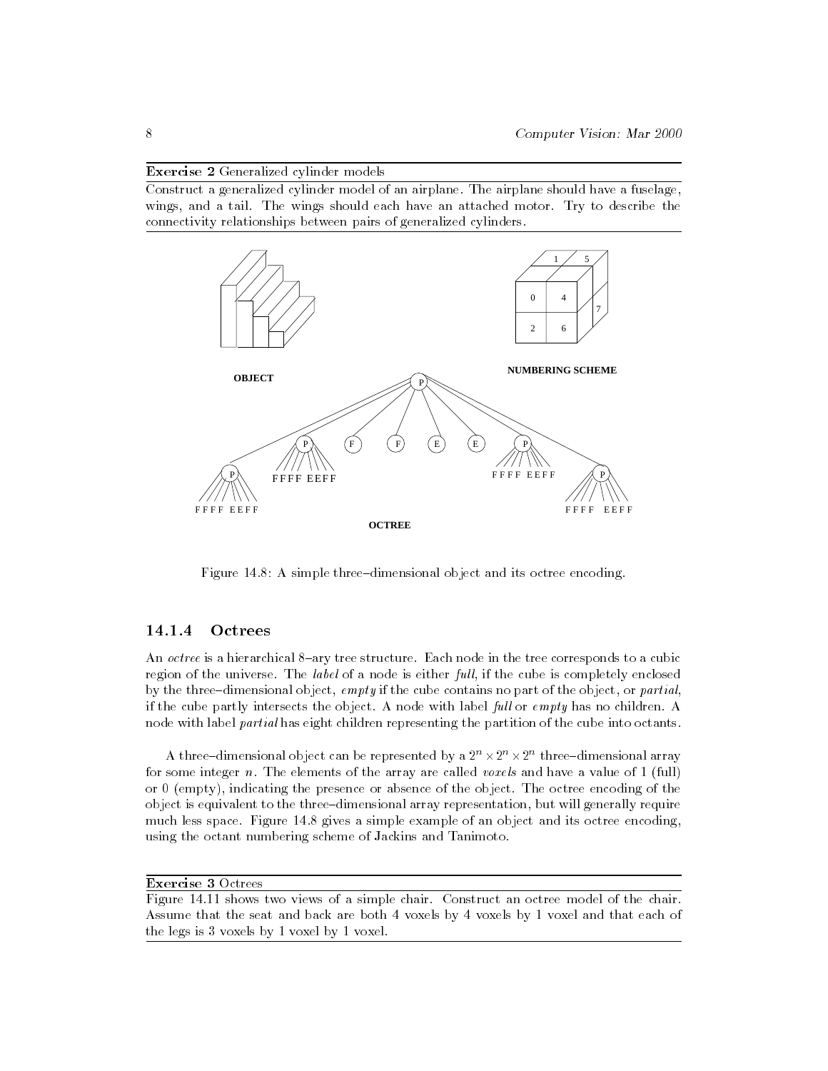**Exercise 2** Generalized cylinder models

Construct a generalized cylinder model of an airplane. The airplane should have a fuselage, wings, and a tail. The wings should each have an attached motor. Try to describe the connectivity relationships between pairs of generalized cylinders.

Figure 14.8: A simple three–dimensional object and its octree encoding.

### 14.1.4 Octrees

An *octree* is a hierarchical 8–ary tree structure. Each node in the tree corresponds to a cubic region of the universe. The *label* of a node is either *full*, if the cube is completely enclosed by the three–dimensional object, *empty* if the cube contains no part of the object, or *partial*, if the cube partly intersects the object. A node with label *full* or *empty* has no children. A node with label *partial* has eight children representing the partition of the cube into octants.

A three–dimensional object can be represented by a $2^n \times 2^n \times 2^n$ three–dimensional array for some integer $n$. The elements of the array are called *voxels* and have a value of 1 (full) or 0 (empty), indicating the presence or absence of the object. The octree encoding of the object is equivalent to the three–dimensional array representation, but will generally require much less space. Figure 14.8 gives a simple example of an object and its octree encoding, using the octant numbering scheme of Jackins and Tanimoto.

**Exercise 3** Octrees

Figure 14.11 shows two views of a simple chair. Construct an octree model of the chair. Assume that the seat and back are both 4 voxels by 4 voxels by 1 voxel and that each of the legs is 3 voxels by 1 voxel by 1 voxel.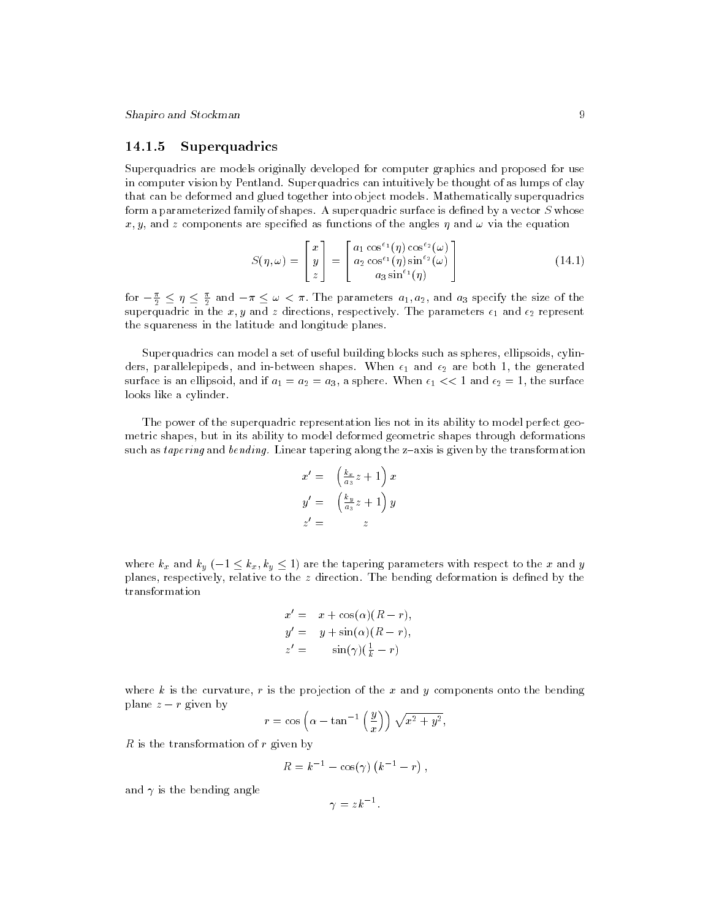### 14.1.5 Superquadrics

Superquadrics are models originally developed for computer graphics and proposed for use in computer vision by Pentland. Superquadrics can intuitively be thought of as lumps of clay that can be deformed and glued together into object models. Mathematically superquadrics form a parameterized family of shapes. A superquadric surface is defined by a vector $S$ whose $x, y$, and $z$ components are specified as functions of the angles $\eta$ and $\omega$ via the equation

$$S(\eta, \omega) = \begin{bmatrix} x \\ y \\ z \end{bmatrix} = \begin{bmatrix} a_1 \cos^{\epsilon_1}(\eta) \cos^{\epsilon_2}(\omega) \\ a_2 \cos^{\epsilon_1}(\eta) \sin^{\epsilon_2}(\omega) \\ a_3 \sin^{\epsilon_1}(\eta) \end{bmatrix} \tag{14.1}$$

for $-\frac{\pi}{2} \leq \eta \leq \frac{\pi}{2}$ and $-\pi \leq \omega < \pi$. The parameters $a_1, a_2$, and $a_3$ specify the size of the superquadric in the $x, y$ and $z$ directions, respectively. The parameters $\epsilon_1$ and $\epsilon_2$ represent the squareness in the latitude and longitude planes.

Superquadrics can model a set of useful building blocks such as spheres, ellipsoids, cylinders, parallelepipeds, and in-between shapes. When $\epsilon_1$ and $\epsilon_2$ are both 1, the generated surface is an ellipsoid, and if $a_1 = a_2 = a_3$, a sphere. When $\epsilon_1 << 1$ and $\epsilon_2 = 1$, the surface looks like a cylinder.

The power of the superquadric representation lies not in its ability to model perfect geometric shapes, but in its ability to model deformed geometric shapes through deformations such as *tapering* and *bending*. Linear tapering along the z–axis is given by the transformation

$$\begin{aligned} x' &= \left( \frac{k_x}{a_3} z + 1 \right) x \\ y' &= \left( \frac{k_y}{a_3} z + 1 \right) y \\ z' &= z \end{aligned}$$

where $k_x$ and $k_y$ ($-1 \leq k_x, k_y \leq 1$) are the tapering parameters with respect to the $x$ and $y$ planes, respectively, relative to the $z$ direction. The bending deformation is defined by the transformation

$$\begin{aligned} x' &= x + \cos(\alpha)(R - r), \\ y' &= y + \sin(\alpha)(R - r), \\ z' &= \sin(\gamma)(\tfrac{1}{k} - r) \end{aligned}$$

where $k$ is the curvature, $r$ is the projection of the $x$ and $y$ components onto the bending plane $z - r$ given by

$$r = \cos\left(\alpha - \tan^{-1}\left(\frac{y}{x}\right)\right) \sqrt{x^2 + y^2},$$

$R$ is the transformation of $r$ given by

$$R = k^{-1} - \cos(\gamma)\left(k^{-1} - r\right),$$

and $\gamma$ is the bending angle

$$\gamma = z k^{-1}.$$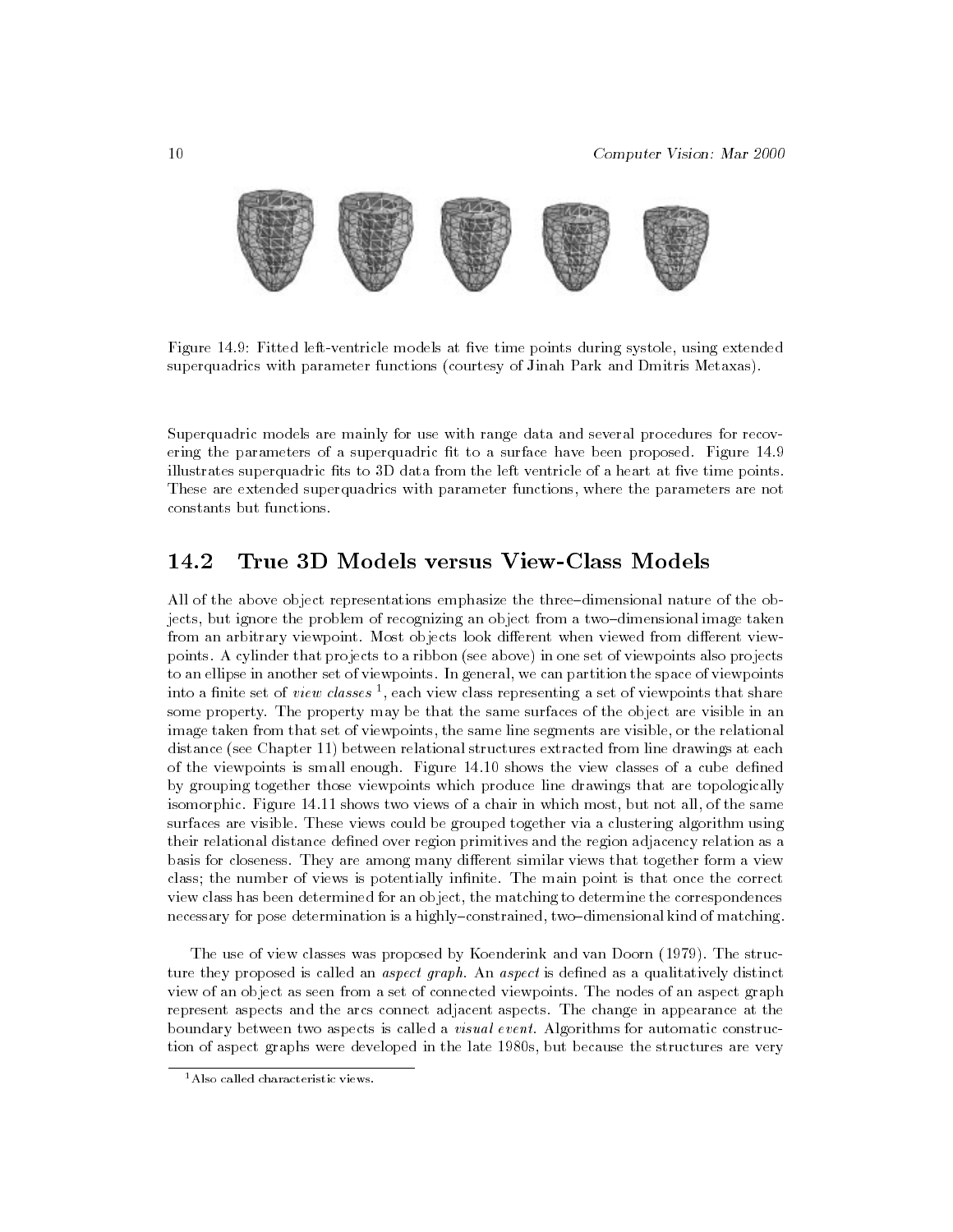Figure 14.9: Fitted left-ventricle models at five time points during systole, using extended superquadrics with parameter functions (courtesy of Jinah Park and Dmitris Metaxas).

Superquadric models are mainly for use with range data and several procedures for recovering the parameters of a superquadric fit to a surface have been proposed. Figure 14.9 illustrates superquadric fits to 3D data from the left ventricle of a heart at five time points. These are extended superquadrics with parameter functions, where the parameters are not constants but functions.

## 14.2 True 3D Models versus View-Class Models

All of the above object representations emphasize the three–dimensional nature of the objects, but ignore the problem of recognizing an object from a two–dimensional image taken from an arbitrary viewpoint. Most objects look different when viewed from different viewpoints. A cylinder that projects to a ribbon (see above) in one set of viewpoints also projects to an ellipse in another set of viewpoints. In general, we can partition the space of viewpoints into a finite set of *view classes* [1], each view class representing a set of viewpoints that share some property. The property may be that the same surfaces of the object are visible in an image taken from that set of viewpoints, the same line segments are visible, or the relational distance (see Chapter 11) between relational structures extracted from line drawings at each of the viewpoints is small enough. Figure 14.10 shows the view classes of a cube defined by grouping together those viewpoints which produce line drawings that are topologically isomorphic. Figure 14.11 shows two views of a chair in which most, but not all, of the same surfaces are visible. These views could be grouped together via a clustering algorithm using their relational distance defined over region primitives and the region adjacency relation as a basis for closeness. They are among many different similar views that together form a view class; the number of views is potentially infinite. The main point is that once the correct view class has been determined for an object, the matching to determine the correspondences necessary for pose determination is a highly–constrained, two–dimensional kind of matching.

The use of view classes was proposed by Koenderink and van Doorn (1979). The structure they proposed is called an *aspect graph*. An *aspect* is defined as a qualitatively distinct view of an object as seen from a set of connected viewpoints. The nodes of an aspect graph represent aspects and the arcs connect adjacent aspects. The change in appearance at the boundary between two aspects is called a *visual event*. Algorithms for automatic construction of aspect graphs were developed in the late 1980s, but because the structures are very

[1] Also called characteristic views.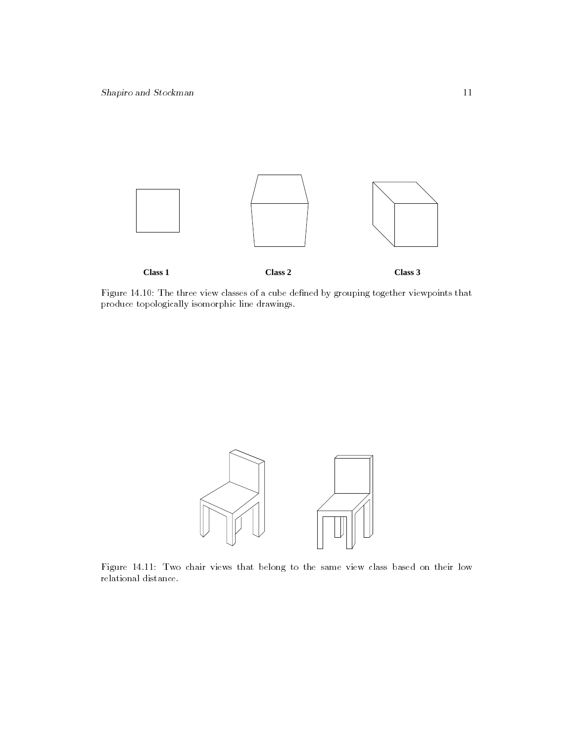Class 1 Class 2 Class 3

Figure 14.10: The three view classes of a cube defined by grouping together viewpoints that produce topologically isomorphic line drawings.

Figure 14.11: Two chair views that belong to the same view class based on their low relational distance.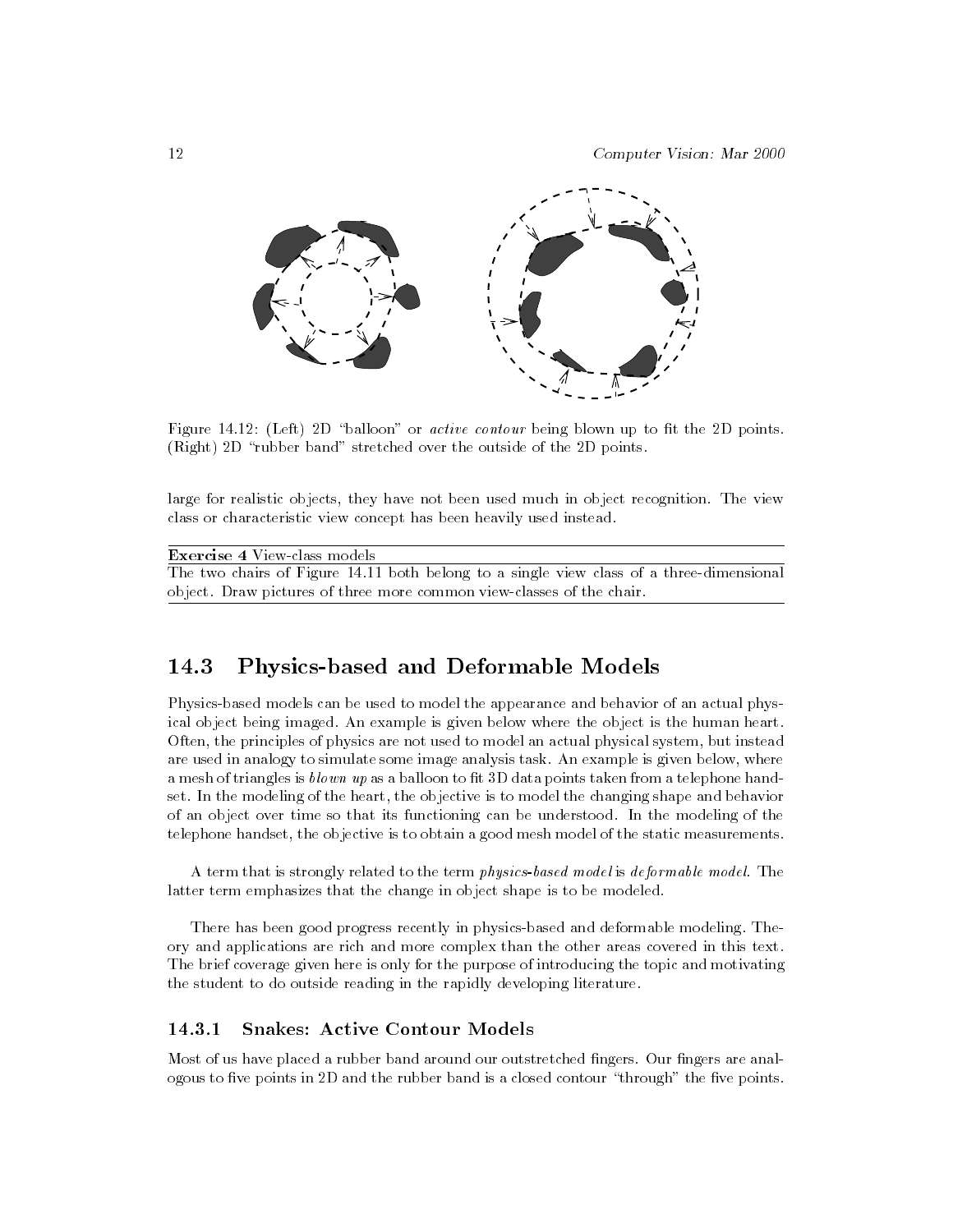Figure 14.12: (Left) 2D "balloon" or *active contour* being blown up to fit the 2D points. (Right) 2D "rubber band" stretched over the outside of the 2D points.

large for realistic objects, they have not been used much in object recognition. The view class or characteristic view concept has been heavily used instead.

---

**Exercise 4** View-class models

The two chairs of Figure 14.11 both belong to a single view class of a three-dimensional object. Draw pictures of three more common view-classes of the chair.

---

## 14.3 Physics-based and Deformable Models

Physics-based models can be used to model the appearance and behavior of an actual physical object being imaged. An example is given below where the object is the human heart. Often, the principles of physics are not used to model an actual physical system, but instead are used in analogy to simulate some image analysis task. An example is given below, where a mesh of triangles is *blown up* as a balloon to fit 3D data points taken from a telephone handset. In the modeling of the heart, the objective is to model the changing shape and behavior of an object over time so that its functioning can be understood. In the modeling of the telephone handset, the objective is to obtain a good mesh model of the static measurements.

A term that is strongly related to the term *physics-based model* is *deformable model*. The latter term emphasizes that the change in object shape is to be modeled.

There has been good progress recently in physics-based and deformable modeling. Theory and applications are rich and more complex than the other areas covered in this text. The brief coverage given here is only for the purpose of introducing the topic and motivating the student to do outside reading in the rapidly developing literature.

### 14.3.1 Snakes: Active Contour Models

Most of us have placed a rubber band around our outstretched fingers. Our fingers are analogous to five points in 2D and the rubber band is a closed contour "through" the five points.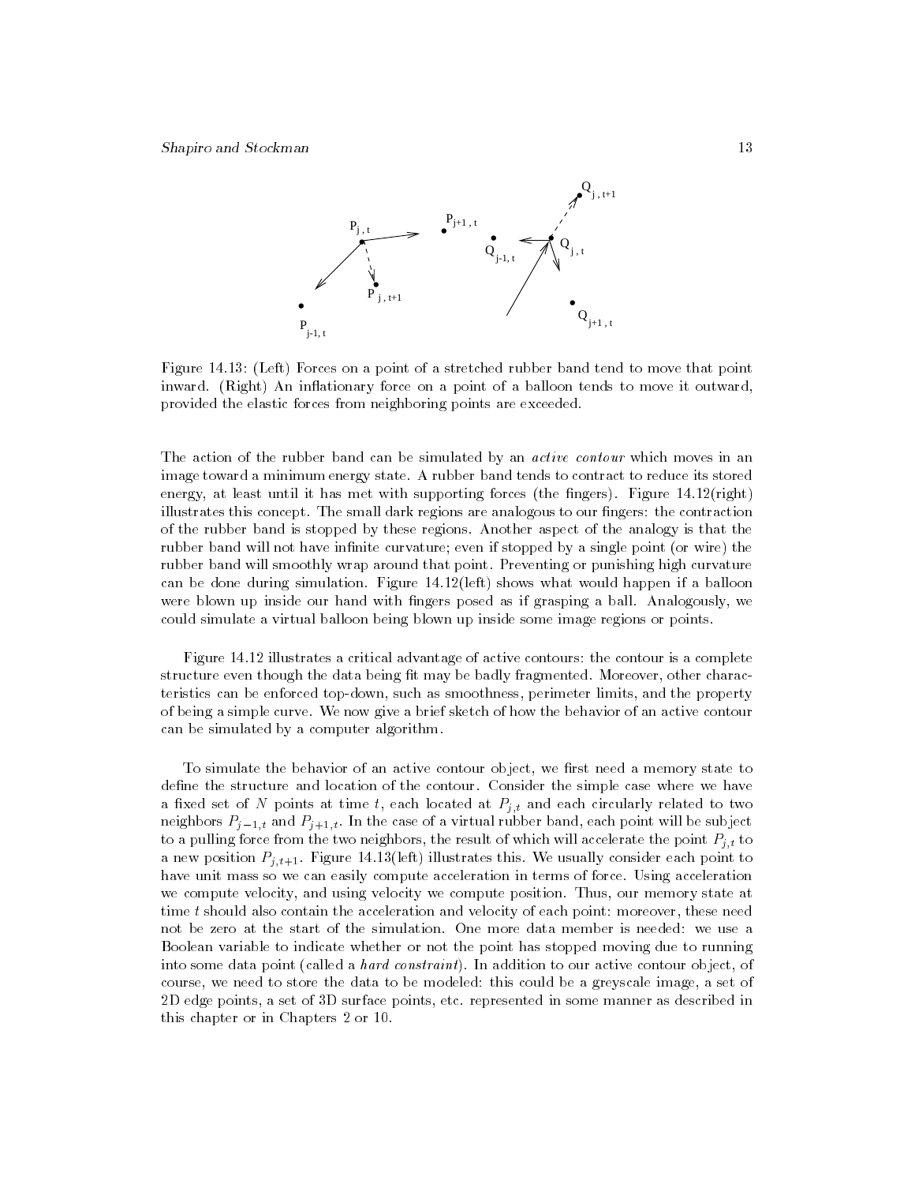Figure 14.13: (Left) Forces on a point of a stretched rubber band tend to move that point inward. (Right) An inflationary force on a point of a balloon tends to move it outward, provided the elastic forces from neighboring points are exceeded.

The action of the rubber band can be simulated by an *active contour* which moves in an image toward a minimum energy state. A rubber band tends to contract to reduce its stored energy, at least until it has met with supporting forces (the fingers). Figure 14.12(right) illustrates this concept. The small dark regions are analogous to our fingers: the contraction of the rubber band is stopped by these regions. Another aspect of the analogy is that the rubber band will not have infinite curvature; even if stopped by a single point (or wire) the rubber band will smoothly wrap around that point. Preventing or punishing high curvature can be done during simulation. Figure 14.12(left) shows what would happen if a balloon were blown up inside our hand with fingers posed as if grasping a ball. Analogously, we could simulate a virtual balloon being blown up inside some image regions or points.

Figure 14.12 illustrates a critical advantage of active contours: the contour is a complete structure even though the data being fit may be badly fragmented. Moreover, other characteristics can be enforced top-down, such as smoothness, perimeter limits, and the property of being a simple curve. We now give a brief sketch of how the behavior of an active contour can be simulated by a computer algorithm.

To simulate the behavior of an active contour object, we first need a memory state to define the structure and location of the contour. Consider the simple case where we have a fixed set of $N$ points at time $t$, each located at $P_{j,t}$ and each circularly related to two neighbors $P_{j-1,t}$ and $P_{j+1,t}$. In the case of a virtual rubber band, each point will be subject to a pulling force from the two neighbors, the result of which will accelerate the point $P_{j,t}$ to a new position $P_{j,t+1}$. Figure 14.13(left) illustrates this. We usually consider each point to have unit mass so we can easily compute acceleration in terms of force. Using acceleration we compute velocity, and using velocity we compute position. Thus, our memory state at time $t$ should also contain the acceleration and velocity of each point: moreover, these need not be zero at the start of the simulation. One more data member is needed: we use a Boolean variable to indicate whether or not the point has stopped moving due to running into some data point (called a *hard constraint*). In addition to our active contour object, of course, we need to store the data to be modeled: this could be a greyscale image, a set of 2D edge points, a set of 3D surface points, etc. represented in some manner as described in this chapter or in Chapters 2 or 10.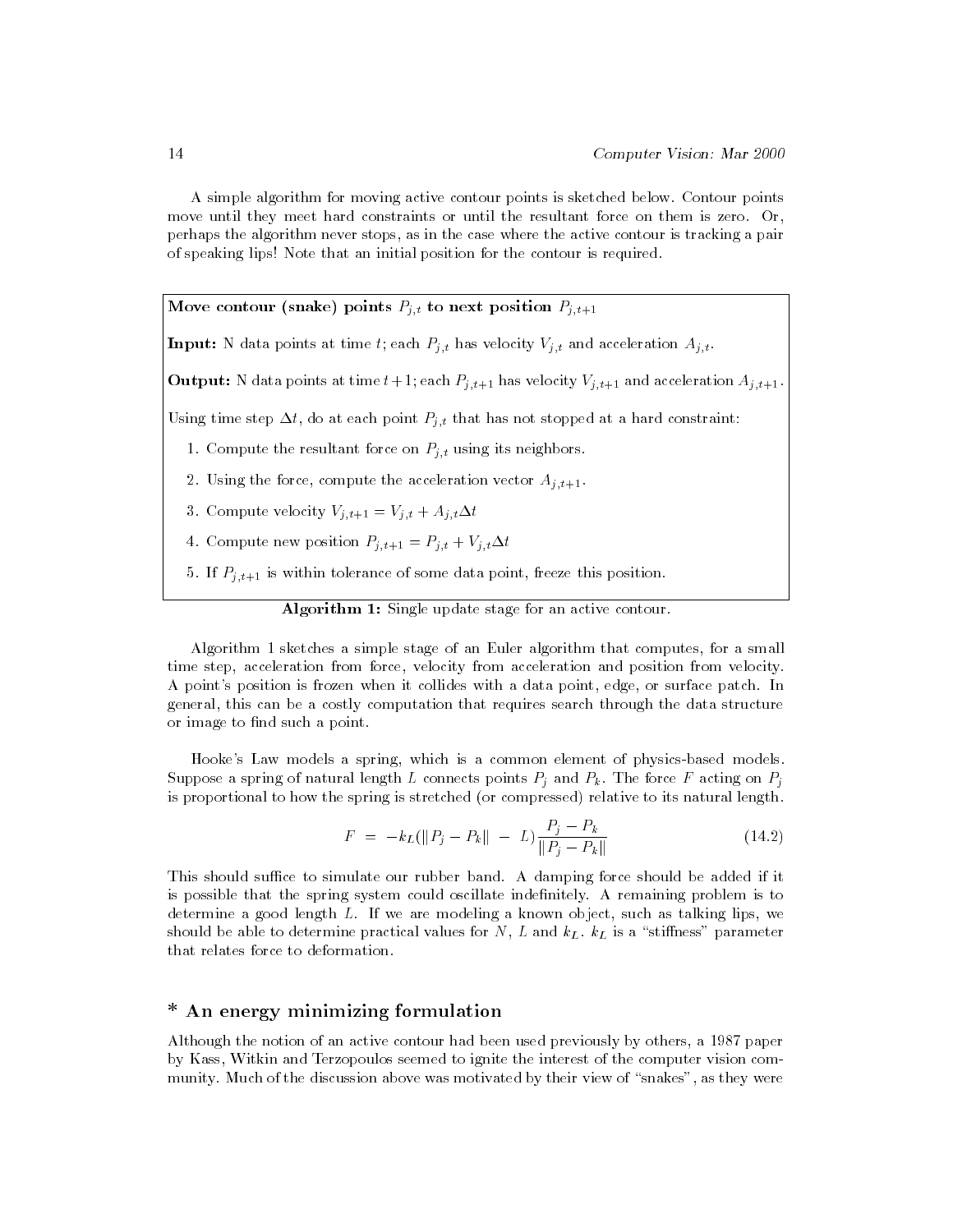A simple algorithm for moving active contour points is sketched below. Contour points move until they meet hard constraints or until the resultant force on them is zero. Or, perhaps the algorithm never stops, as in the case where the active contour is tracking a pair of speaking lips! Note that an initial position for the contour is required.

**Move contour (snake) points $P_{j,t}$ to next position $P_{j,t+1}$**

**Input:** N data points at time $t$; each $P_{j,t}$ has velocity $V_{j,t}$ and acceleration $A_{j,t}$.

**Output:** N data points at time $t+1$; each $P_{j,t+1}$ has velocity $V_{j,t+1}$ and acceleration $A_{j,t+1}$.

Using time step $\Delta t$, do at each point $P_{j,t}$ that has not stopped at a hard constraint:

1. Compute the resultant force on $P_{j,t}$ using its neighbors.
2. Using the force, compute the acceleration vector $A_{j,t+1}$.
3. Compute velocity $V_{j,t+1} = V_{j,t} + A_{j,t}\Delta t$
4. Compute new position $P_{j,t+1} = P_{j,t} + V_{j,t}\Delta t$
5. If $P_{j,t+1}$ is within tolerance of some data point, freeze this position.

**Algorithm 1:** Single update stage for an active contour.

Algorithm 1 sketches a simple stage of an Euler algorithm that computes, for a small time step, acceleration from force, velocity from acceleration and position from velocity. A point's position is frozen when it collides with a data point, edge, or surface patch. In general, this can be a costly computation that requires search through the data structure or image to find such a point.

Hooke's Law models a spring, which is a common element of physics-based models. Suppose a spring of natural length $L$ connects points $P_j$ and $P_k$. The force $F$ acting on $P_j$ is proportional to how the spring is stretched (or compressed) relative to its natural length.

$$F = -k_L(\|P_j - P_k\| - L)\frac{P_j - P_k}{\|P_j - P_k\|} \tag{14.2}$$

This should suffice to simulate our rubber band. A damping force should be added if it is possible that the spring system could oscillate indefinitely. A remaining problem is to determine a good length $L$. If we are modeling a known object, such as talking lips, we should be able to determine practical values for $N$, $L$ and $k_L$. $k_L$ is a "stiffness" parameter that relates force to deformation.

## * An energy minimizing formulation

Although the notion of an active contour had been used previously by others, a 1987 paper by Kass, Witkin and Terzopoulos seemed to ignite the interest of the computer vision community. Much of the discussion above was motivated by their view of "snakes", as they were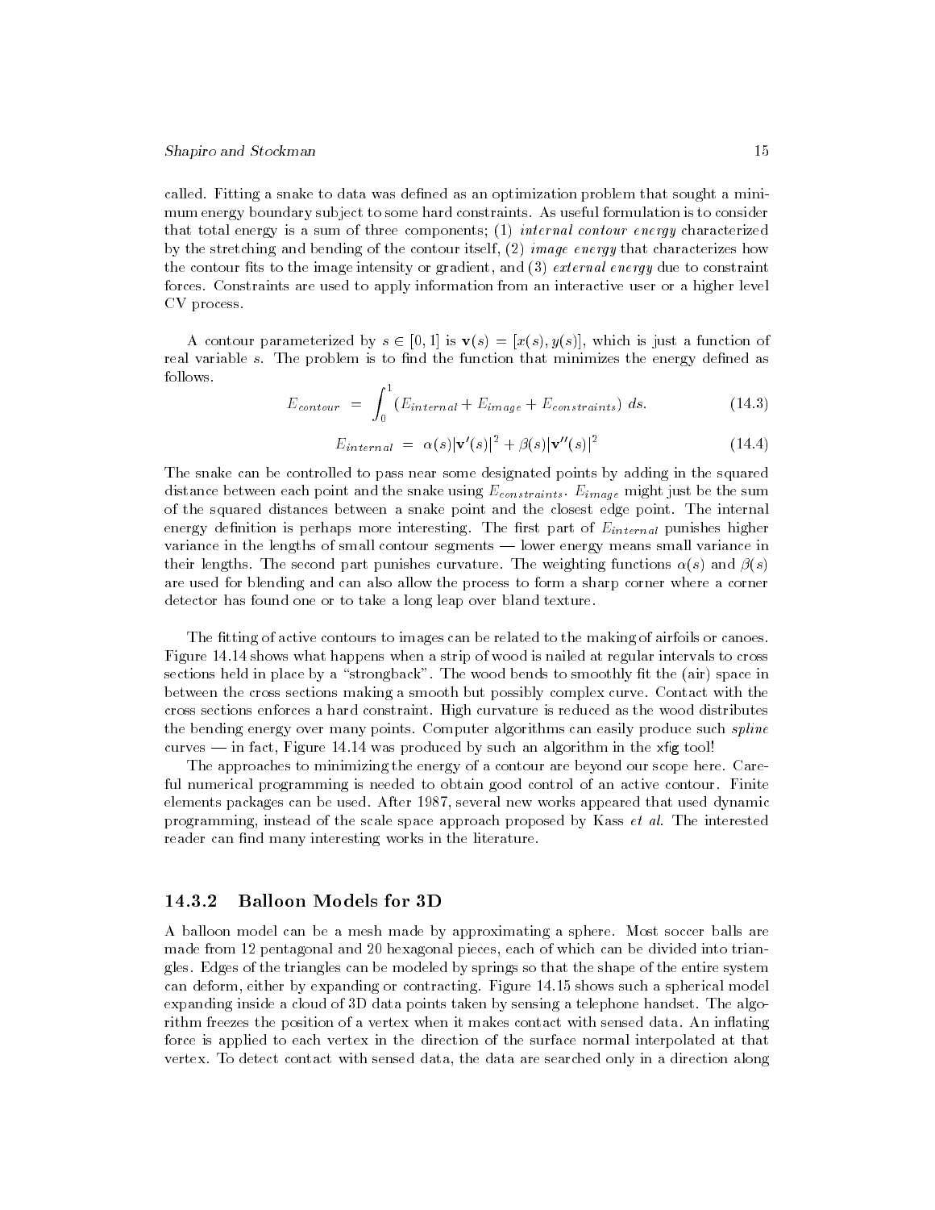called. Fitting a snake to data was defined as an optimization problem that sought a minimum energy boundary subject to some hard constraints. As useful formulation is to consider that total energy is a sum of three components; (1) *internal contour energy* characterized by the stretching and bending of the contour itself, (2) *image energy* that characterizes how the contour fits to the image intensity or gradient, and (3) *external energy* due to constraint forces. Constraints are used to apply information from an interactive user or a higher level CV process.

A contour parameterized by $s \in [0, 1]$ is $\mathbf{v}(s) = [x(s), y(s)]$, which is just a function of real variable $s$. The problem is to find the function that minimizes the energy defined as follows.

$$E_{contour} = \int_0^1 (E_{internal} + E_{image} + E_{constraints}) \; ds. \tag{14.3}$$

$$E_{internal} = \alpha(s)|\mathbf{v}'(s)|^2 + \beta(s)|\mathbf{v}''(s)|^2 \tag{14.4}$$

The snake can be controlled to pass near some designated points by adding in the squared distance between each point and the snake using $E_{constraints}$. $E_{image}$ might just be the sum of the squared distances between a snake point and the closest edge point. The internal energy definition is perhaps more interesting. The first part of $E_{internal}$ punishes higher variance in the lengths of small contour segments — lower energy means small variance in their lengths. The second part punishes curvature. The weighting functions $\alpha(s)$ and $\beta(s)$ are used for blending and can also allow the process to form a sharp corner where a corner detector has found one or to take a long leap over bland texture.

The fitting of active contours to images can be related to the making of airfoils or canoes. Figure 14.14 shows what happens when a strip of wood is nailed at regular intervals to cross sections held in place by a "strongback". The wood bends to smoothly fit the (air) space in between the cross sections making a smooth but possibly complex curve. Contact with the cross sections enforces a hard constraint. High curvature is reduced as the wood distributes the bending energy over many points. Computer algorithms can easily produce such *spline* curves — in fact, Figure 14.14 was produced by such an algorithm in the xfig tool!

The approaches to minimizing the energy of a contour are beyond our scope here. Careful numerical programming is needed to obtain good control of an active contour. Finite elements packages can be used. After 1987, several new works appeared that used dynamic programming, instead of the scale space approach proposed by Kass *et al.* The interested reader can find many interesting works in the literature.

### 14.3.2 Balloon Models for 3D

A balloon model can be a mesh made by approximating a sphere. Most soccer balls are made from 12 pentagonal and 20 hexagonal pieces, each of which can be divided into triangles. Edges of the triangles can be modeled by springs so that the shape of the entire system can deform, either by expanding or contracting. Figure 14.15 shows such a spherical model expanding inside a cloud of 3D data points taken by sensing a telephone handset. The algorithm freezes the position of a vertex when it makes contact with sensed data. An inflating force is applied to each vertex in the direction of the surface normal interpolated at that vertex. To detect contact with sensed data, the data are searched only in a direction along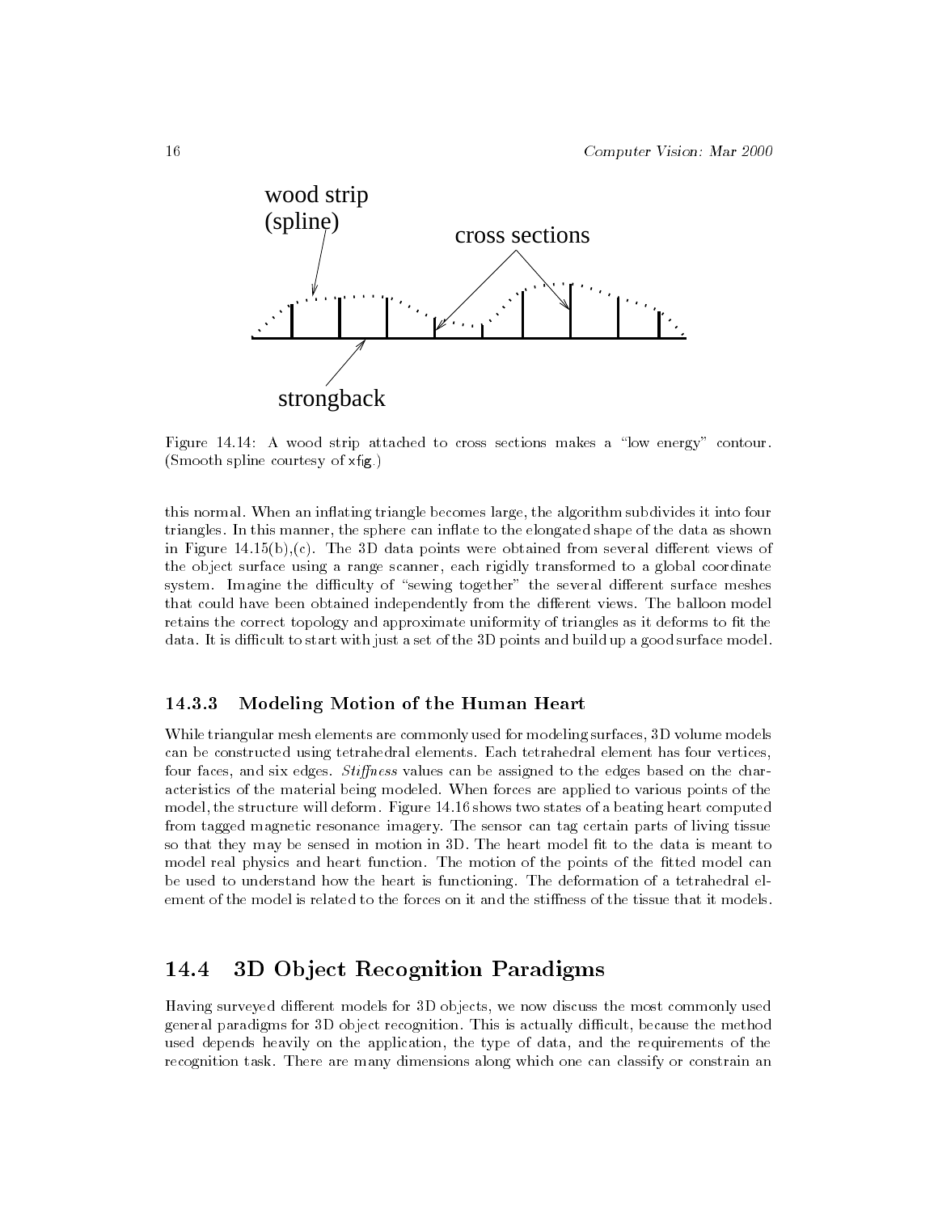Figure 14.14: A wood strip attached to cross sections makes a "low energy" contour. (Smooth spline courtesy of xfig.)

this normal. When an inflating triangle becomes large, the algorithm subdivides it into four triangles. In this manner, the sphere can inflate to the elongated shape of the data as shown in Figure 14.15(b),(c). The 3D data points were obtained from several different views of the object surface using a range scanner, each rigidly transformed to a global coordinate system. Imagine the difficulty of "sewing together" the several different surface meshes that could have been obtained independently from the different views. The balloon model retains the correct topology and approximate uniformity of triangles as it deforms to fit the data. It is difficult to start with just a set of the 3D points and build up a good surface model.

### 14.3.3 Modeling Motion of the Human Heart

While triangular mesh elements are commonly used for modeling surfaces, 3D volume models can be constructed using tetrahedral elements. Each tetrahedral element has four vertices, four faces, and six edges. *Stiffness* values can be assigned to the edges based on the characteristics of the material being modeled. When forces are applied to various points of the model, the structure will deform. Figure 14.16 shows two states of a beating heart computed from tagged magnetic resonance imagery. The sensor can tag certain parts of living tissue so that they may be sensed in motion in 3D. The heart model fit to the data is meant to model real physics and heart function. The motion of the points of the fitted model can be used to understand how the heart is functioning. The deformation of a tetrahedral element of the model is related to the forces on it and the stiffness of the tissue that it models.

## 14.4 3D Object Recognition Paradigms

Having surveyed different models for 3D objects, we now discuss the most commonly used general paradigms for 3D object recognition. This is actually difficult, because the method used depends heavily on the application, the type of data, and the requirements of the recognition task. There are many dimensions along which one can classify or constrain an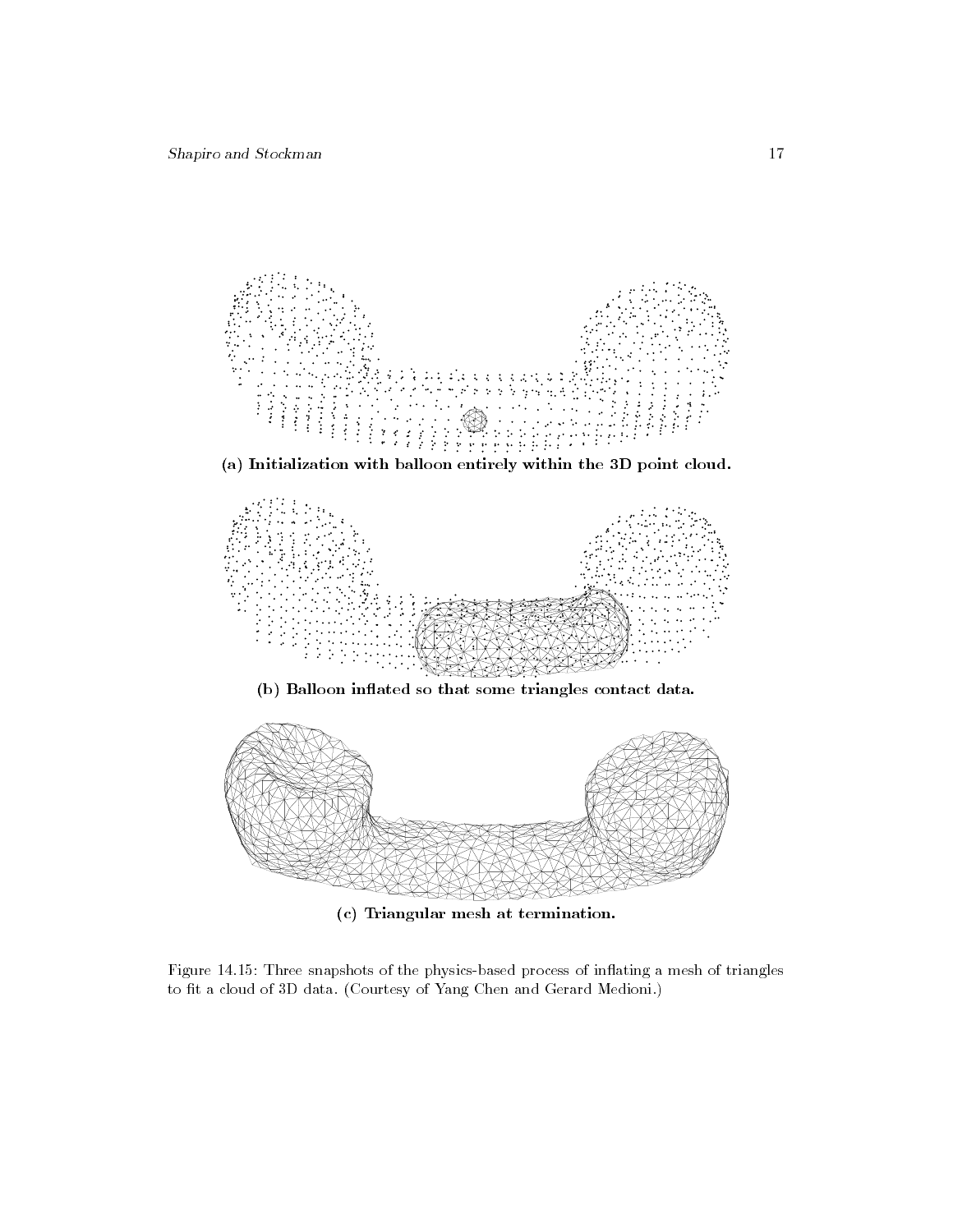**(a) Initialization with balloon entirely within the 3D point cloud.**

**(b) Balloon inflated so that some triangles contact data.**

**(c) Triangular mesh at termination.**

Figure 14.15: Three snapshots of the physics-based process of inflating a mesh of triangles to fit a cloud of 3D data. (Courtesy of Yang Chen and Gerard Medioni.)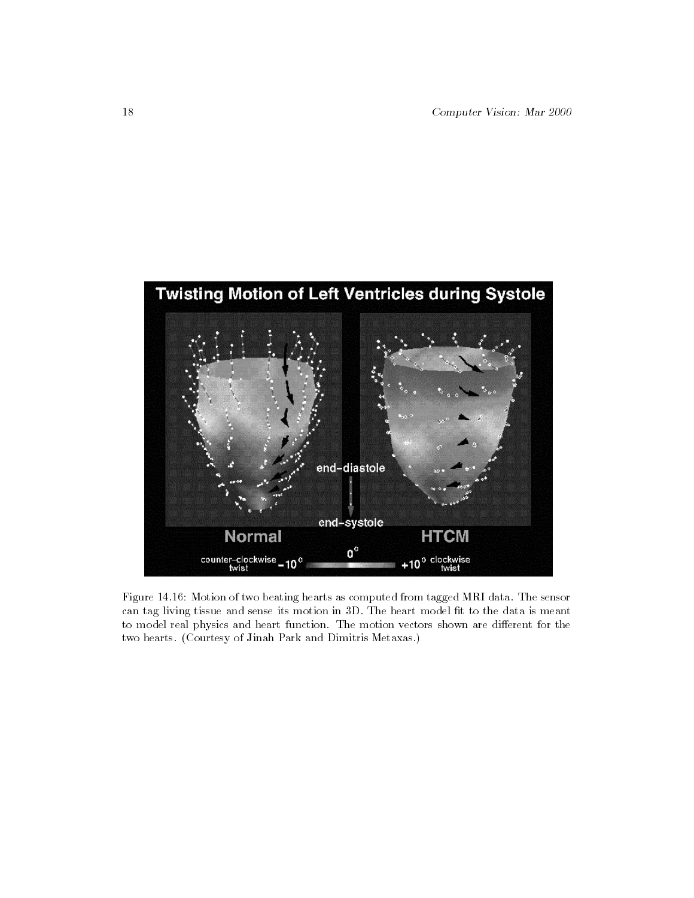Figure 14.16: Motion of two beating hearts as computed from tagged MRI data. The sensor can tag living tissue and sense its motion in 3D. The heart model fit to the data is meant to model real physics and heart function. The motion vectors shown are different for the two hearts. (Courtesy of Jinah Park and Dimitris Metaxas.)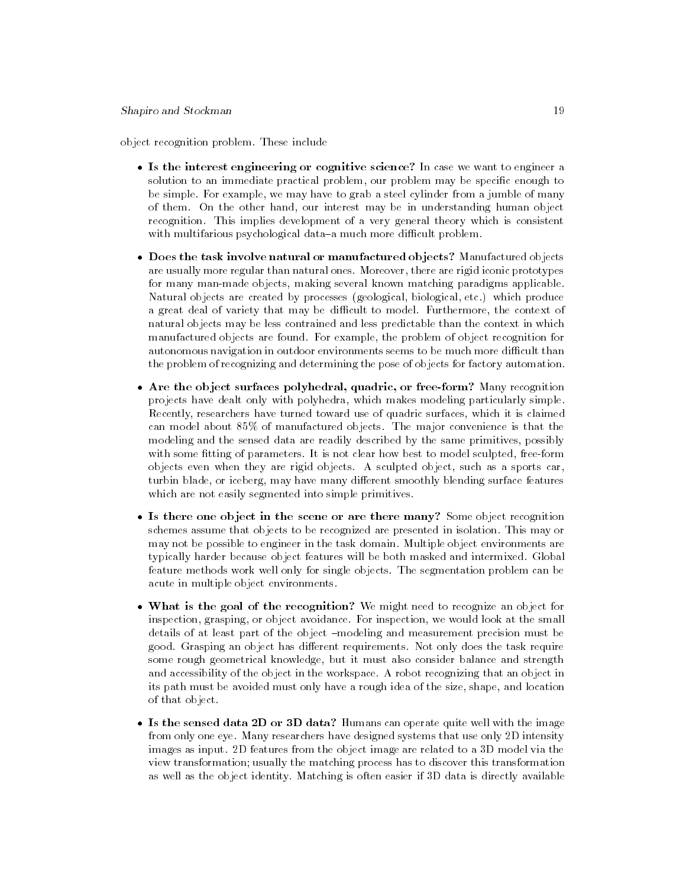object recognition problem. These include

- **Is the interest engineering or cognitive science?** In case we want to engineer a solution to an immediate practical problem, our problem may be specific enough to be simple. For example, we may have to grab a steel cylinder from a jumble of many of them. On the other hand, our interest may be in understanding human object recognition. This implies development of a very general theory which is consistent with multifarious psychological data–a much more difficult problem.

- **Does the task involve natural or manufactured objects?** Manufactured objects are usually more regular than natural ones. Moreover, there are rigid iconic prototypes for many man-made objects, making several known matching paradigms applicable. Natural objects are created by processes (geological, biological, etc.) which produce a great deal of variety that may be difficult to model. Furthermore, the context of natural objects may be less contrained and less predictable than the context in which manufactured objects are found. For example, the problem of object recognition for autonomous navigation in outdoor environments seems to be much more difficult than the problem of recognizing and determining the pose of objects for factory automation.

- **Are the object surfaces polyhedral, quadric, or free-form?** Many recognition projects have dealt only with polyhedra, which makes modeling particularly simple. Recently, researchers have turned toward use of quadric surfaces, which it is claimed can model about 85% of manufactured objects. The major convenience is that the modeling and the sensed data are readily described by the same primitives, possibly with some fitting of parameters. It is not clear how best to model sculpted, free-form objects even when they are rigid objects. A sculpted object, such as a sports car, turbin blade, or iceberg, may have many different smoothly blending surface features which are not easily segmented into simple primitives.

- **Is there one object in the scene or are there many?** Some object recognition schemes assume that objects to be recognized are presented in isolation. This may or may not be possible to engineer in the task domain. Multiple object environments are typically harder because object features will be both masked and intermixed. Global feature methods work well only for single objects. The segmentation problem can be acute in multiple object environments.

- **What is the goal of the recognition?** We might need to recognize an object for inspection, grasping, or object avoidance. For inspection, we would look at the small details of at least part of the object –modeling and measurement precision must be good. Grasping an object has different requirements. Not only does the task require some rough geometrical knowledge, but it must also consider balance and strength and accessibility of the object in the workspace. A robot recognizing that an object in its path must be avoided must only have a rough idea of the size, shape, and location of that object.

- **Is the sensed data 2D or 3D data?** Humans can operate quite well with the image from only one eye. Many researchers have designed systems that use only 2D intensity images as input. 2D features from the object image are related to a 3D model via the view transformation; usually the matching process has to discover this transformation as well as the object identity. Matching is often easier if 3D data is directly available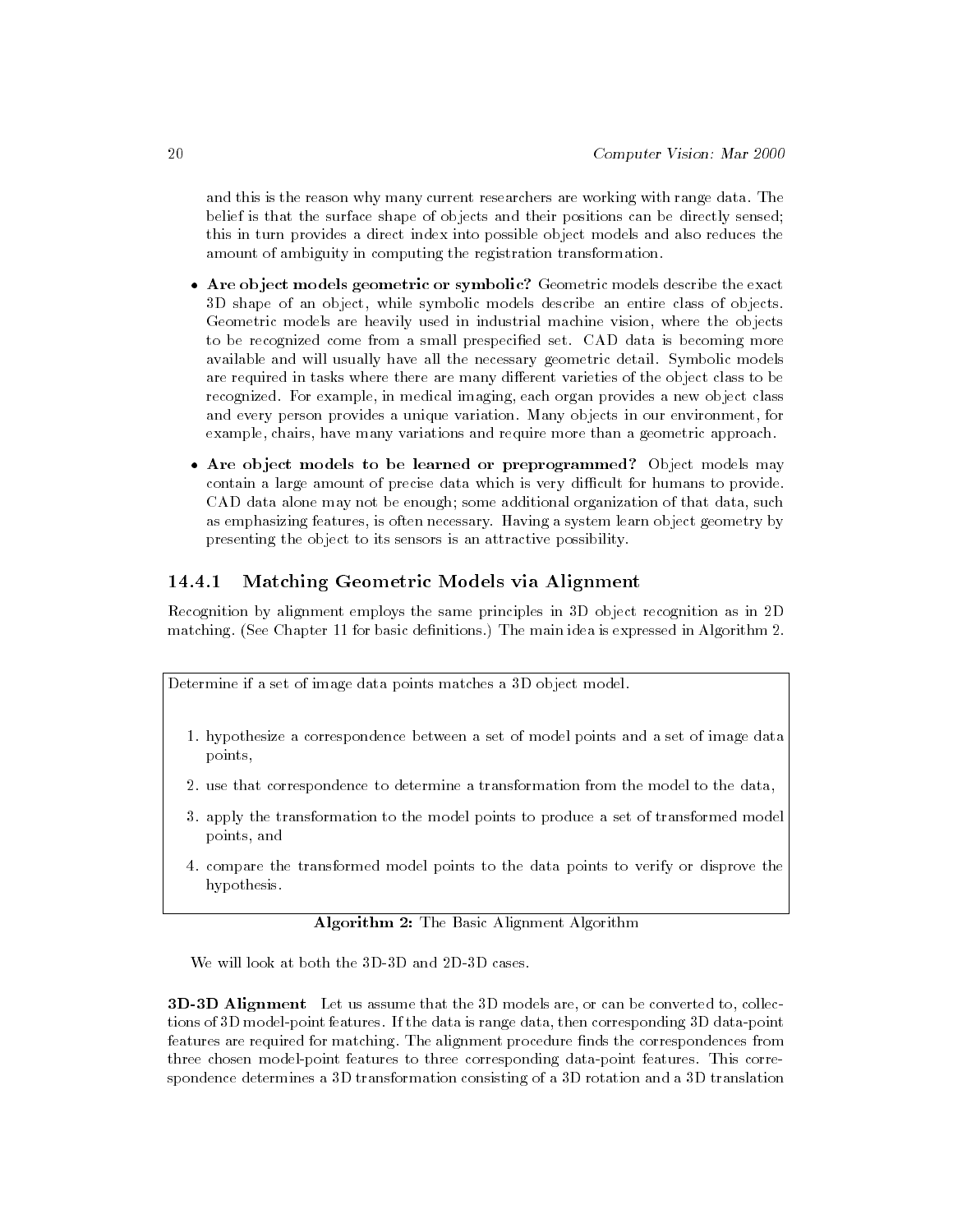and this is the reason why many current researchers are working with range data. The belief is that the surface shape of objects and their positions can be directly sensed; this in turn provides a direct index into possible object models and also reduces the amount of ambiguity in computing the registration transformation.

- **Are object models geometric or symbolic?** Geometric models describe the exact 3D shape of an object, while symbolic models describe an entire class of objects. Geometric models are heavily used in industrial machine vision, where the objects to be recognized come from a small prespecified set. CAD data is becoming more available and will usually have all the necessary geometric detail. Symbolic models are required in tasks where there are many different varieties of the object class to be recognized. For example, in medical imaging, each organ provides a new object class and every person provides a unique variation. Many objects in our environment, for example, chairs, have many variations and require more than a geometric approach.

- **Are object models to be learned or preprogrammed?** Object models may contain a large amount of precise data which is very difficult for humans to provide. CAD data alone may not be enough; some additional organization of that data, such as emphasizing features, is often necessary. Having a system learn object geometry by presenting the object to its sensors is an attractive possibility.

### 14.4.1 Matching Geometric Models via Alignment

Recognition by alignment employs the same principles in 3D object recognition as in 2D matching. (See Chapter 11 for basic definitions.) The main idea is expressed in Algorithm 2.

Determine if a set of image data points matches a 3D object model.

1. hypothesize a correspondence between a set of model points and a set of image data points,
2. use that correspondence to determine a transformation from the model to the data,
3. apply the transformation to the model points to produce a set of transformed model points, and
4. compare the transformed model points to the data points to verify or disprove the hypothesis.

**Algorithm 2:** The Basic Alignment Algorithm

We will look at both the 3D-3D and 2D-3D cases.

**3D-3D Alignment** Let us assume that the 3D models are, or can be converted to, collections of 3D model-point features. If the data is range data, then corresponding 3D data-point features are required for matching. The alignment procedure finds the correspondences from three chosen model-point features to three corresponding data-point features. This correspondence determines a 3D transformation consisting of a 3D rotation and a 3D translation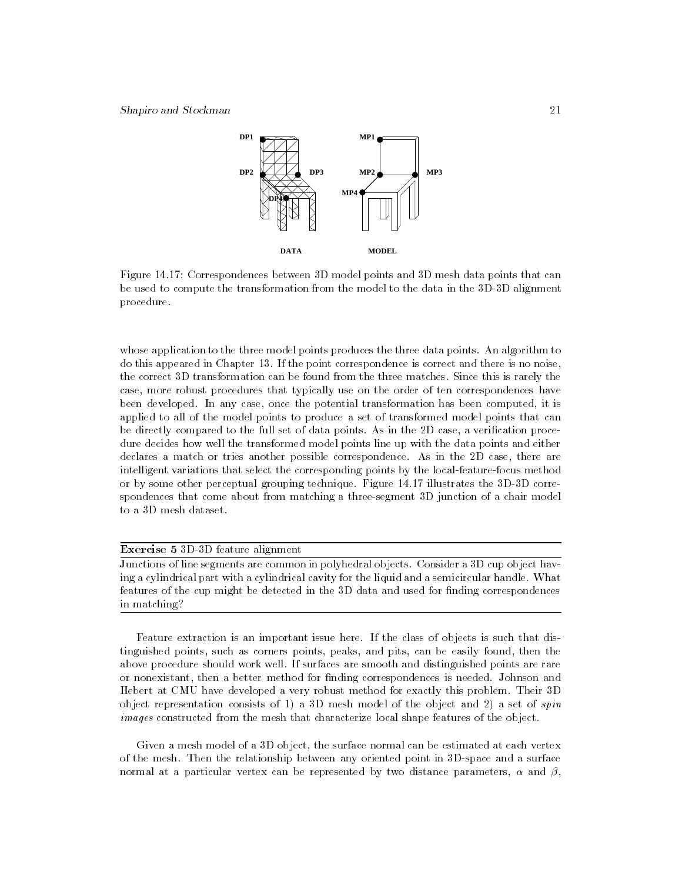DP1 MP1

DP2 DP3 MP2 MP3

MP4

DP4

DATA MODEL

Figure 14.17: Correspondences between 3D model points and 3D mesh data points that can be used to compute the transformation from the model to the data in the 3D-3D alignment procedure.

whose application to the three model points produces the three data points. An algorithm to do this appeared in Chapter 13. If the point correspondence is correct and there is no noise, the correct 3D transformation can be found from the three matches. Since this is rarely the case, more robust procedures that typically use on the order of ten correspondences have been developed. In any case, once the potential transformation has been computed, it is applied to all of the model points to produce a set of transformed model points that can be directly compared to the full set of data points. As in the 2D case, a verification procedure decides how well the transformed model points line up with the data points and either declares a match or tries another possible correspondence. As in the 2D case, there are intelligent variations that select the corresponding points by the local-feature-focus method or by some other perceptual grouping technique. Figure 14.17 illustrates the 3D-3D correspondences that come about from matching a three-segment 3D junction of a chair model to a 3D mesh dataset.

---

**Exercise 5** 3D-3D feature alignment

Junctions of line segments are common in polyhedral objects. Consider a 3D cup object having a cylindrical part with a cylindrical cavity for the liquid and a semicircular handle. What features of the cup might be detected in the 3D data and used for finding correspondences in matching?

---

Feature extraction is an important issue here. If the class of objects is such that distinguished points, such as corners points, peaks, and pits, can be easily found, then the above procedure should work well. If surfaces are smooth and distinguished points are rare or nonexistant, then a better method for finding correspondences is needed. Johnson and Hebert at CMU have developed a very robust method for exactly this problem. Their 3D object representation consists of 1) a 3D mesh model of the object and 2) a set of *spin images* constructed from the mesh that characterize local shape features of the object.

Given a mesh model of a 3D object, the surface normal can be estimated at each vertex of the mesh. Then the relationship between any oriented point in 3D-space and a surface normal at a particular vertex can be represented by two distance parameters, $\alpha$ and $\beta$,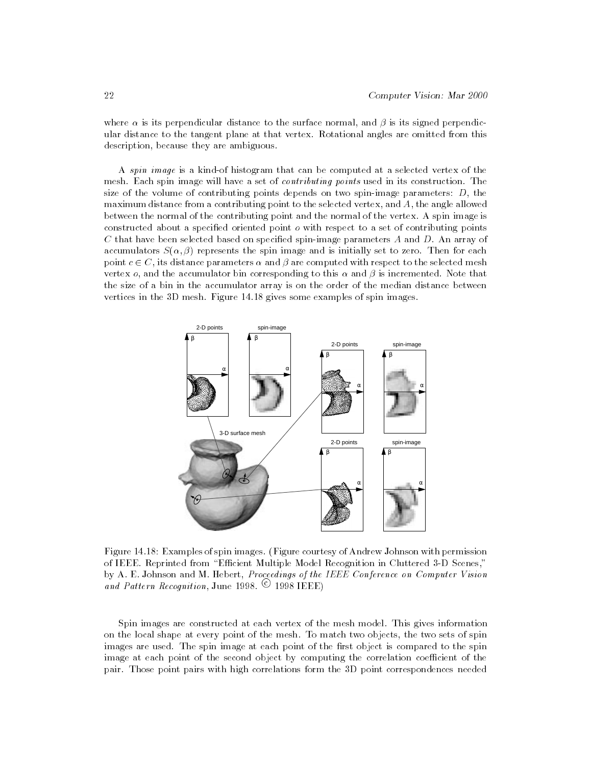where $\alpha$ is its perpendicular distance to the surface normal, and $\beta$ is its signed perpendicular distance to the tangent plane at that vertex. Rotational angles are omitted from this description, because they are ambiguous.

A *spin image* is a kind-of histogram that can be computed at a selected vertex of the mesh. Each spin image will have a set of *contributing points* used in its construction. The size of the volume of contributing points depends on two spin-image parameters: $D$, the maximum distance from a contributing point to the selected vertex, and $A$, the angle allowed between the normal of the contributing point and the normal of the vertex. A spin image is constructed about a specified oriented point $o$ with respect to a set of contributing points $C$ that have been selected based on specified spin-image parameters $A$ and $D$. An array of accumulators $S(\alpha, \beta)$ represents the spin image and is initially set to zero. Then for each point $c \in C$, its distance parameters $\alpha$ and $\beta$ are computed with respect to the selected mesh vertex $o$, and the accumulator bin corresponding to this $\alpha$ and $\beta$ is incremented. Note that the size of a bin in the accumulator array is on the order of the median distance between vertices in the 3D mesh. Figure 14.18 gives some examples of spin images.

Figure 14.18: Examples of spin images. (Figure courtesy of Andrew Johnson with permission of IEEE. Reprinted from "Efficient Multiple Model Recognition in Cluttered 3-D Scenes," by A. E. Johnson and M. Hebert, *Proceedings of the IEEE Conference on Computer Vision and Pattern Recognition,* June 1998. © 1998 IEEE)

Spin images are constructed at each vertex of the mesh model. This gives information on the local shape at every point of the mesh. To match two objects, the two sets of spin images are used. The spin image at each point of the first object is compared to the spin image at each point of the second object by computing the correlation coefficient of the pair. Those point pairs with high correlations form the 3D point correspondences needed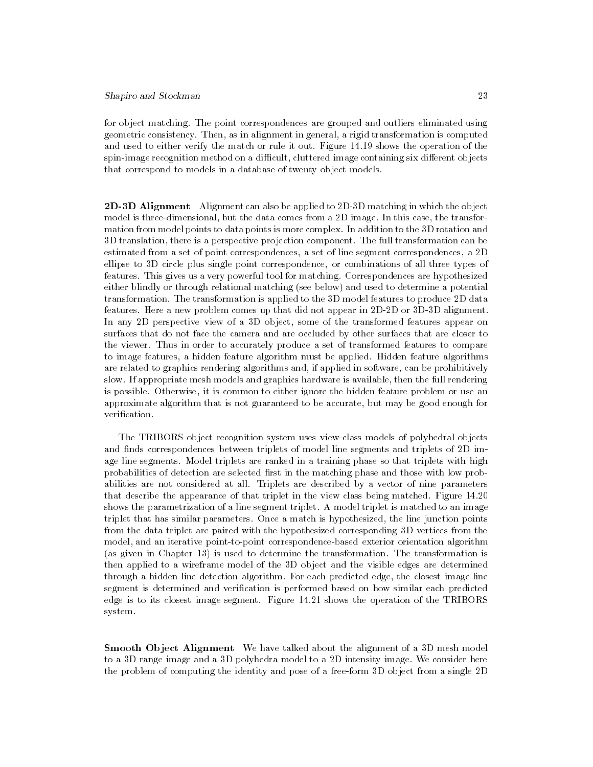for object matching. The point correspondences are grouped and outliers eliminated using geometric consistency. Then, as in alignment in general, a rigid transformation is computed and used to either verify the match or rule it out. Figure 14.19 shows the operation of the spin-image recognition method on a difficult, cluttered image containing six different objects that correspond to models in a database of twenty object models.

**2D-3D Alignment** Alignment can also be applied to 2D-3D matching in which the object model is three-dimensional, but the data comes from a 2D image. In this case, the transformation from model points to data points is more complex. In addition to the 3D rotation and 3D translation, there is a perspective projection component. The full transformation can be estimated from a set of point correspondences, a set of line segment correspondences, a 2D ellipse to 3D circle plus single point correspondence, or combinations of all three types of features. This gives us a very powerful tool for matching. Correspondences are hypothesized either blindly or through relational matching (see below) and used to determine a potential transformation. The transformation is applied to the 3D model features to produce 2D data features. Here a new problem comes up that did not appear in 2D-2D or 3D-3D alignment. In any 2D perspective view of a 3D object, some of the transformed features appear on surfaces that do not face the camera and are occluded by other surfaces that are closer to the viewer. Thus in order to accurately produce a set of transformed features to compare to image features, a hidden feature algorithm must be applied. Hidden feature algorithms are related to graphics rendering algorithms and, if applied in software, can be prohibitively slow. If appropriate mesh models and graphics hardware is available, then the full rendering is possible. Otherwise, it is common to either ignore the hidden feature problem or use an approximate algorithm that is not guaranteed to be accurate, but may be good enough for verification.

The TRIBORS object recognition system uses view-class models of polyhedral objects and finds correspondences between triplets of model line segments and triplets of 2D image line segments. Model triplets are ranked in a training phase so that triplets with high probabilities of detection are selected first in the matching phase and those with low probabilities are not considered at all. Triplets are described by a vector of nine parameters that describe the appearance of that triplet in the view class being matched. Figure 14.20 shows the parametrization of a line segment triplet. A model triplet is matched to an image triplet that has similar parameters. Once a match is hypothesized, the line junction points from the data triplet are paired with the hypothesized corresponding 3D vertices from the model, and an iterative point-to-point correspondence-based exterior orientation algorithm (as given in Chapter 13) is used to determine the transformation. The transformation is then applied to a wireframe model of the 3D object and the visible edges are determined through a hidden line detection algorithm. For each predicted edge, the closest image line segment is determined and verification is performed based on how similar each predicted edge is to its closest image segment. Figure 14.21 shows the operation of the TRIBORS system.

**Smooth Object Alignment** We have talked about the alignment of a 3D mesh model to a 3D range image and a 3D polyhedra model to a 2D intensity image. We consider here the problem of computing the identity and pose of a free-form 3D object from a single 2D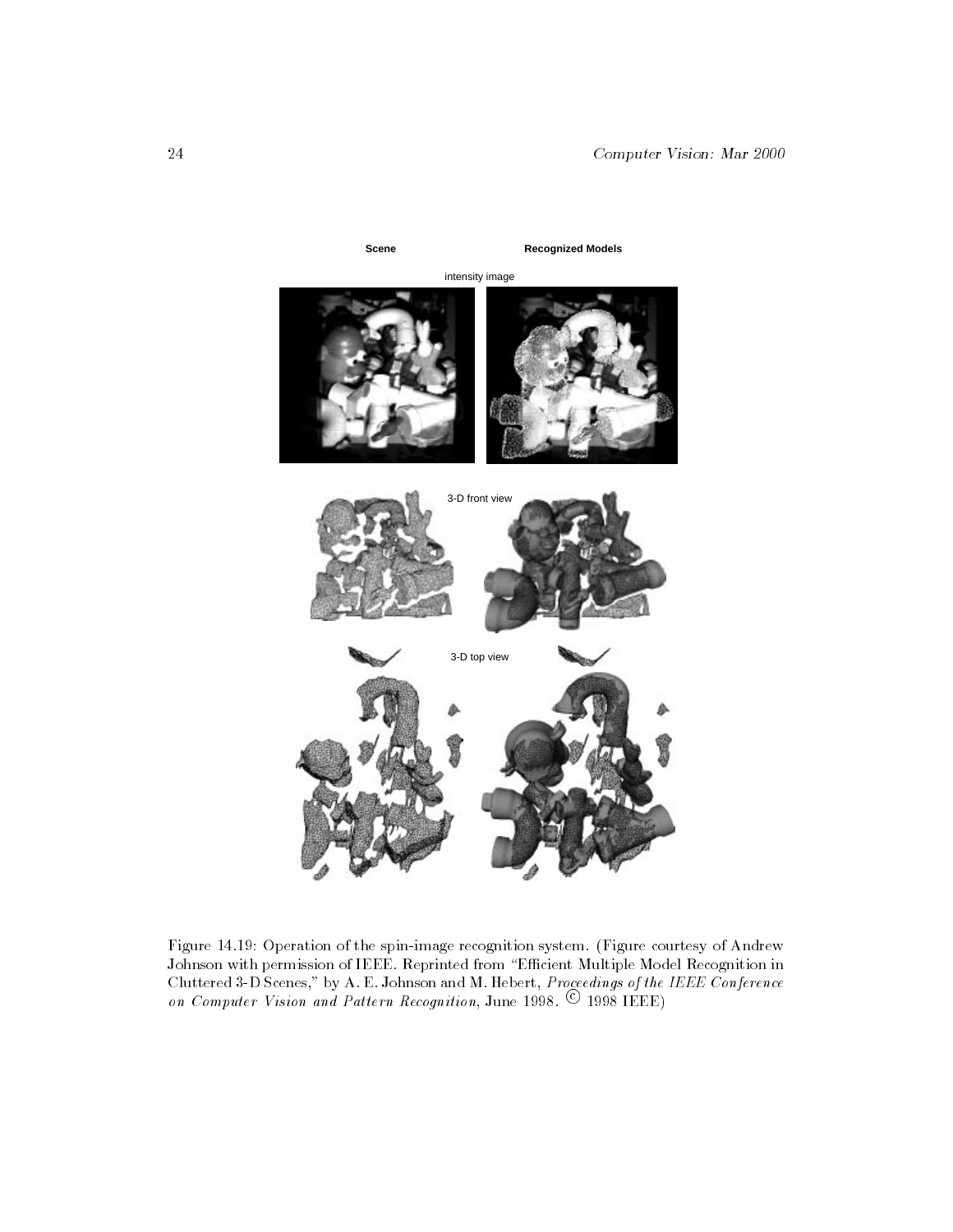Figure 14.19: Operation of the spin-image recognition system. (Figure courtesy of Andrew Johnson with permission of IEEE. Reprinted from "Efficient Multiple Model Recognition in Cluttered 3-D Scenes," by A. E. Johnson and M. Hebert, *Proceedings of the IEEE Conference on Computer Vision and Pattern Recognition*, June 1998. © 1998 IEEE)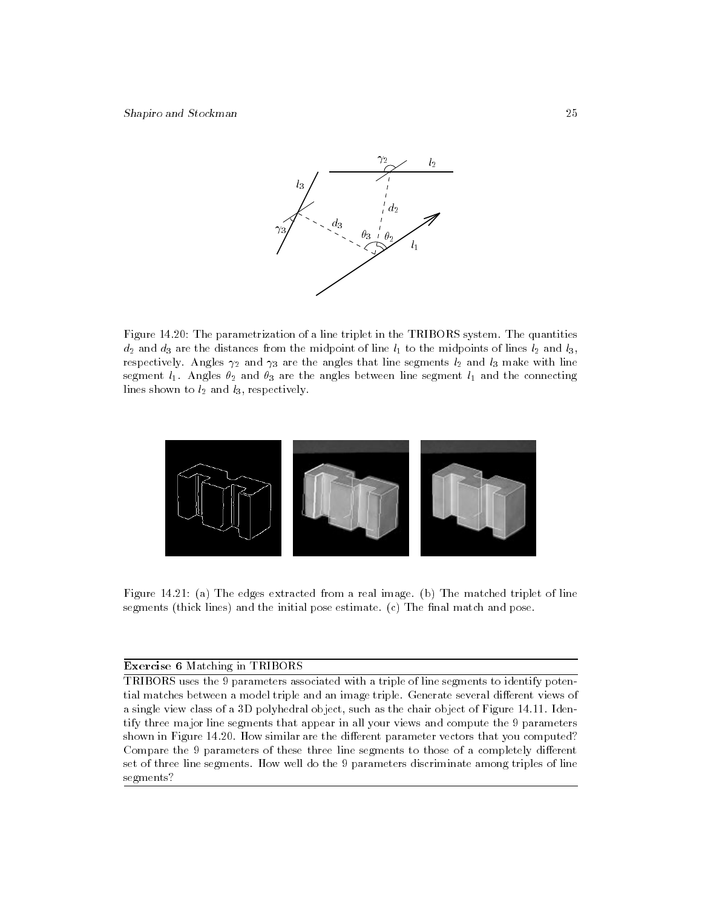Figure 14.20: The parametrization of a line triplet in the TRIBORS system. The quantities $d_2$ and $d_3$ are the distances from the midpoint of line $l_1$ to the midpoints of lines $l_2$ and $l_3$, respectively. Angles $\gamma_2$ and $\gamma_3$ are the angles that line segments $l_2$ and $l_3$ make with line segment $l_1$. Angles $\theta_2$ and $\theta_3$ are the angles between line segment $l_1$ and the connecting lines shown to $l_2$ and $l_3$, respectively.

Figure 14.21: (a) The edges extracted from a real image. (b) The matched triplet of line segments (thick lines) and the initial pose estimate. (c) The final match and pose.

---

**Exercise 6** Matching in TRIBORS

TRIBORS uses the 9 parameters associated with a triple of line segments to identify potential matches between a model triple and an image triple. Generate several different views of a single view class of a 3D polyhedral object, such as the chair object of Figure 14.11. Identify three major line segments that appear in all your views and compute the 9 parameters shown in Figure 14.20. How similar are the different parameter vectors that you computed? Compare the 9 parameters of these three line segments to those of a completely different set of three line segments. How well do the 9 parameters discriminate among triples of line segments?

---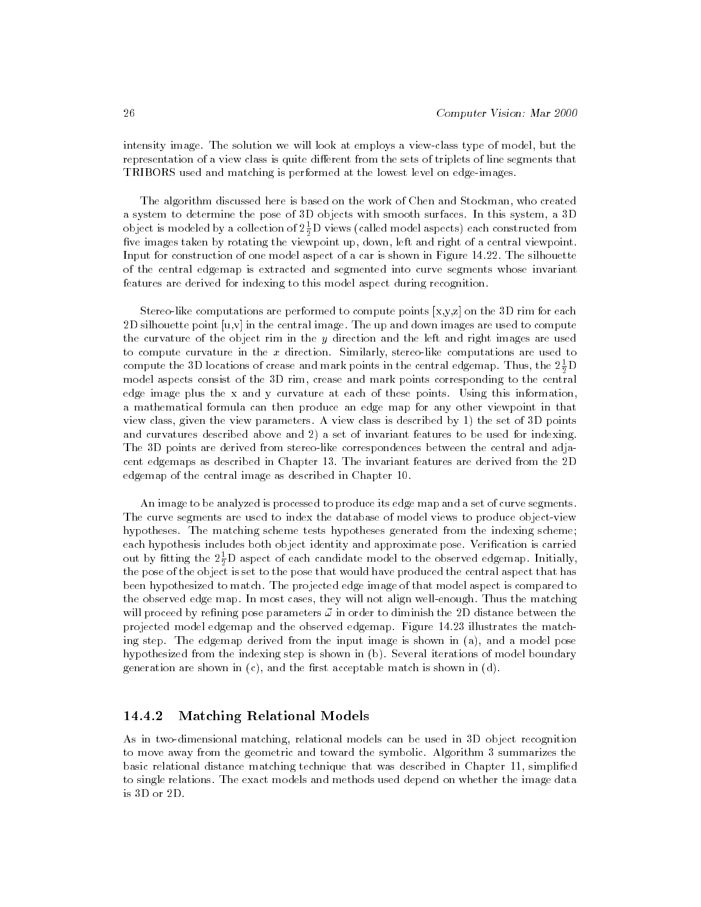intensity image. The solution we will look at employs a view-class type of model, but the representation of a view class is quite different from the sets of triplets of line segments that TRIBORS used and matching is performed at the lowest level on edge-images.

The algorithm discussed here is based on the work of Chen and Stockman, who created a system to determine the pose of 3D objects with smooth surfaces. In this system, a 3D object is modeled by a collection of $2\frac{1}{2}$D views (called model aspects) each constructed from five images taken by rotating the viewpoint up, down, left and right of a central viewpoint. Input for construction of one model aspect of a car is shown in Figure 14.22. The silhouette of the central edgemap is extracted and segmented into curve segments whose invariant features are derived for indexing to this model aspect during recognition.

Stereo-like computations are performed to compute points [x,y,z] on the 3D rim for each 2D silhouette point [u,v] in the central image. The up and down images are used to compute the curvature of the object rim in the $y$ direction and the left and right images are used to compute curvature in the $x$ direction. Similarly, stereo-like computations are used to compute the 3D locations of crease and mark points in the central edgemap. Thus, the $2\frac{1}{2}$D model aspects consist of the 3D rim, crease and mark points corresponding to the central edge image plus the x and y curvature at each of these points. Using this information, a mathematical formula can then produce an edge map for any other viewpoint in that view class, given the view parameters. A view class is described by 1) the set of 3D points and curvatures described above and 2) a set of invariant features to be used for indexing. The 3D points are derived from stereo-like correspondences between the central and adjacent edgemaps as described in Chapter 13. The invariant features are derived from the 2D edgemap of the central image as described in Chapter 10.

An image to be analyzed is processed to produce its edge map and a set of curve segments. The curve segments are used to index the database of model views to produce object-view hypotheses. The matching scheme tests hypotheses generated from the indexing scheme; each hypothesis includes both object identity and approximate pose. Verification is carried out by fitting the $2\frac{1}{2}$D aspect of each candidate model to the observed edgemap. Initially, the pose of the object is set to the pose that would have produced the central aspect that has been hypothesized to match. The projected edge image of that model aspect is compared to the observed edge map. In most cases, they will not align well-enough. Thus the matching will proceed by refining pose parameters $\vec{\omega}$ in order to diminish the 2D distance between the projected model edgemap and the observed edgemap. Figure 14.23 illustrates the matching step. The edgemap derived from the input image is shown in (a), and a model pose hypothesized from the indexing step is shown in (b). Several iterations of model boundary generation are shown in (c), and the first acceptable match is shown in (d).

### 14.4.2 Matching Relational Models

As in two-dimensional matching, relational models can be used in 3D object recognition to move away from the geometric and toward the symbolic. Algorithm 3 summarizes the basic relational distance matching technique that was described in Chapter 11, simplified to single relations. The exact models and methods used depend on whether the image data is 3D or 2D.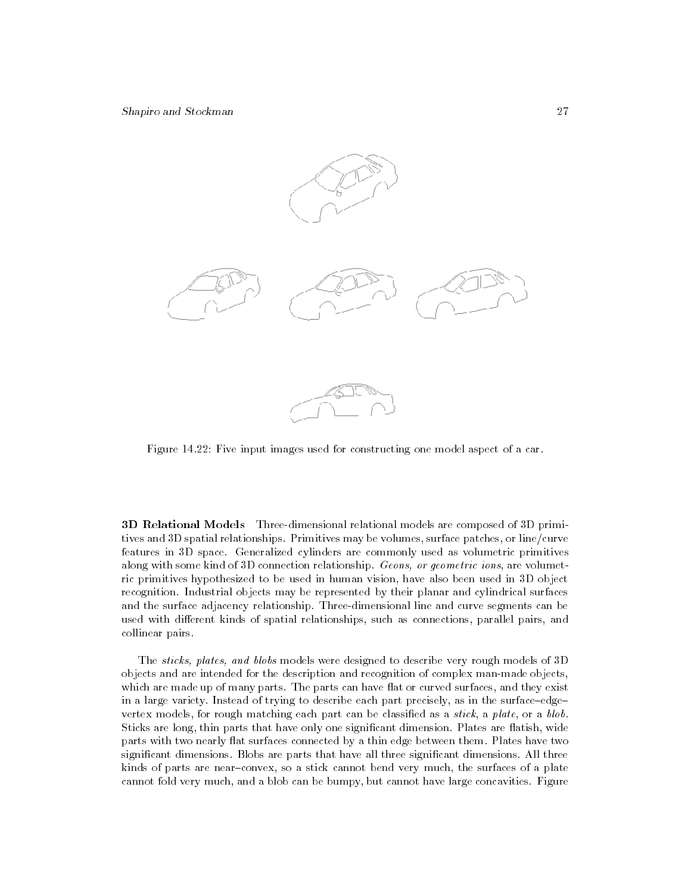Figure 14.22: Five input images used for constructing one model aspect of a car.

**3D Relational Models** Three-dimensional relational models are composed of 3D primitives and 3D spatial relationships. Primitives may be volumes, surface patches, or line/curve features in 3D space. Generalized cylinders are commonly used as volumetric primitives along with some kind of 3D connection relationship. *Geons, or geometric ions*, are volumetric primitives hypothesized to be used in human vision, have also been used in 3D object recognition. Industrial objects may be represented by their planar and cylindrical surfaces and the surface adjacency relationship. Three-dimensional line and curve segments can be used with different kinds of spatial relationships, such as connections, parallel pairs, and collinear pairs.

The *sticks, plates, and blobs* models were designed to describe very rough models of 3D objects and are intended for the description and recognition of complex man-made objects, which are made up of many parts. The parts can have flat or curved surfaces, and they exist in a large variety. Instead of trying to describe each part precisely, as in the surface–edge–vertex models, for rough matching each part can be classified as a *stick*, a *plate*, or a *blob*. Sticks are long, thin parts that have only one significant dimension. Plates are flatish, wide parts with two nearly flat surfaces connected by a thin edge between them. Plates have two significant dimensions. Blobs are parts that have all three significant dimensions. All three kinds of parts are near–convex, so a stick cannot bend very much, the surfaces of a plate cannot fold very much, and a blob can be bumpy, but cannot have large concavities. Figure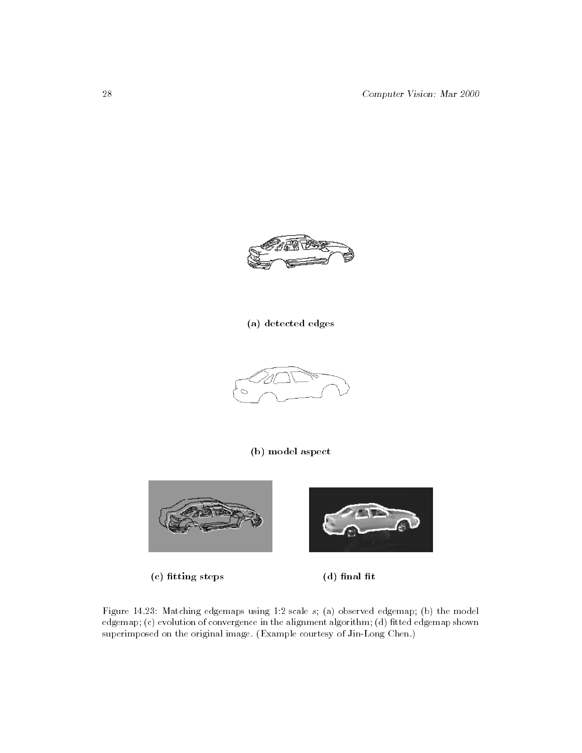(a) detected edges

(b) model aspect

(c) fitting steps

(d) final fit

Figure 14.23: Matching edgemaps using 1:2 scale $s$; (a) observed edgemap; (b) the model edgemap; (c) evolution of convergence in the alignment algorithm; (d) fitted edgemap shown superimposed on the original image. (Example courtesy of Jin-Long Chen.)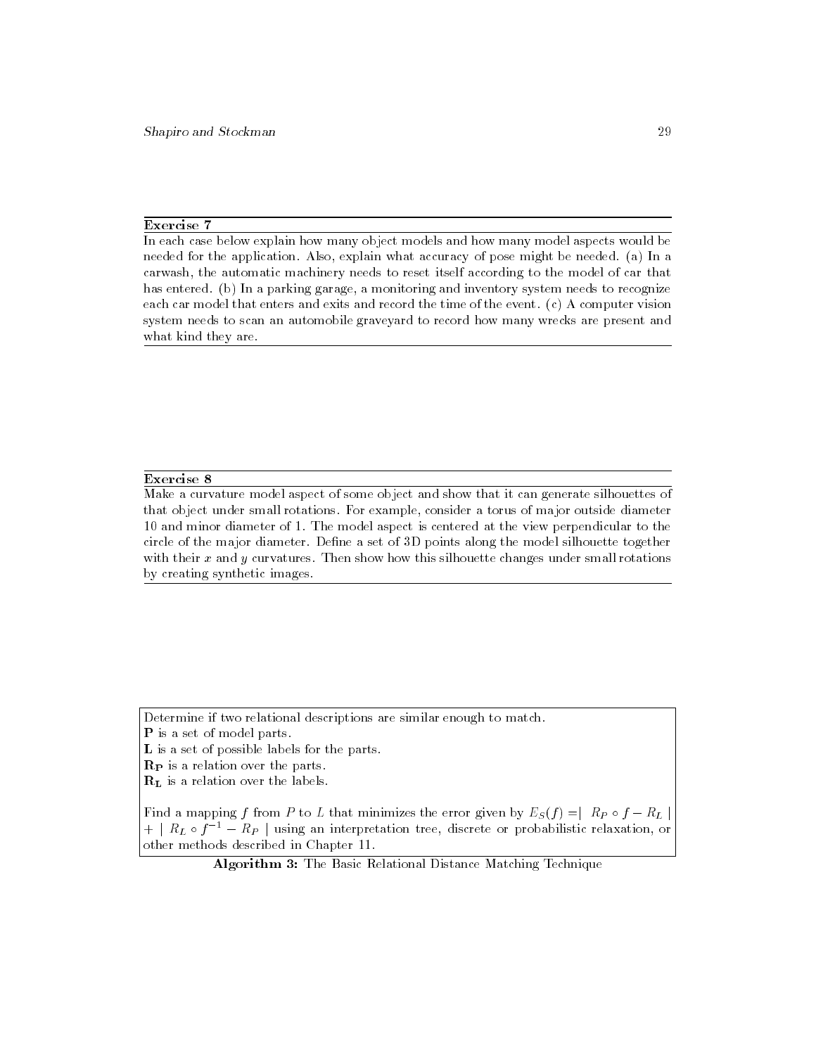**Exercise 7**

In each case below explain how many object models and how many model aspects would be needed for the application. Also, explain what accuracy of pose might be needed. (a) In a carwash, the automatic machinery needs to reset itself according to the model of car that has entered. (b) In a parking garage, a monitoring and inventory system needs to recognize each car model that enters and exits and record the time of the event. (c) A computer vision system needs to scan an automobile graveyard to record how many wrecks are present and what kind they are.

**Exercise 8**

Make a curvature model aspect of some object and show that it can generate silhouettes of that object under small rotations. For example, consider a torus of major outside diameter 10 and minor diameter of 1. The model aspect is centered at the view perpendicular to the circle of the major diameter. Define a set of 3D points along the model silhouette together with their $x$ and $y$ curvatures. Then show how this silhouette changes under small rotations by creating synthetic images.

Determine if two relational descriptions are similar enough to match.
**P** is a set of model parts.
**L** is a set of possible labels for the parts.
$\mathbf{R_P}$ is a relation over the parts.
$\mathbf{R_L}$ is a relation over the labels.

Find a mapping $f$ from $P$ to $L$ that minimizes the error given by $E_S(f) = | R_P \circ f - R_L | + | R_L \circ f^{-1} - R_P |$ using an interpretation tree, discrete or probabilistic relaxation, or other methods described in Chapter 11.

**Algorithm 3:** The Basic Relational Distance Matching Technique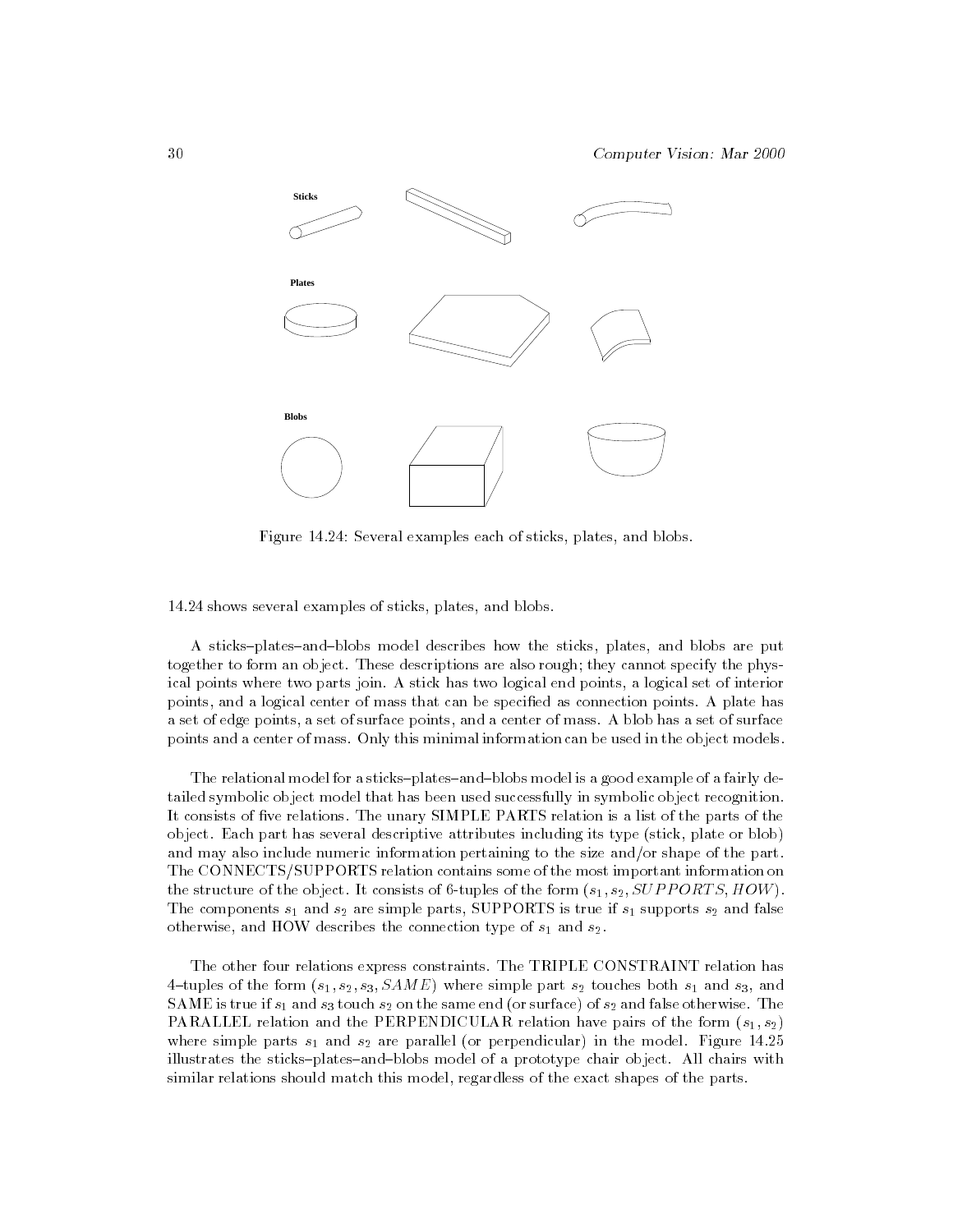Sticks

Plates

Blobs

Figure 14.24: Several examples each of sticks, plates, and blobs.

14.24 shows several examples of sticks, plates, and blobs.

A sticks–plates–and–blobs model describes how the sticks, plates, and blobs are put together to form an object. These descriptions are also rough; they cannot specify the physical points where two parts join. A stick has two logical end points, a logical set of interior points, and a logical center of mass that can be specified as connection points. A plate has a set of edge points, a set of surface points, and a center of mass. A blob has a set of surface points and a center of mass. Only this minimal information can be used in the object models.

The relational model for a sticks–plates–and–blobs model is a good example of a fairly detailed symbolic object model that has been used successfully in symbolic object recognition. It consists of five relations. The unary SIMPLE PARTS relation is a list of the parts of the object. Each part has several descriptive attributes including its type (stick, plate or blob) and may also include numeric information pertaining to the size and/or shape of the part. The CONNECTS/SUPPORTS relation contains some of the most important information on the structure of the object. It consists of 6-tuples of the form $(s_1, s_2, SUPPORTS, HOW)$. The components $s_1$ and $s_2$ are simple parts, SUPPORTS is true if $s_1$ supports $s_2$ and false otherwise, and HOW describes the connection type of $s_1$ and $s_2$.

The other four relations express constraints. The TRIPLE CONSTRAINT relation has 4–tuples of the form $(s_1, s_2, s_3, SAME)$ where simple part $s_2$ touches both $s_1$ and $s_3$, and SAME is true if $s_1$ and $s_3$ touch $s_2$ on the same end (or surface) of $s_2$ and false otherwise. The PARALLEL relation and the PERPENDICULAR relation have pairs of the form $(s_1, s_2)$ where simple parts $s_1$ and $s_2$ are parallel (or perpendicular) in the model. Figure 14.25 illustrates the sticks–plates–and–blobs model of a prototype chair object. All chairs with similar relations should match this model, regardless of the exact shapes of the parts.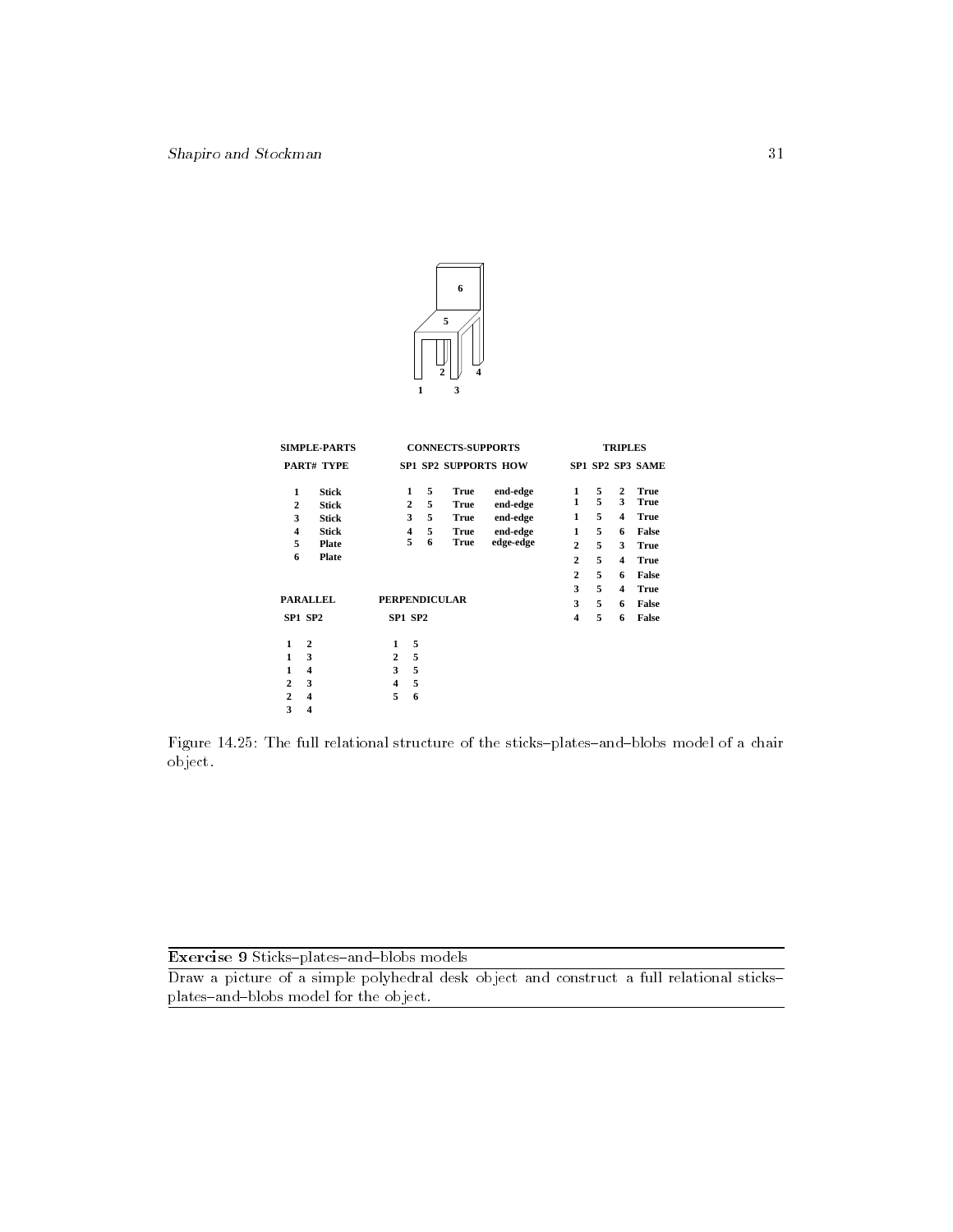**SIMPLE-PARTS**

| PART# | TYPE |
|---|---|
| 1 | Stick |
| 2 | Stick |
| 3 | Stick |
| 4 | Stick |
| 5 | Plate |
| 6 | Plate |

**CONNECTS-SUPPORTS**

| SP1 | SP2 | SUPPORTS | HOW |
|---|---|---|---|
| 1 | 5 | True | end-edge |
| 2 | 5 | True | end-edge |
| 3 | 5 | True | end-edge |
| 4 | 5 | True | end-edge |
| 5 | 6 | True | edge-edge |

**TRIPLES**

| SP1 | SP2 | SP3 | SAME |
|---|---|---|---|
| 1 | 5 | 2 | True |
| 1 | 5 | 3 | True |
| 1 | 5 | 4 | True |
| 1 | 5 | 6 | False |
| 2 | 5 | 3 | True |
| 2 | 5 | 4 | True |
| 2 | 5 | 6 | False |
| 3 | 5 | 4 | True |
| 3 | 5 | 6 | False |
| 4 | 5 | 6 | False |

**PARALLEL**

| SP1 | SP2 |
|---|---|
| 1 | 2 |
| 1 | 3 |
| 1 | 4 |
| 2 | 3 |
| 2 | 4 |
| 3 | 4 |

**PERPENDICULAR**

| SP1 | SP2 |
|---|---|
| 1 | 5 |
| 2 | 5 |
| 3 | 5 |
| 4 | 5 |
| 5 | 6 |

Figure 14.25: The full relational structure of the sticks–plates–and–blobs model of a chair object.

---

**Exercise 9** Sticks–plates–and–blobs models

Draw a picture of a simple polyhedral desk object and construct a full relational sticks–plates–and–blobs model for the object.

---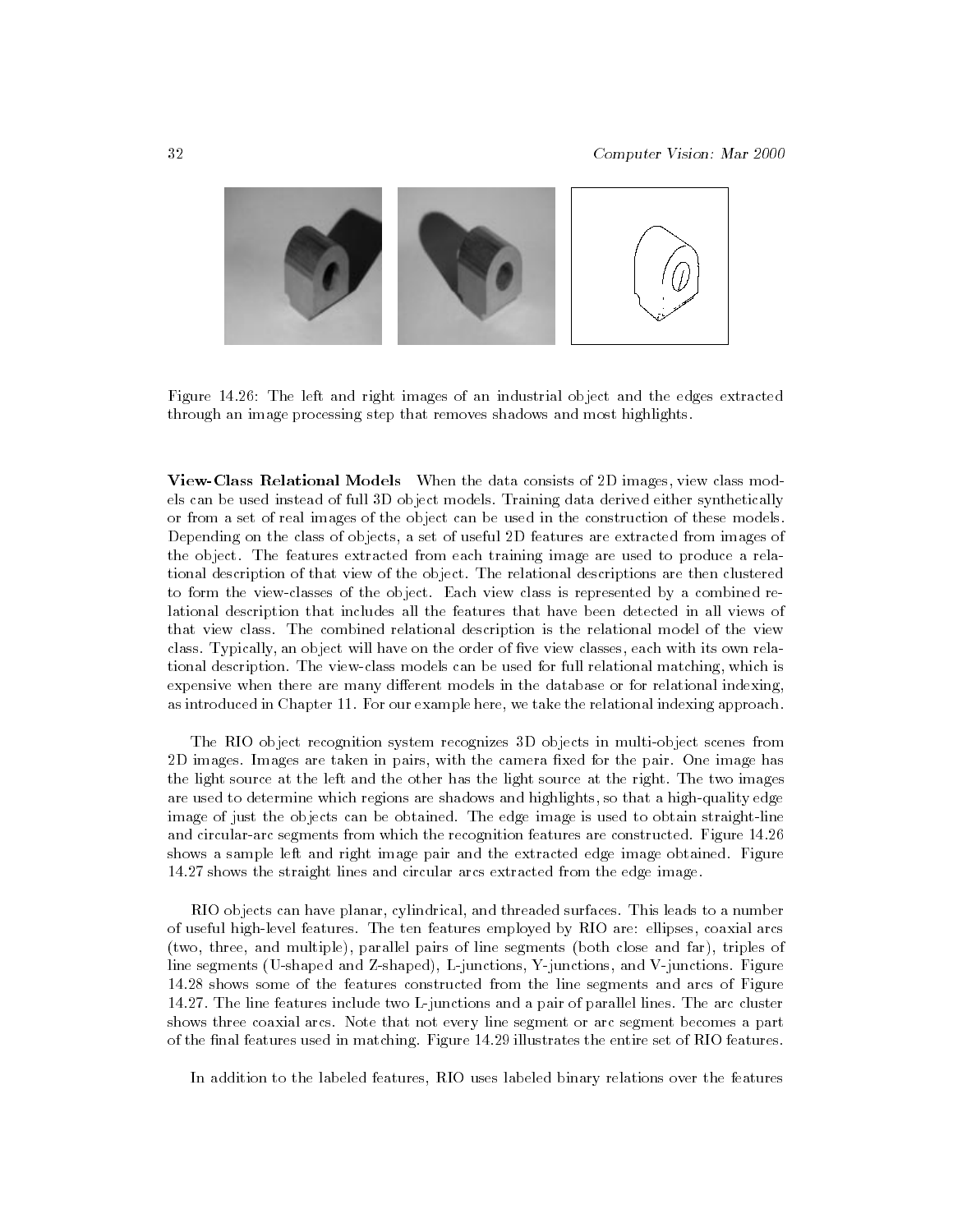Figure 14.26: The left and right images of an industrial object and the edges extracted through an image processing step that removes shadows and most highlights.

**View-Class Relational Models** When the data consists of 2D images, view class models can be used instead of full 3D object models. Training data derived either synthetically or from a set of real images of the object can be used in the construction of these models. Depending on the class of objects, a set of useful 2D features are extracted from images of the object. The features extracted from each training image are used to produce a relational description of that view of the object. The relational descriptions are then clustered to form the view-classes of the object. Each view class is represented by a combined relational description that includes all the features that have been detected in all views of that view class. The combined relational description is the relational model of the view class. Typically, an object will have on the order of five view classes, each with its own relational description. The view-class models can be used for full relational matching, which is expensive when there are many different models in the database or for relational indexing, as introduced in Chapter 11. For our example here, we take the relational indexing approach.

The RIO object recognition system recognizes 3D objects in multi-object scenes from 2D images. Images are taken in pairs, with the camera fixed for the pair. One image has the light source at the left and the other has the light source at the right. The two images are used to determine which regions are shadows and highlights, so that a high-quality edge image of just the objects can be obtained. The edge image is used to obtain straight-line and circular-arc segments from which the recognition features are constructed. Figure 14.26 shows a sample left and right image pair and the extracted edge image obtained. Figure 14.27 shows the straight lines and circular arcs extracted from the edge image.

RIO objects can have planar, cylindrical, and threaded surfaces. This leads to a number of useful high-level features. The ten features employed by RIO are: ellipses, coaxial arcs (two, three, and multiple), parallel pairs of line segments (both close and far), triples of line segments (U-shaped and Z-shaped), L-junctions, Y-junctions, and V-junctions. Figure 14.28 shows some of the features constructed from the line segments and arcs of Figure 14.27. The line features include two L-junctions and a pair of parallel lines. The arc cluster shows three coaxial arcs. Note that not every line segment or arc segment becomes a part of the final features used in matching. Figure 14.29 illustrates the entire set of RIO features.

In addition to the labeled features, RIO uses labeled binary relations over the features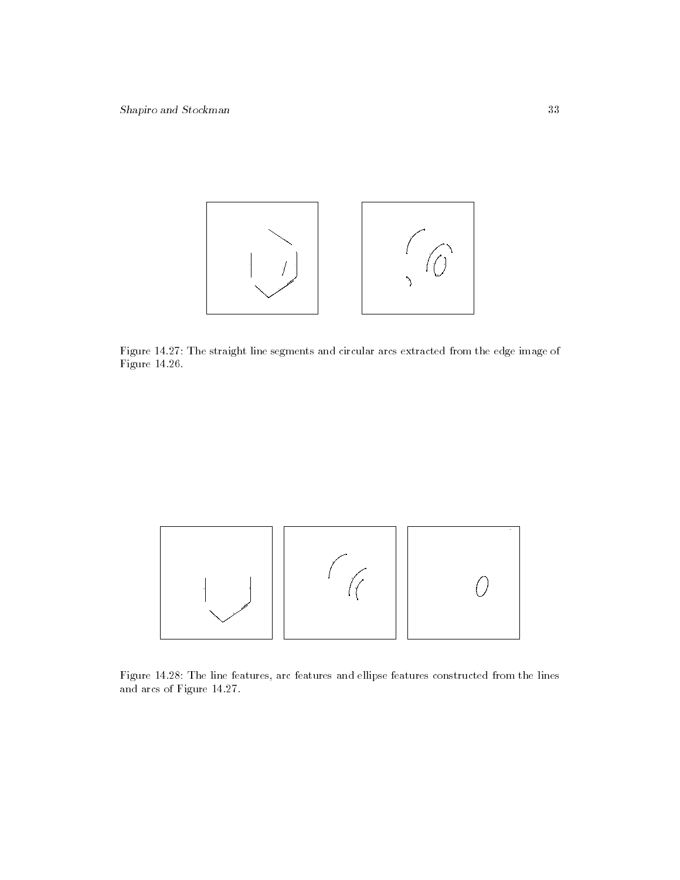Figure 14.27: The straight line segments and circular arcs extracted from the edge image of Figure 14.26.

Figure 14.28: The line features, arc features and ellipse features constructed from the lines and arcs of Figure 14.27.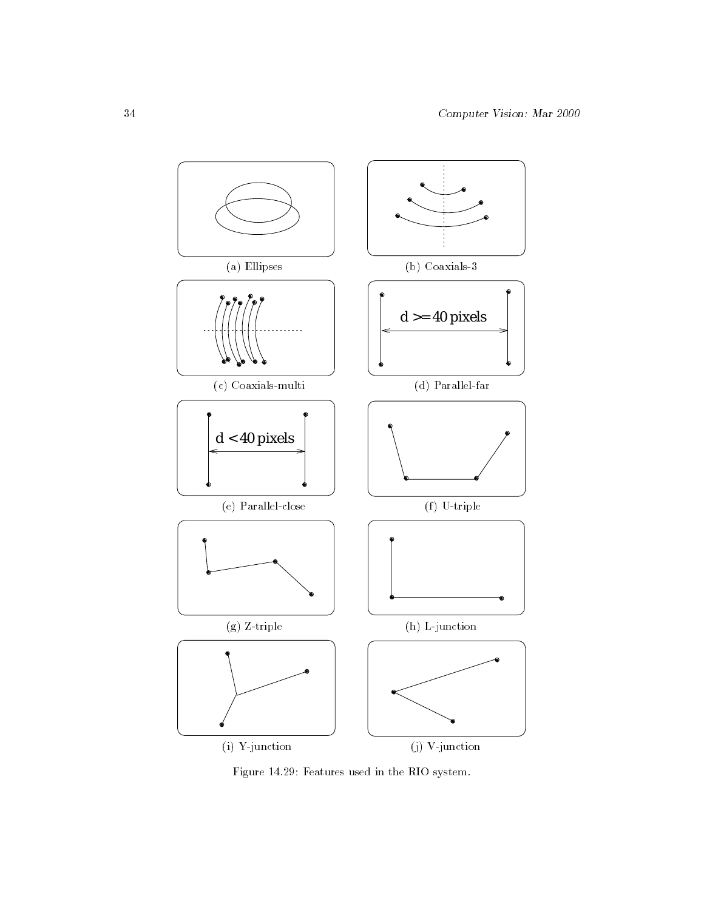(a) Ellipses

(b) Coaxials-3

(c) Coaxials-multi

d >= 40 pixels

(d) Parallel-far

d < 40 pixels

(e) Parallel-close

(f) U-triple

(g) Z-triple

(h) L-junction

(i) Y-junction

(j) V-junction

Figure 14.29: Features used in the RIO system.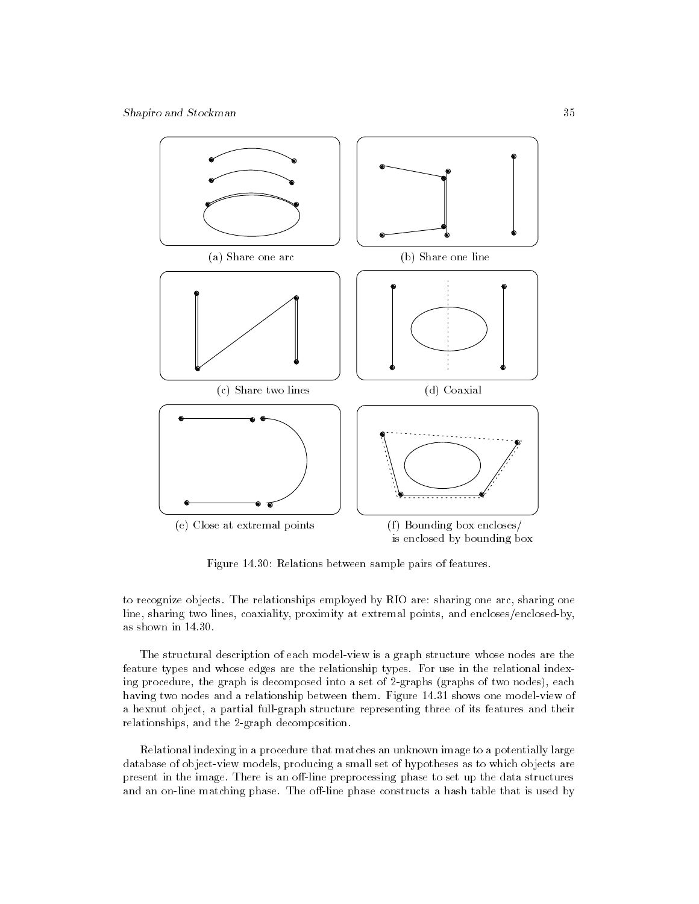(a) Share one arc

(b) Share one line

(c) Share two lines

(d) Coaxial

(e) Close at extremal points

(f) Bounding box encloses/ is enclosed by bounding box

Figure 14.30: Relations between sample pairs of features.

to recognize objects. The relationships employed by RIO are: sharing one arc, sharing one line, sharing two lines, coaxiality, proximity at extremal points, and encloses/enclosed-by, as shown in 14.30.

The structural description of each model-view is a graph structure whose nodes are the feature types and whose edges are the relationship types. For use in the relational indexing procedure, the graph is decomposed into a set of 2-graphs (graphs of two nodes), each having two nodes and a relationship between them. Figure 14.31 shows one model-view of a hexnut object, a partial full-graph structure representing three of its features and their relationships, and the 2-graph decomposition.

Relational indexing in a procedure that matches an unknown image to a potentially large database of object-view models, producing a small set of hypotheses as to which objects are present in the image. There is an off-line preprocessing phase to set up the data structures and an on-line matching phase. The off-line phase constructs a hash table that is used by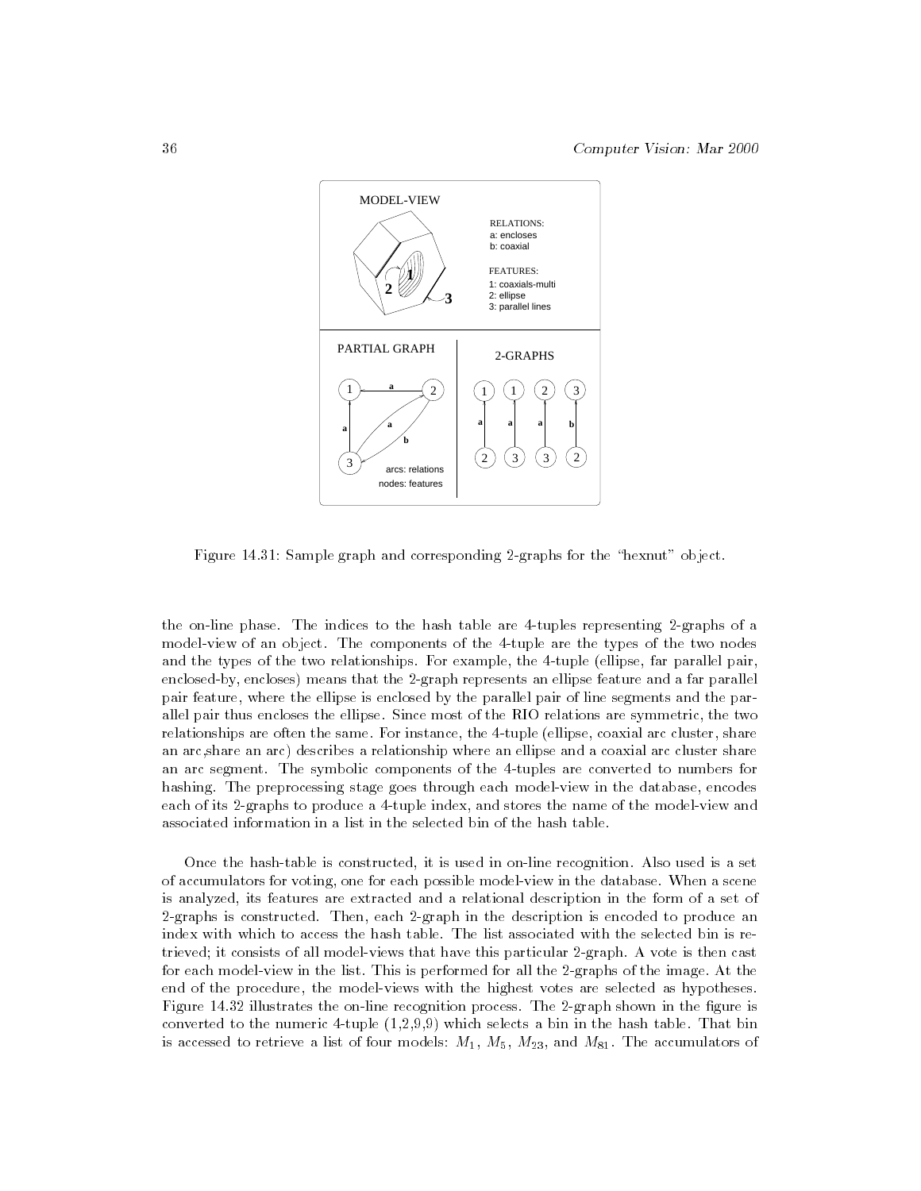Figure 14.31: Sample graph and corresponding 2-graphs for the "hexnut" object.

the on-line phase. The indices to the hash table are 4-tuples representing 2-graphs of a model-view of an object. The components of the 4-tuple are the types of the two nodes and the types of the two relationships. For example, the 4-tuple (ellipse, far parallel pair, enclosed-by, encloses) means that the 2-graph represents an ellipse feature and a far parallel pair feature, where the ellipse is enclosed by the parallel pair of line segments and the parallel pair thus encloses the ellipse. Since most of the RIO relations are symmetric, the two relationships are often the same. For instance, the 4-tuple (ellipse, coaxial arc cluster, share an arc,share an arc) describes a relationship where an ellipse and a coaxial arc cluster share an arc segment. The symbolic components of the 4-tuples are converted to numbers for hashing. The preprocessing stage goes through each model-view in the database, encodes each of its 2-graphs to produce a 4-tuple index, and stores the name of the model-view and associated information in a list in the selected bin of the hash table.

Once the hash-table is constructed, it is used in on-line recognition. Also used is a set of accumulators for voting, one for each possible model-view in the database. When a scene is analyzed, its features are extracted and a relational description in the form of a set of 2-graphs is constructed. Then, each 2-graph in the description is encoded to produce an index with which to access the hash table. The list associated with the selected bin is retrieved; it consists of all model-views that have this particular 2-graph. A vote is then cast for each model-view in the list. This is performed for all the 2-graphs of the image. At the end of the procedure, the model-views with the highest votes are selected as hypotheses. Figure 14.32 illustrates the on-line recognition process. The 2-graph shown in the figure is converted to the numeric 4-tuple (1,2,9,9) which selects a bin in the hash table. That bin is accessed to retrieve a list of four models: $M_1$, $M_5$, $M_{23}$, and $M_{81}$. The accumulators of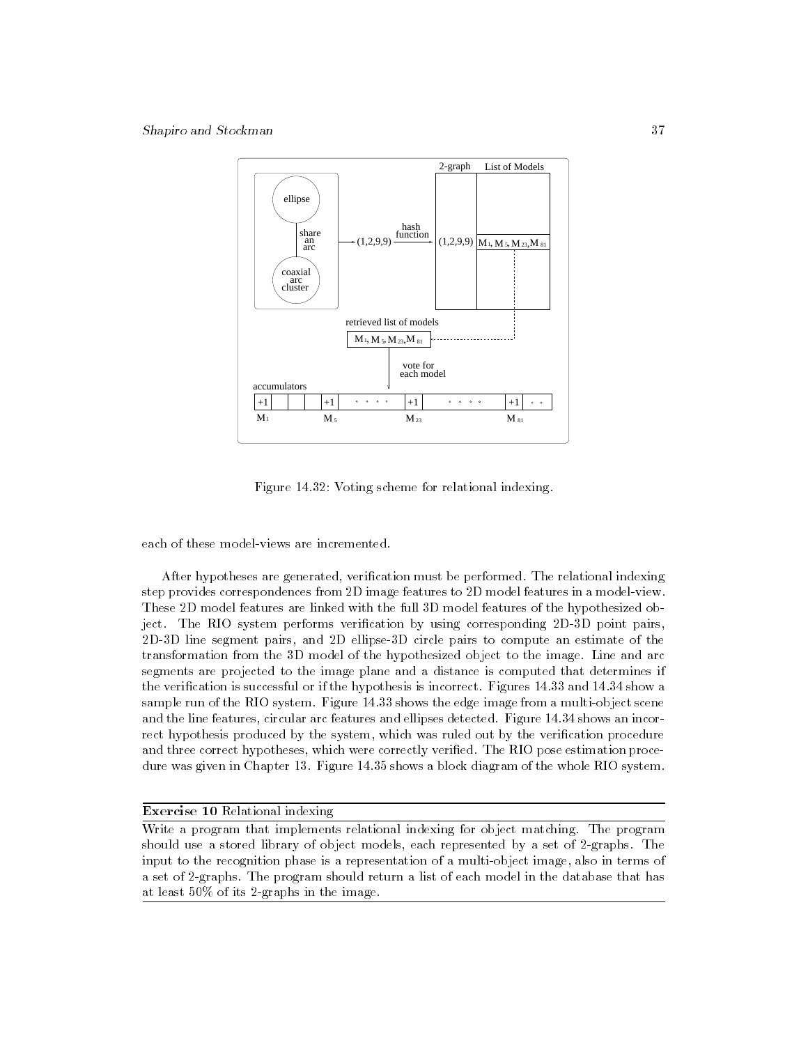Figure 14.32: Voting scheme for relational indexing.

each of these model-views are incremented.

After hypotheses are generated, verification must be performed. The relational indexing step provides correspondences from 2D image features to 2D model features in a model-view. These 2D model features are linked with the full 3D model features of the hypothesized object. The RIO system performs verification by using corresponding 2D-3D point pairs, 2D-3D line segment pairs, and 2D ellipse-3D circle pairs to compute an estimate of the transformation from the 3D model of the hypothesized object to the image. Line and arc segments are projected to the image plane and a distance is computed that determines if the verification is successful or if the hypothesis is incorrect. Figures 14.33 and 14.34 show a sample run of the RIO system. Figure 14.33 shows the edge image from a multi-object scene and the line features, circular arc features and ellipses detected. Figure 14.34 shows an incorrect hypothesis produced by the system, which was ruled out by the verification procedure and three correct hypotheses, which were correctly verified. The RIO pose estimation procedure was given in Chapter 13. Figure 14.35 shows a block diagram of the whole RIO system.

---

**Exercise 10** Relational indexing

---

Write a program that implements relational indexing for object matching. The program should use a stored library of object models, each represented by a set of 2-graphs. The input to the recognition phase is a representation of a multi-object image, also in terms of a set of 2-graphs. The program should return a list of each model in the database that has at least 50% of its 2-graphs in the image.

---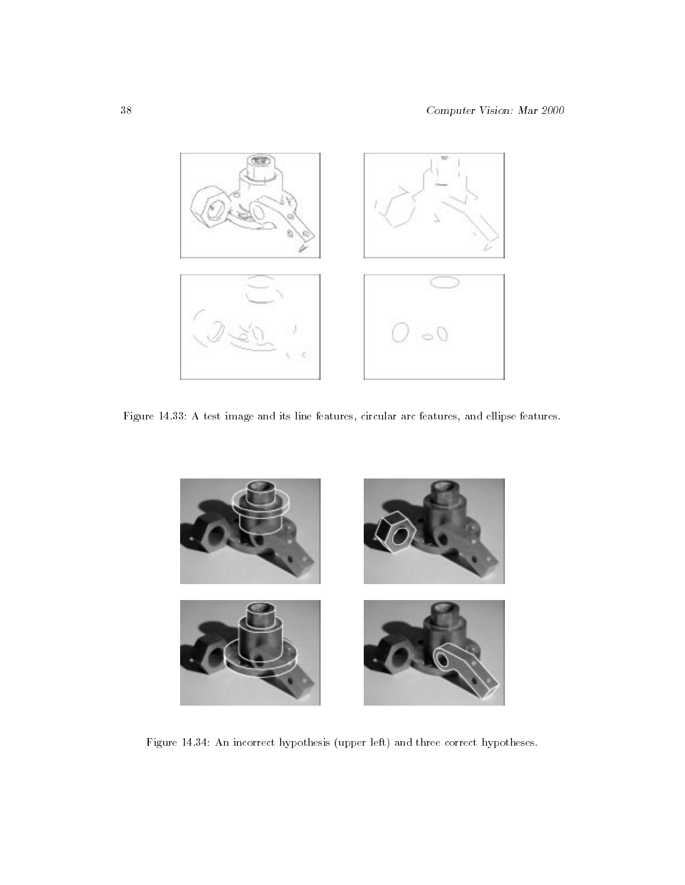Figure 14.33: A test image and its line features, circular arc features, and ellipse features.

Figure 14.34: An incorrect hypothesis (upper left) and three correct hypotheses.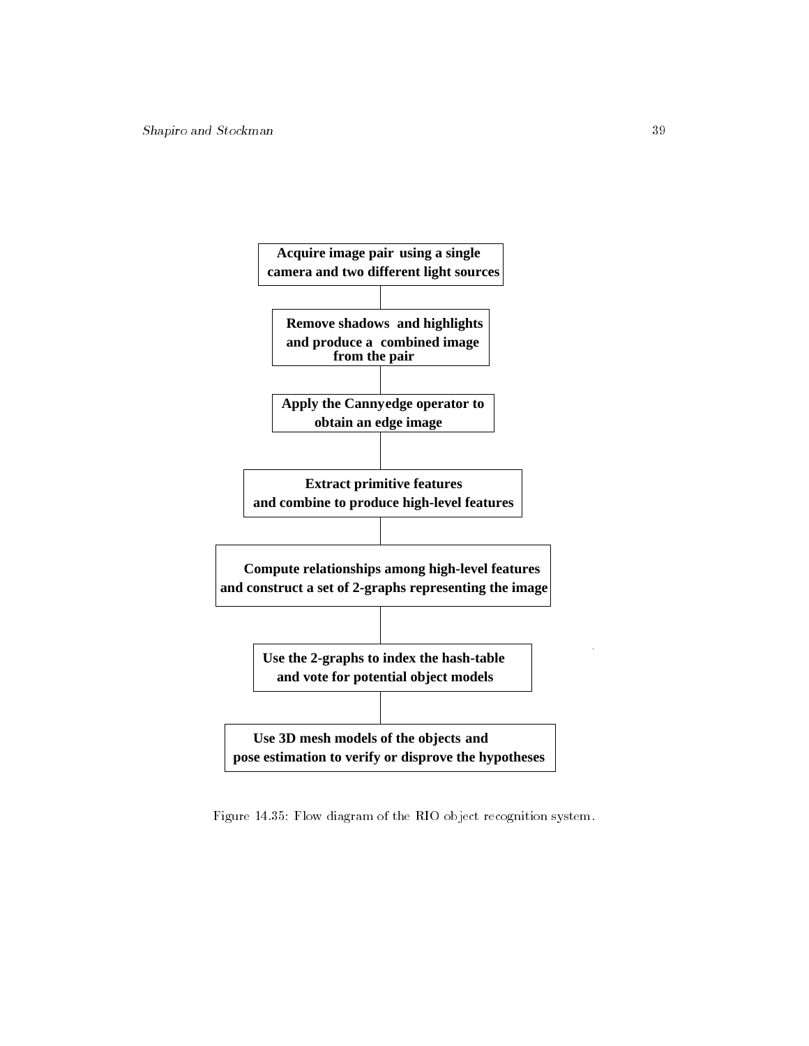**Acquire image pair using a single camera and two different light sources**

**Remove shadows and highlights and produce a combined image from the pair**

**Apply the Cannyedge operator to obtain an edge image**

**Extract primitive features and combine to produce high-level features**

**Compute relationships among high-level features and construct a set of 2-graphs representing the image**

**Use the 2-graphs to index the hash-table and vote for potential object models**

**Use 3D mesh models of the objects and pose estimation to verify or disprove the hypotheses**

Figure 14.35: Flow diagram of the RIO object recognition system.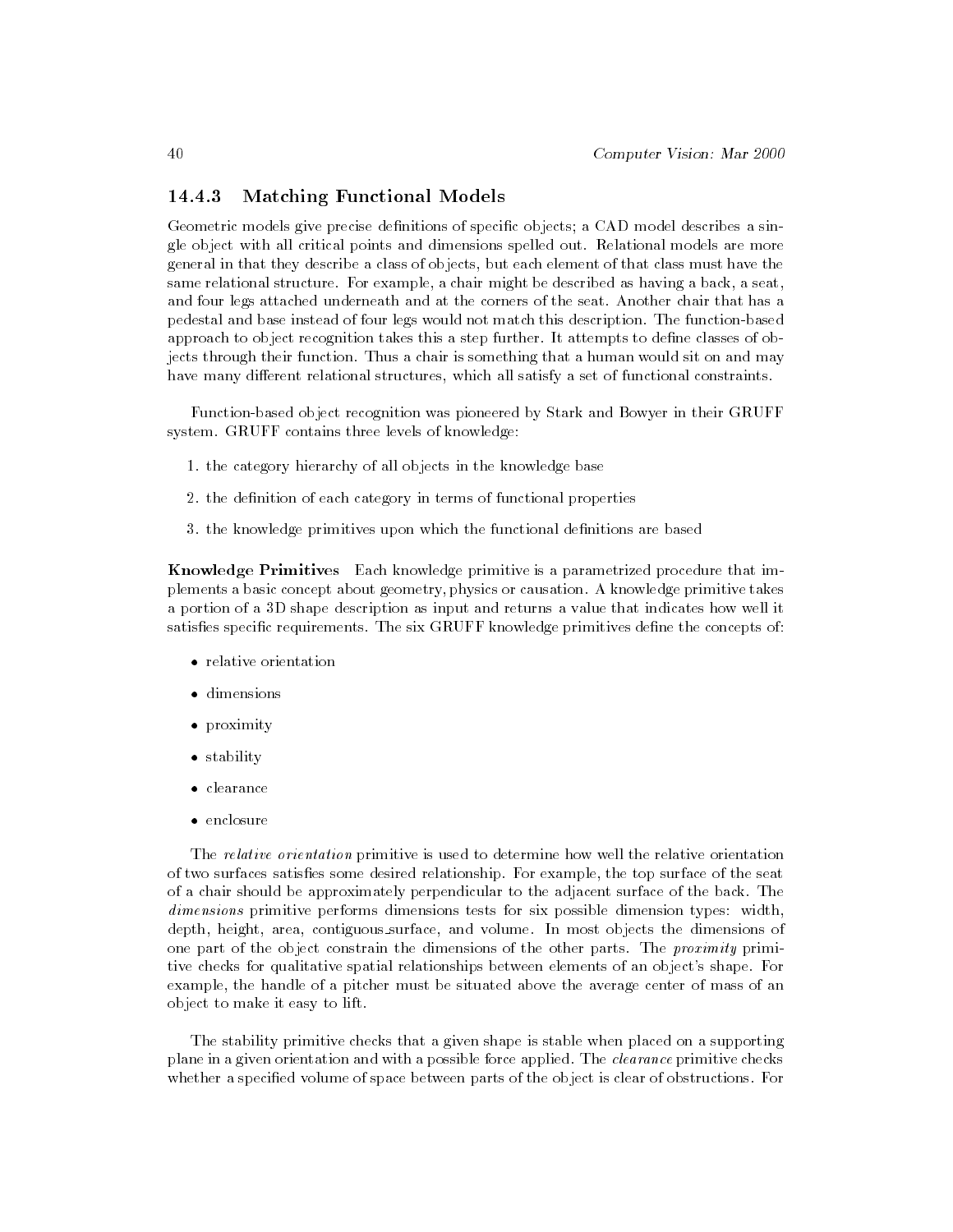### 14.4.3 Matching Functional Models

Geometric models give precise definitions of specific objects; a CAD model describes a single object with all critical points and dimensions spelled out. Relational models are more general in that they describe a class of objects, but each element of that class must have the same relational structure. For example, a chair might be described as having a back, a seat, and four legs attached underneath and at the corners of the seat. Another chair that has a pedestal and base instead of four legs would not match this description. The function-based approach to object recognition takes this a step further. It attempts to define classes of objects through their function. Thus a chair is something that a human would sit on and may have many different relational structures, which all satisfy a set of functional constraints.

Function-based object recognition was pioneered by Stark and Bowyer in their GRUFF system. GRUFF contains three levels of knowledge:

1. the category hierarchy of all objects in the knowledge base
2. the definition of each category in terms of functional properties
3. the knowledge primitives upon which the functional definitions are based

**Knowledge Primitives** Each knowledge primitive is a parametrized procedure that implements a basic concept about geometry, physics or causation. A knowledge primitive takes a portion of a 3D shape description as input and returns a value that indicates how well it satisfies specific requirements. The six GRUFF knowledge primitives define the concepts of:

- relative orientation
- dimensions
- proximity
- stability
- clearance
- enclosure

The *relative orientation* primitive is used to determine how well the relative orientation of two surfaces satisfies some desired relationship. For example, the top surface of the seat of a chair should be approximately perpendicular to the adjacent surface of the back. The *dimensions* primitive performs dimensions tests for six possible dimension types: width, depth, height, area, contiguous_surface, and volume. In most objects the dimensions of one part of the object constrain the dimensions of the other parts. The *proximity* primitive checks for qualitative spatial relationships between elements of an object's shape. For example, the handle of a pitcher must be situated above the average center of mass of an object to make it easy to lift.

The stability primitive checks that a given shape is stable when placed on a supporting plane in a given orientation and with a possible force applied. The *clearance* primitive checks whether a specified volume of space between parts of the object is clear of obstructions. For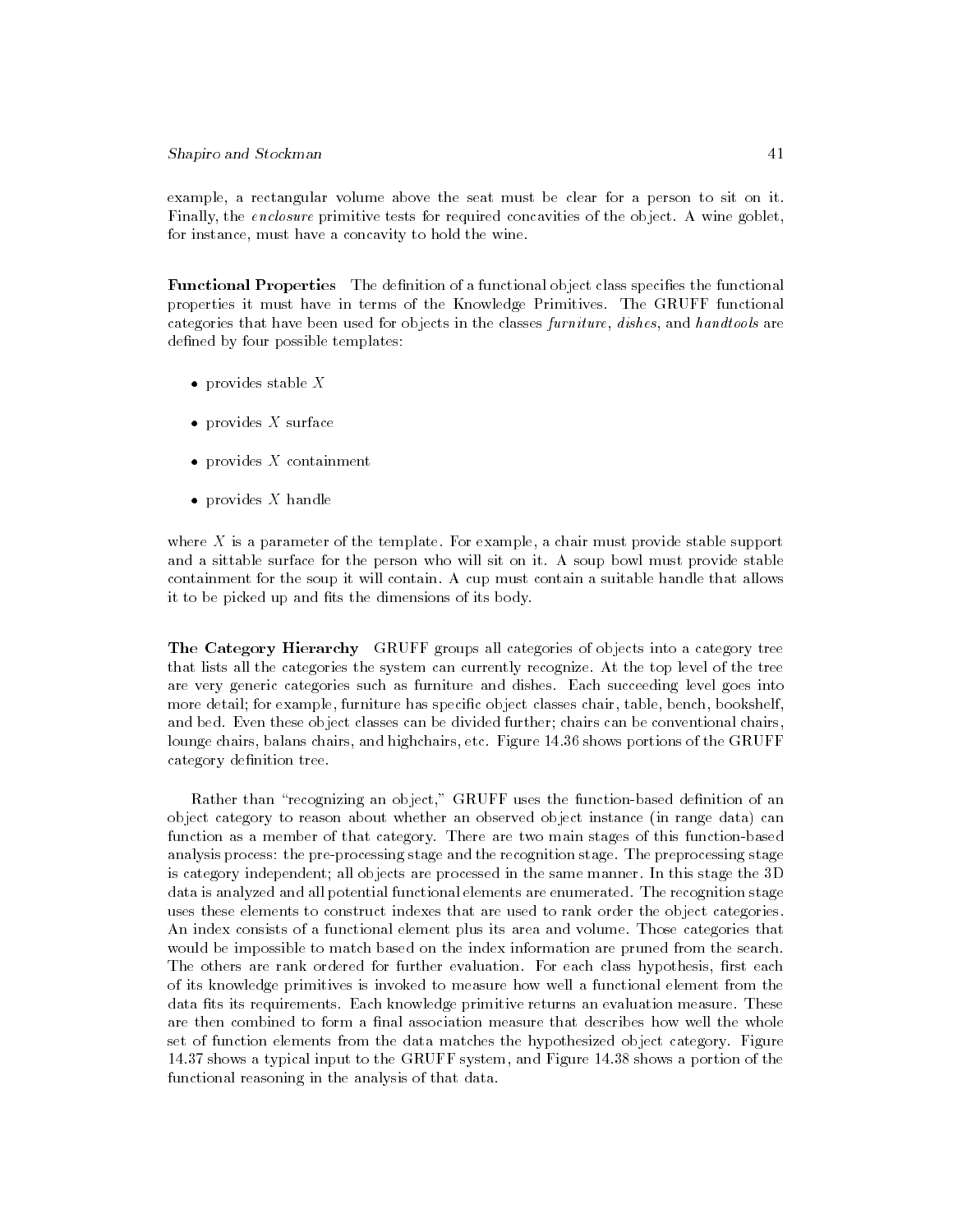example, a rectangular volume above the seat must be clear for a person to sit on it. Finally, the *enclosure* primitive tests for required concavities of the object. A wine goblet, for instance, must have a concavity to hold the wine.

**Functional Properties** The definition of a functional object class specifies the functional properties it must have in terms of the Knowledge Primitives. The GRUFF functional categories that have been used for objects in the classes *furniture*, *dishes*, and *handtools* are defined by four possible templates:

- provides stable $X$
- provides $X$ surface
- provides $X$ containment
- provides $X$ handle

where $X$ is a parameter of the template. For example, a chair must provide stable support and a sittable surface for the person who will sit on it. A soup bowl must provide stable containment for the soup it will contain. A cup must contain a suitable handle that allows it to be picked up and fits the dimensions of its body.

**The Category Hierarchy** GRUFF groups all categories of objects into a category tree that lists all the categories the system can currently recognize. At the top level of the tree are very generic categories such as furniture and dishes. Each succeeding level goes into more detail; for example, furniture has specific object classes chair, table, bench, bookshelf, and bed. Even these object classes can be divided further; chairs can be conventional chairs, lounge chairs, balans chairs, and highchairs, etc. Figure 14.36 shows portions of the GRUFF category definition tree.

Rather than "recognizing an object," GRUFF uses the function-based definition of an object category to reason about whether an observed object instance (in range data) can function as a member of that category. There are two main stages of this function-based analysis process: the pre-processing stage and the recognition stage. The preprocessing stage is category independent; all objects are processed in the same manner. In this stage the 3D data is analyzed and all potential functional elements are enumerated. The recognition stage uses these elements to construct indexes that are used to rank order the object categories. An index consists of a functional element plus its area and volume. Those categories that would be impossible to match based on the index information are pruned from the search. The others are rank ordered for further evaluation. For each class hypothesis, first each of its knowledge primitives is invoked to measure how well a functional element from the data fits its requirements. Each knowledge primitive returns an evaluation measure. These are then combined to form a final association measure that describes how well the whole set of function elements from the data matches the hypothesized object category. Figure 14.37 shows a typical input to the GRUFF system, and Figure 14.38 shows a portion of the functional reasoning in the analysis of that data.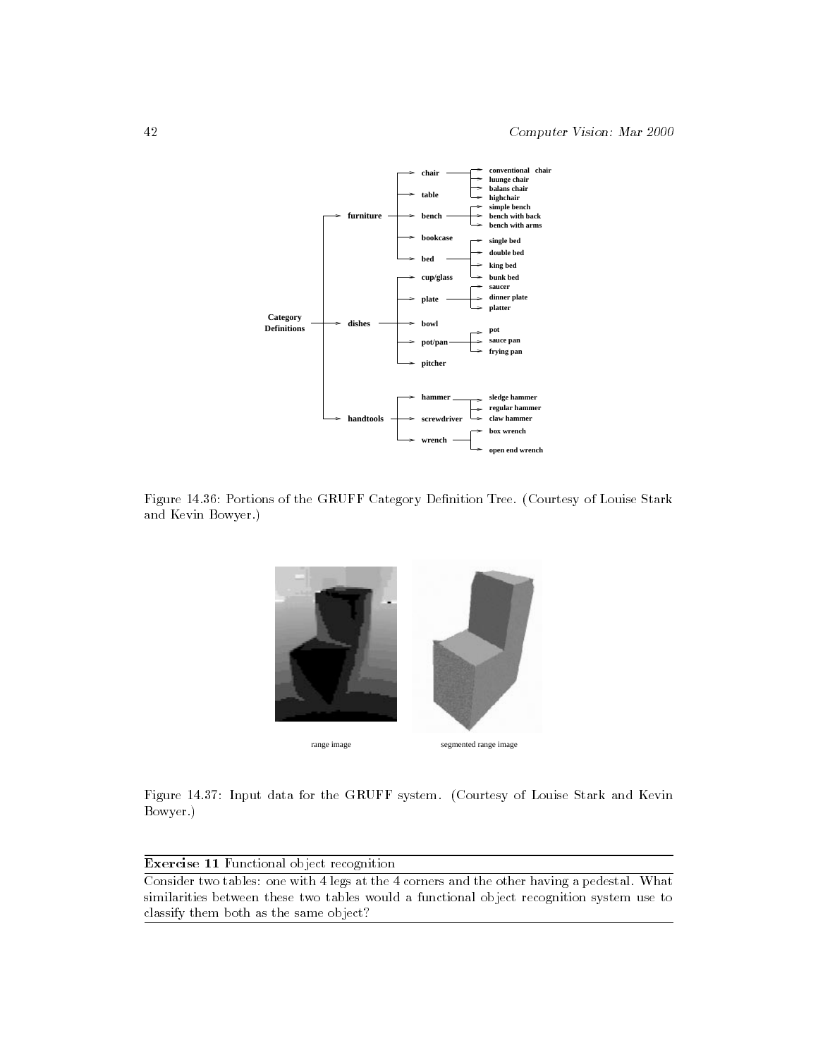Figure 14.36: Portions of the GRUFF Category Definition Tree. (Courtesy of Louise Stark and Kevin Bowyer.)

Figure 14.37: Input data for the GRUFF system. (Courtesy of Louise Stark and Kevin Bowyer.)

---

**Exercise 11** Functional object recognition

Consider two tables: one with 4 legs at the 4 corners and the other having a pedestal. What similarities between these two tables would a functional object recognition system use to classify them both as the same object?

---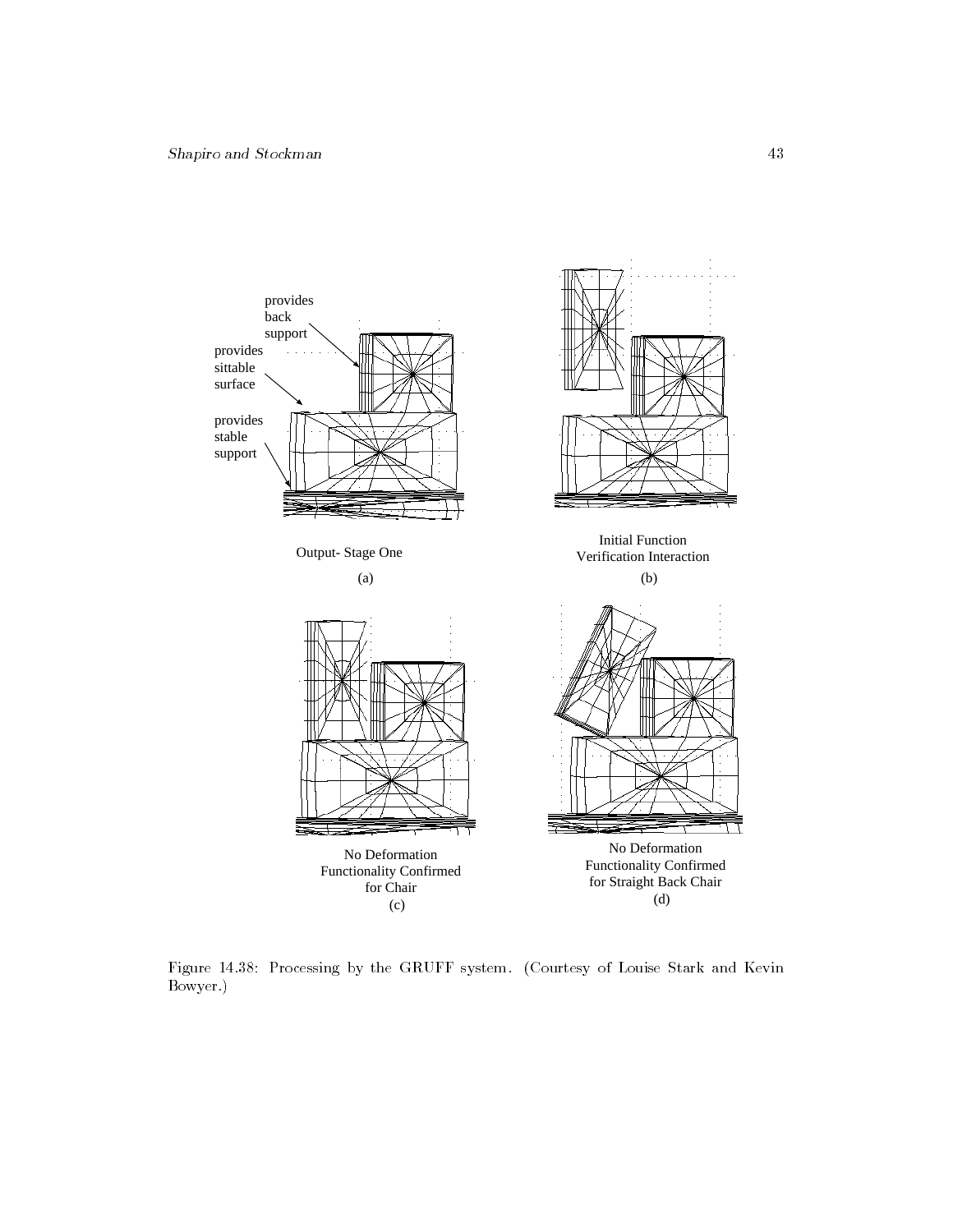provides back support

provides sittable surface

provides stable support

Output- Stage One

(a)

Initial Function Verification Interaction

(b)

No Deformation Functionality Confirmed for Chair

(c)

No Deformation Functionality Confirmed for Straight Back Chair

(d)

Figure 14.38: Processing by the GRUFF system. (Courtesy of Louise Stark and Kevin Bowyer.)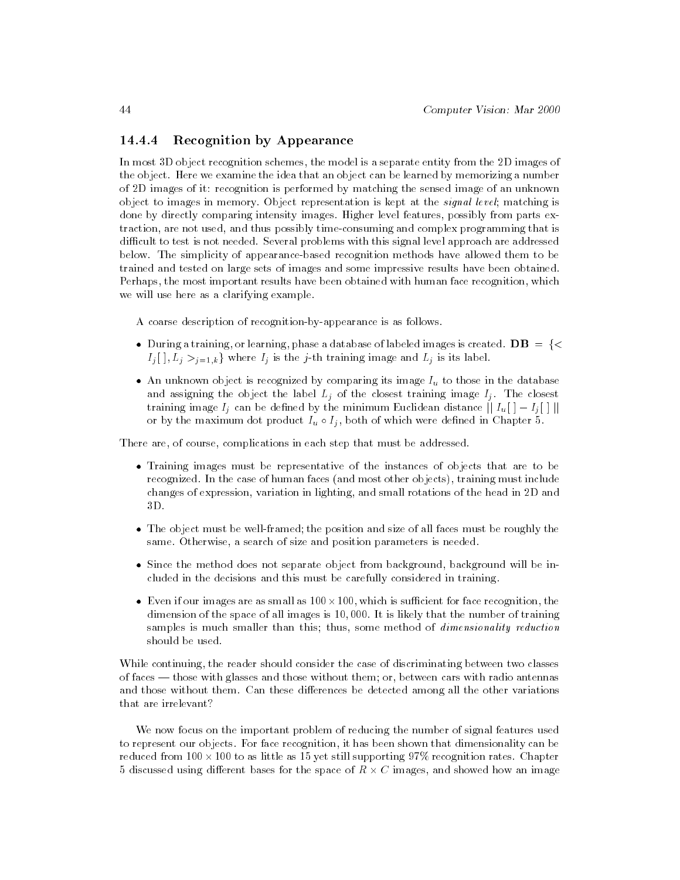### 14.4.4 Recognition by Appearance

In most 3D object recognition schemes, the model is a separate entity from the 2D images of the object. Here we examine the idea that an object can be learned by memorizing a number of 2D images of it: recognition is performed by matching the sensed image of an unknown object to images in memory. Object representation is kept at the *signal level*; matching is done by directly comparing intensity images. Higher level features, possibly from parts extraction, are not used, and thus possibly time-consuming and complex programming that is difficult to test is not needed. Several problems with this signal level approach are addressed below. The simplicity of appearance-based recognition methods have allowed them to be trained and tested on large sets of images and some impressive results have been obtained. Perhaps, the most important results have been obtained with human face recognition, which we will use here as a clarifying example.

A coarse description of recognition-by-appearance is as follows.

- During a training, or learning, phase a database of labeled images is created. $\mathbf{DB} = \{< I_j[\,], L_j >_{j=1,k}\}$ where $I_j$ is the $j$-th training image and $L_j$ is its label.
- An unknown object is recognized by comparing its image $I_u$ to those in the database and assigning the object the label $L_j$ of the closest training image $I_j$. The closest training image $I_j$ can be defined by the minimum Euclidean distance $\| I_u[\,] - I_j[\,] \|$ or by the maximum dot product $I_u \circ I_j$, both of which were defined in Chapter 5.

There are, of course, complications in each step that must be addressed.

- Training images must be representative of the instances of objects that are to be recognized. In the case of human faces (and most other objects), training must include changes of expression, variation in lighting, and small rotations of the head in 2D and 3D.
- The object must be well-framed; the position and size of all faces must be roughly the same. Otherwise, a search of size and position parameters is needed.
- Since the method does not separate object from background, background will be included in the decisions and this must be carefully considered in training.
- Even if our images are as small as $100 \times 100$, which is sufficient for face recognition, the dimension of the space of all images is $10,000$. It is likely that the number of training samples is much smaller than this; thus, some method of *dimensionality reduction* should be used.

While continuing, the reader should consider the case of discriminating between two classes of faces — those with glasses and those without them; or, between cars with radio antennas and those without them. Can these differences be detected among all the other variations that are irrelevant?

We now focus on the important problem of reducing the number of signal features used to represent our objects. For face recognition, it has been shown that dimensionality can be reduced from $100 \times 100$ to as little as 15 yet still supporting 97% recognition rates. Chapter 5 discussed using different bases for the space of $R \times C$ images, and showed how an image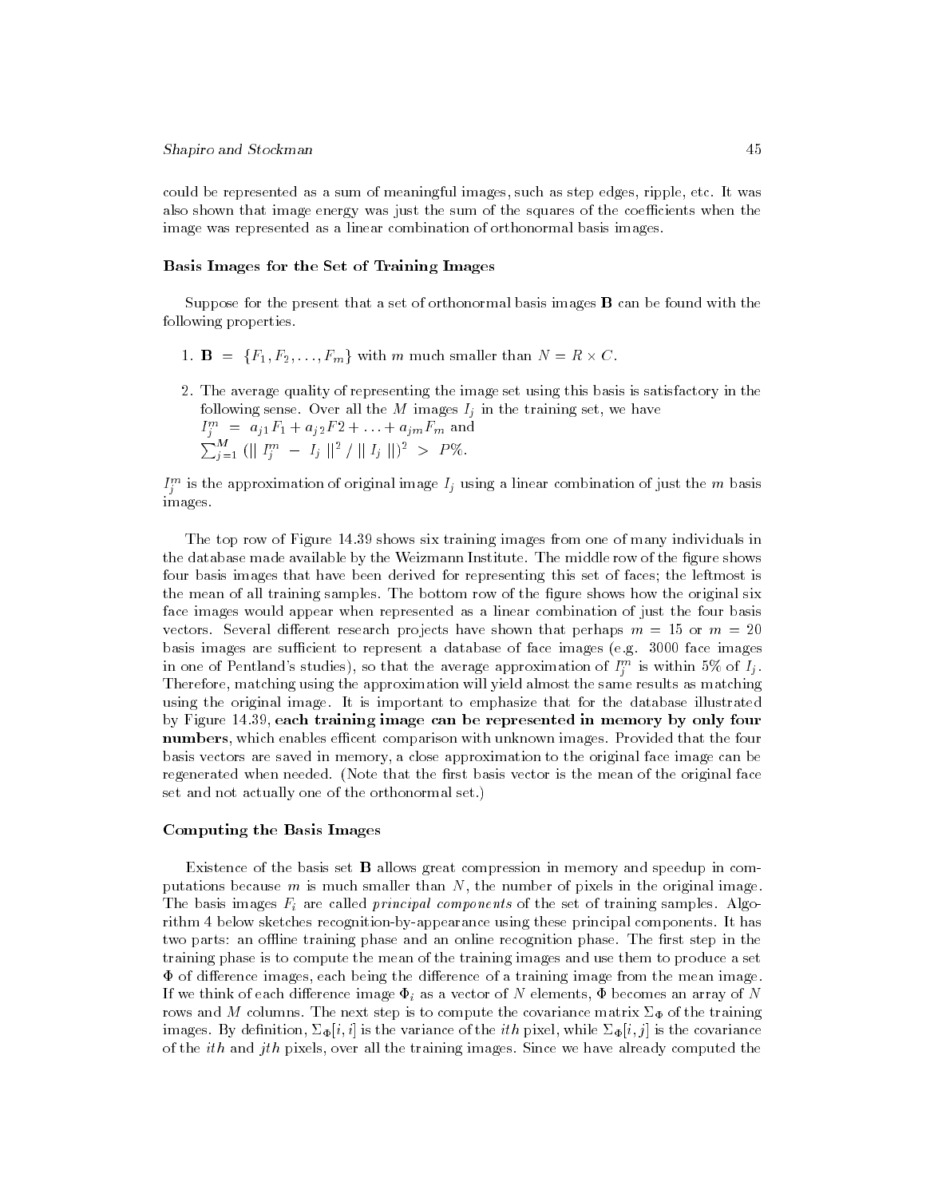could be represented as a sum of meaningful images, such as step edges, ripple, etc. It was also shown that image energy was just the sum of the squares of the coefficients when the image was represented as a linear combination of orthonormal basis images.

### Basis Images for the Set of Training Images

Suppose for the present that a set of orthonormal basis images **B** can be found with the following properties.

1. $\mathbf{B} = \{F_1, F_2, \ldots, F_m\}$ with $m$ much smaller than $N = R \times C$.
2. The average quality of representing the image set using this basis is satisfactory in the following sense. Over all the $M$ images $I_j$ in the training set, we have
   $I_j^m = a_{j1}F_1 + a_{j2}F2 + \ldots + a_{jm}F_m$ and
   $\sum_{j=1}^{M} (\| I_j^m - I_j \|^2 / \| I_j \|)^2 > P\%$.

$I_j^m$ is the approximation of original image $I_j$ using a linear combination of just the $m$ basis images.

The top row of Figure 14.39 shows six training images from one of many individuals in the database made available by the Weizmann Institute. The middle row of the figure shows four basis images that have been derived for representing this set of faces; the leftmost is the mean of all training samples. The bottom row of the figure shows how the original six face images would appear when represented as a linear combination of just the four basis vectors. Several different research projects have shown that perhaps $m = 15$ or $m = 20$ basis images are sufficient to represent a database of face images (e.g. 3000 face images in one of Pentland's studies), so that the average approximation of $I_j^m$ is within 5% of $I_j$. Therefore, matching using the approximation will yield almost the same results as matching using the original image. It is important to emphasize that for the database illustrated by Figure 14.39, **each training image can be represented in memory by only four numbers**, which enables efficent comparison with unknown images. Provided that the four basis vectors are saved in memory, a close approximation to the original face image can be regenerated when needed. (Note that the first basis vector is the mean of the original face set and not actually one of the orthonormal set.)

### Computing the Basis Images

Existence of the basis set **B** allows great compression in memory and speedup in computations because $m$ is much smaller than $N$, the number of pixels in the original image. The basis images $F_i$ are called *principal components* of the set of training samples. Algorithm 4 below sketches recognition-by-appearance using these principal components. It has two parts: an offline training phase and an online recognition phase. The first step in the training phase is to compute the mean of the training images and use them to produce a set $\Phi$ of difference images, each being the difference of a training image from the mean image. If we think of each difference image $\Phi_i$ as a vector of $N$ elements, $\Phi$ becomes an array of $N$ rows and $M$ columns. The next step is to compute the covariance matrix $\Sigma_\Phi$ of the training images. By definition, $\Sigma_\Phi[i, i]$ is the variance of the $ith$ pixel, while $\Sigma_\Phi[i, j]$ is the covariance of the $ith$ and $jth$ pixels, over all the training images. Since we have already computed the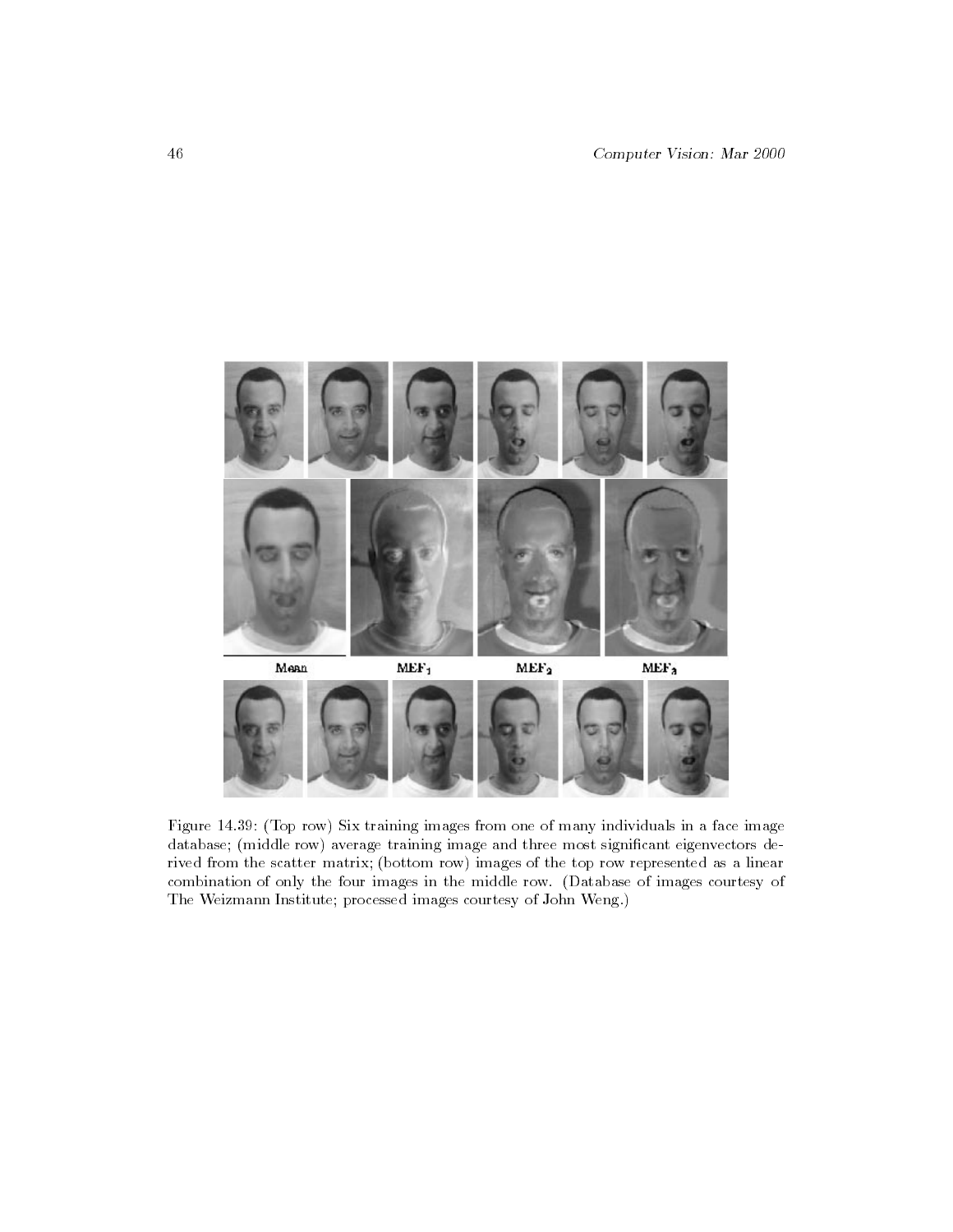Mean MEF$_1$ MEF$_2$ MEF$_3$

Figure 14.39: (Top row) Six training images from one of many individuals in a face image database; (middle row) average training image and three most significant eigenvectors derived from the scatter matrix; (bottom row) images of the top row represented as a linear combination of only the four images in the middle row. (Database of images courtesy of The Weizmann Institute; processed images courtesy of John Weng.)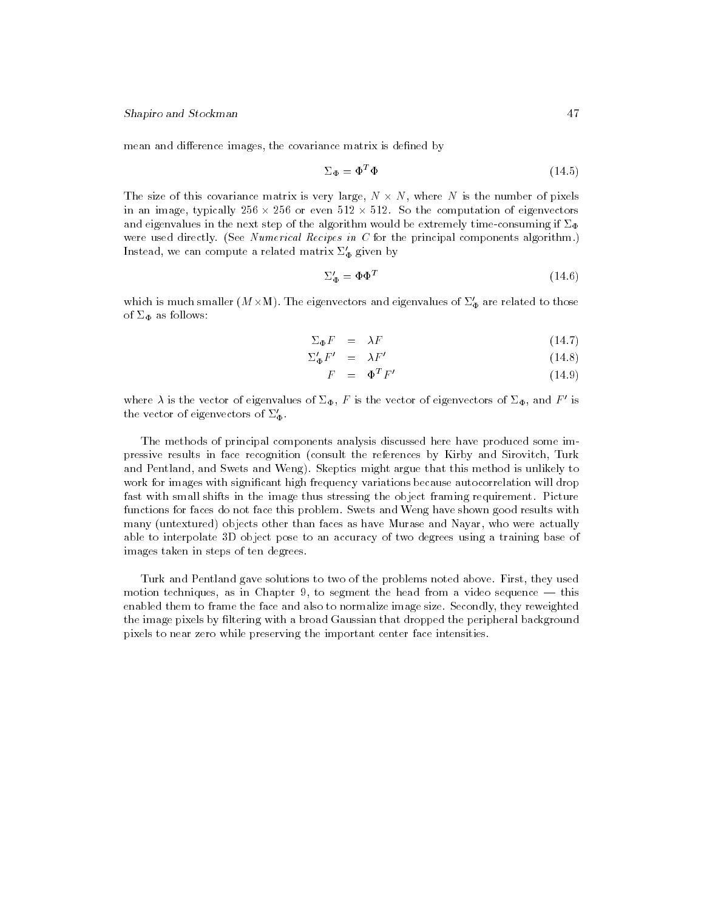mean and difference images, the covariance matrix is defined by

$$\Sigma_\Phi = \Phi^T \Phi \tag{14.5}$$

The size of this covariance matrix is very large, $N \times N$, where $N$ is the number of pixels in an image, typically $256 \times 256$ or even $512 \times 512$. So the computation of eigenvectors and eigenvalues in the next step of the algorithm would be extremely time-consuming if $\Sigma_\Phi$ were used directly. (See *Numerical Recipes in C* for the principal components algorithm.) Instead, we can compute a related matrix $\Sigma'_\Phi$ given by

$$\Sigma'_\Phi = \Phi \Phi^T \tag{14.6}$$

which is much smaller ($M \times$M). The eigenvectors and eigenvalues of $\Sigma'_\Phi$ are related to those of $\Sigma_\Phi$ as follows:

$$\Sigma_\Phi F = \lambda F \tag{14.7}$$

$$\Sigma'_\Phi F' = \lambda F' \tag{14.8}$$

$$F = \Phi^T F' \tag{14.9}$$

where $\lambda$ is the vector of eigenvalues of $\Sigma_\Phi$, $F$ is the vector of eigenvectors of $\Sigma_\Phi$, and $F'$ is the vector of eigenvectors of $\Sigma'_\Phi$.

The methods of principal components analysis discussed here have produced some impressive results in face recognition (consult the references by Kirby and Sirovitch, Turk and Pentland, and Swets and Weng). Skeptics might argue that this method is unlikely to work for images with significant high frequency variations because autocorrelation will drop fast with small shifts in the image thus stressing the object framing requirement. Picture functions for faces do not face this problem. Swets and Weng have shown good results with many (untextured) objects other than faces as have Murase and Nayar, who were actually able to interpolate 3D object pose to an accuracy of two degrees using a training base of images taken in steps of ten degrees.

Turk and Pentland gave solutions to two of the problems noted above. First, they used motion techniques, as in Chapter 9, to segment the head from a video sequence — this enabled them to frame the face and also to normalize image size. Secondly, they reweighted the image pixels by filtering with a broad Gaussian that dropped the peripheral background pixels to near zero while preserving the important center face intensities.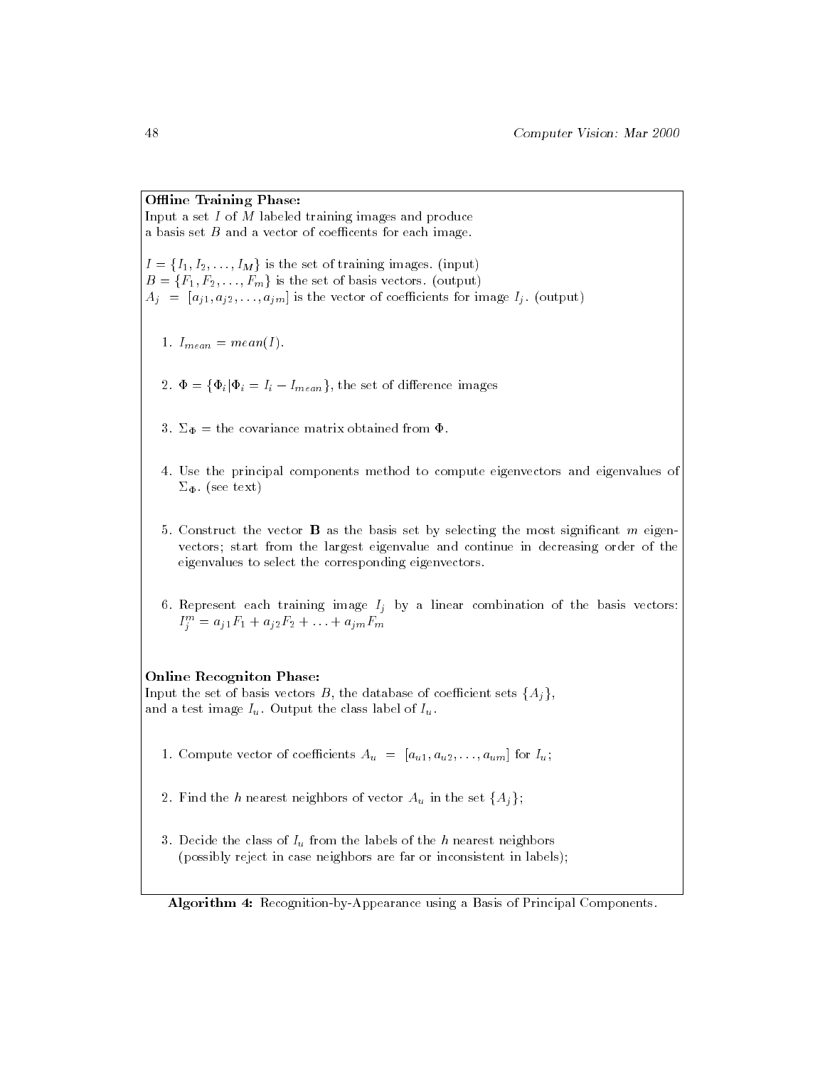**Offline Training Phase:**
Input a set $I$ of $M$ labeled training images and produce
a basis set $B$ and a vector of coefficents for each image.

$I = \{I_1, I_2, \ldots, I_M\}$ is the set of training images. (input)
$B = \{F_1, F_2, \ldots, F_m\}$ is the set of basis vectors. (output)
$A_j = [a_{j1}, a_{j2}, \ldots, a_{jm}]$ is the vector of coefficients for image $I_j$. (output)

1. $I_{mean} = mean(I)$.

2. $\Phi = \{\Phi_i | \Phi_i = I_i - I_{mean}\}$, the set of difference images

3. $\Sigma_\Phi$ = the covariance matrix obtained from $\Phi$.

4. Use the principal components method to compute eigenvectors and eigenvalues of $\Sigma_\Phi$. (see text)

5. Construct the vector **B** as the basis set by selecting the most significant $m$ eigenvectors; start from the largest eigenvalue and continue in decreasing order of the eigenvalues to select the corresponding eigenvectors.

6. Represent each training image $I_j$ by a linear combination of the basis vectors: $I_j^m = a_{j1}F_1 + a_{j2}F_2 + \ldots + a_{jm}F_m$

**Online Recogniton Phase:**
Input the set of basis vectors $B$, the database of coefficient sets $\{A_j\}$,
and a test image $I_u$. Output the class label of $I_u$.

1. Compute vector of coefficients $A_u = [a_{u1}, a_{u2}, \ldots, a_{um}]$ for $I_u$;

2. Find the $h$ nearest neighbors of vector $A_u$ in the set $\{A_j\}$;

3. Decide the class of $I_u$ from the labels of the $h$ nearest neighbors
(possibly reject in case neighbors are far or inconsistent in labels);

**Algorithm 4:** Recognition-by-Appearance using a Basis of Principal Components.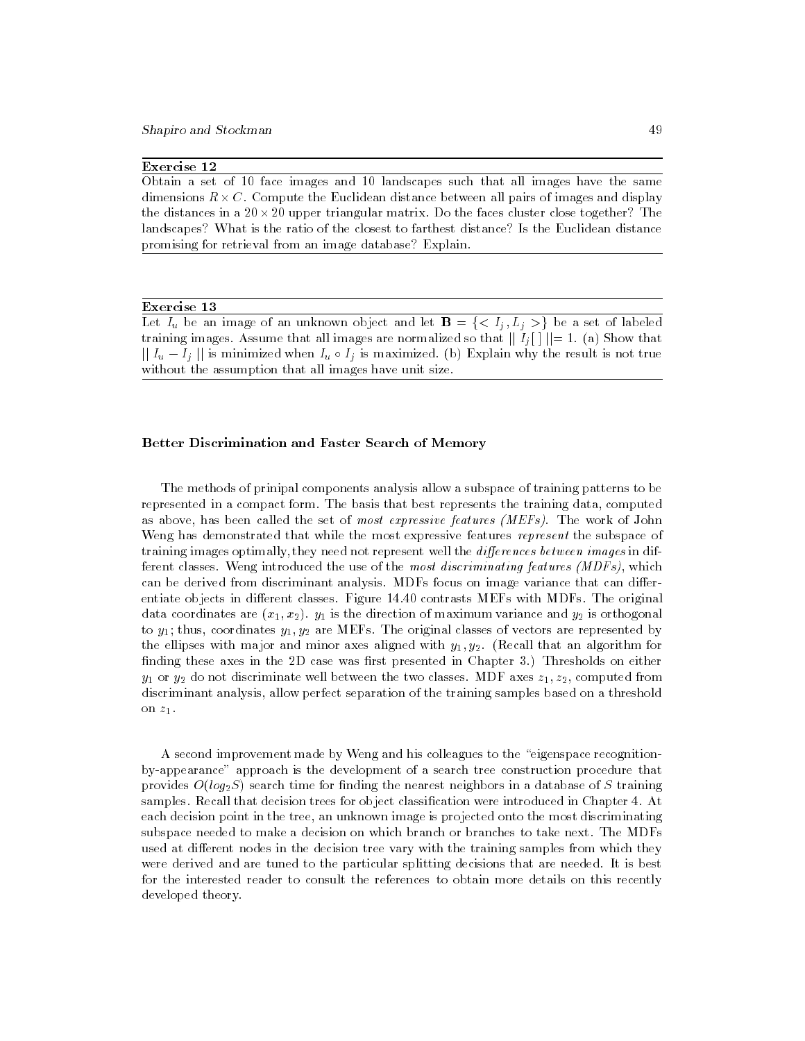**Exercise 12**

Obtain a set of 10 face images and 10 landscapes such that all images have the same dimensions $R \times C$. Compute the Euclidean distance between all pairs of images and display the distances in a $20 \times 20$ upper triangular matrix. Do the faces cluster close together? The landscapes? What is the ratio of the closest to farthest distance? Is the Euclidean distance promising for retrieval from an image database? Explain.

**Exercise 13**

Let $I_u$ be an image of an unknown object and let $\mathbf{B} = \{< I_j, L_j >\}$ be a set of labeled training images. Assume that all images are normalized so that $\| I_j[\,] \| = 1$. (a) Show that $\| I_u - I_j \|$ is minimized when $I_u \circ I_j$ is maximized. (b) Explain why the result is not true without the assumption that all images have unit size.

### Better Discrimination and Faster Search of Memory

The methods of prinipal components analysis allow a subspace of training patterns to be represented in a compact form. The basis that best represents the training data, computed as above, has been called the set of *most expressive features (MEFs)*. The work of John Weng has demonstrated that while the most expressive features *represent* the subspace of training images optimally, they need not represent well the *differences between images* in different classes. Weng introduced the use of the *most discriminating features (MDFs)*, which can be derived from discriminant analysis. MDFs focus on image variance that can differentiate objects in different classes. Figure 14.40 contrasts MEFs with MDFs. The original data coordinates are $(x_1, x_2)$. $y_1$ is the direction of maximum variance and $y_2$ is orthogonal to $y_1$; thus, coordinates $y_1, y_2$ are MEFs. The original classes of vectors are represented by the ellipses with major and minor axes aligned with $y_1, y_2$. (Recall that an algorithm for finding these axes in the 2D case was first presented in Chapter 3.) Thresholds on either $y_1$ or $y_2$ do not discriminate well between the two classes. MDF axes $z_1, z_2$, computed from discriminant analysis, allow perfect separation of the training samples based on a threshold on $z_1$.

A second improvement made by Weng and his colleagues to the "eigenspace recognition-by-appearance" approach is the development of a search tree construction procedure that provides $O(log_2 S)$ search time for finding the nearest neighbors in a database of $S$ training samples. Recall that decision trees for object classification were introduced in Chapter 4. At each decision point in the tree, an unknown image is projected onto the most discriminating subspace needed to make a decision on which branch or branches to take next. The MDFs used at different nodes in the decision tree vary with the training samples from which they were derived and are tuned to the particular splitting decisions that are needed. It is best for the interested reader to consult the references to obtain more details on this recently developed theory.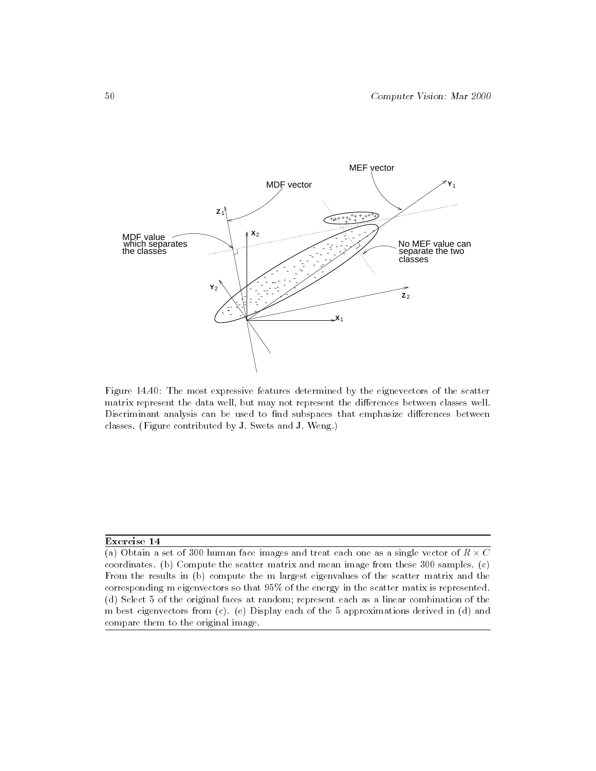Figure 14.40: The most expressive features determined by the eignevectors of the scatter matrix represent the data well, but may not represent the differences between classes well. Discriminant analysis can be used to find subspaces that emphasize differences between classes. (Figure contributed by J. Swets and J. Weng.)

---

**Exercise 14**

(a) Obtain a set of 300 human face images and treat each one as a single vector of $R \times C$ coordinates. (b) Compute the scatter matrix and mean image from these 300 samples. (c) From the results in (b) compute the m largest eigenvalues of the scatter matrix and the corresponding m eigenvectors so that 95% of the energy in the scatter matix is represented. (d) Select 5 of the original faces at random; represent each as a linear combination of the m best eigenvectors from (c). (e) Display each of the 5 approximations derived in (d) and compare them to the original image.

---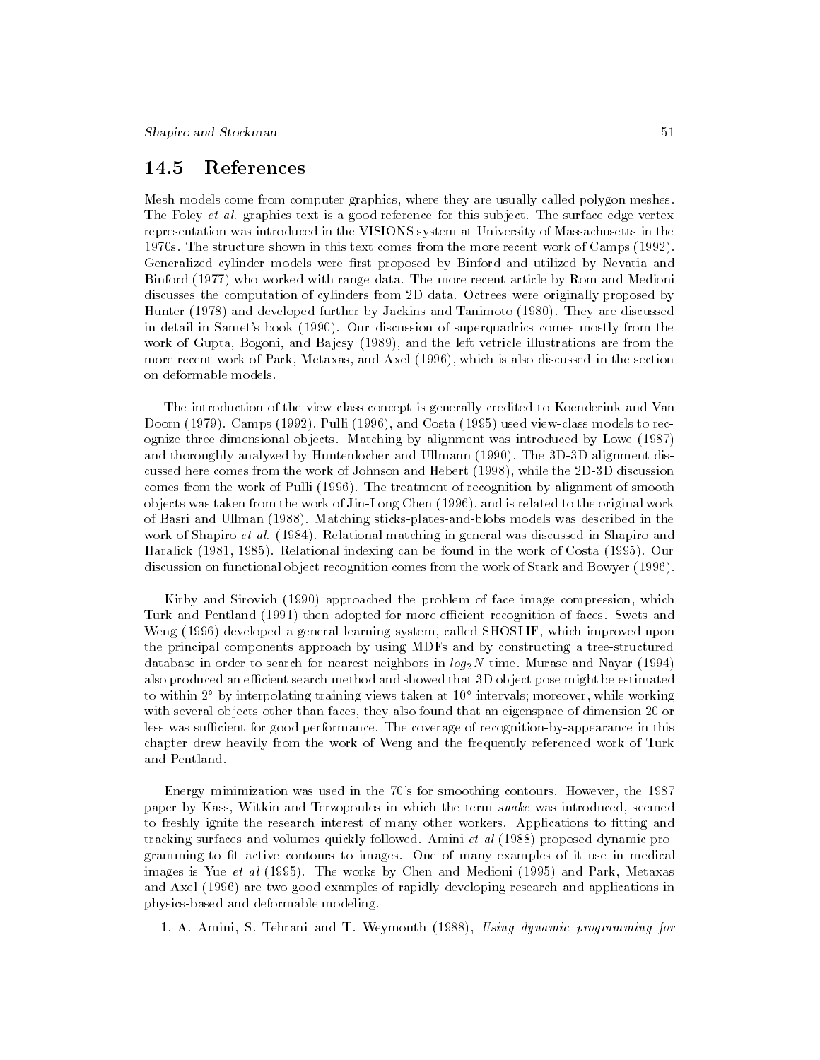## 14.5 References

Mesh models come from computer graphics, where they are usually called polygon meshes. The Foley *et al.* graphics text is a good reference for this subject. The surface-edge-vertex representation was introduced in the VISIONS system at University of Massachusetts in the 1970s. The structure shown in this text comes from the more recent work of Camps (1992). Generalized cylinder models were first proposed by Binford and utilized by Nevatia and Binford (1977) who worked with range data. The more recent article by Rom and Medioni discusses the computation of cylinders from 2D data. Octrees were originally proposed by Hunter (1978) and developed further by Jackins and Tanimoto (1980). They are discussed in detail in Samet's book (1990). Our discussion of superquadrics comes mostly from the work of Gupta, Bogoni, and Bajcsy (1989), and the left vetricle illustrations are from the more recent work of Park, Metaxas, and Axel (1996), which is also discussed in the section on deformable models.

The introduction of the view-class concept is generally credited to Koenderink and Van Doorn (1979). Camps (1992), Pulli (1996), and Costa (1995) used view-class models to recognize three-dimensional objects. Matching by alignment was introduced by Lowe (1987) and thoroughly analyzed by Huntenlocher and Ullmann (1990). The 3D-3D alignment discussed here comes from the work of Johnson and Hebert (1998), while the 2D-3D discussion comes from the work of Pulli (1996). The treatment of recognition-by-alignment of smooth objects was taken from the work of Jin-Long Chen (1996), and is related to the original work of Basri and Ullman (1988). Matching sticks-plates-and-blobs models was described in the work of Shapiro *et al.* (1984). Relational matching in general was discussed in Shapiro and Haralick (1981, 1985). Relational indexing can be found in the work of Costa (1995). Our discussion on functional object recognition comes from the work of Stark and Bowyer (1996).

Kirby and Sirovich (1990) approached the problem of face image compression, which Turk and Pentland (1991) then adopted for more efficient recognition of faces. Swets and Weng (1996) developed a general learning system, called SHOSLIF, which improved upon the principal components approach by using MDFs and by constructing a tree-structured database in order to search for nearest neighbors in $log_2 N$ time. Murase and Nayar (1994) also produced an efficient search method and showed that 3D object pose might be estimated to within $2^\circ$ by interpolating training views taken at $10^\circ$ intervals; moreover, while working with several objects other than faces, they also found that an eigenspace of dimension 20 or less was sufficient for good performance. The coverage of recognition-by-appearance in this chapter drew heavily from the work of Weng and the frequently referenced work of Turk and Pentland.

Energy minimization was used in the 70's for smoothing contours. However, the 1987 paper by Kass, Witkin and Terzopoulos in which the term *snake* was introduced, seemed to freshly ignite the research interest of many other workers. Applications to fitting and tracking surfaces and volumes quickly followed. Amini *et al* (1988) proposed dynamic programming to fit active contours to images. One of many examples of it use in medical images is Yue *et al* (1995). The works by Chen and Medioni (1995) and Park, Metaxas and Axel (1996) are two good examples of rapidly developing research and applications in physics-based and deformable modeling.

1. A. Amini, S. Tehrani and T. Weymouth (1988), *Using dynamic programming for*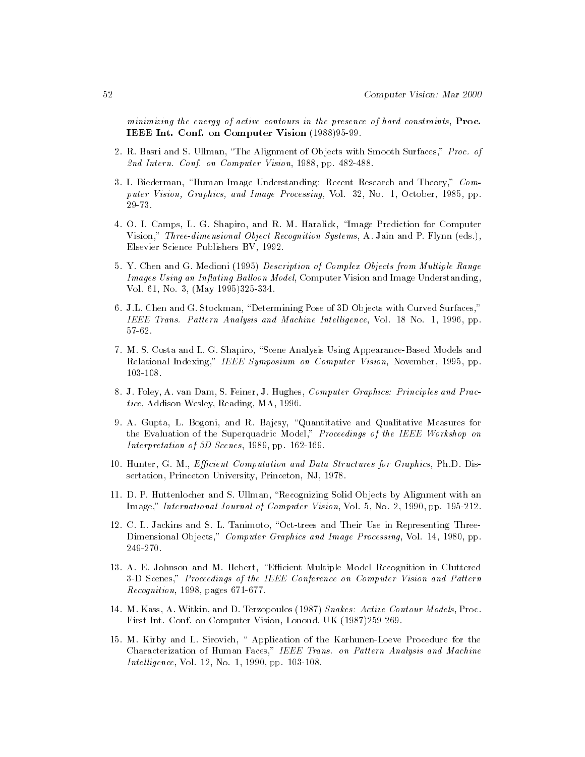*minimizing the energy of active contours in the presence of hard constraints*, **Proc. IEEE Int. Conf. on Computer Vision** (1988)95-99.

2. R. Basri and S. Ullman, "The Alignment of Objects with Smooth Surfaces," *Proc. of 2nd Intern. Conf. on Computer Vision*, 1988, pp. 482-488.

3. I. Biederman, "Human Image Understanding: Recent Research and Theory," *Computer Vision, Graphics, and Image Processing*, Vol. 32, No. 1, October, 1985, pp. 29-73.

4. O. I. Camps, L. G. Shapiro, and R. M. Haralick, "Image Prediction for Computer Vision," *Three-dimensional Object Recognition Systems*, A. Jain and P. Flynn (eds.), Elsevier Science Publishers BV, 1992.

5. Y. Chen and G. Medioni (1995) *Description of Complex Objects from Multiple Range Images Using an Inflating Balloon Model*, Computer Vision and Image Understanding, Vol. 61, No. 3, (May 1995)325-334.

6. J.L. Chen and G. Stockman, "Determining Pose of 3D Objects with Curved Surfaces," *IEEE Trans. Pattern Analysis and Machine Intelligence*, Vol. 18 No. 1, 1996, pp. 57-62.

7. M. S. Costa and L. G. Shapiro, "Scene Analysis Using Appearance-Based Models and Relational Indexing," *IEEE Symposium on Computer Vision*, November, 1995, pp. 103-108.

8. J. Foley, A. van Dam, S. Feiner, J. Hughes, *Computer Graphics: Principles and Practice*, Addison-Wesley, Reading, MA, 1996.

9. A. Gupta, L. Bogoni, and R. Bajcsy, "Quantitative and Qualitative Measures for the Evaluation of the Superquadric Model," *Proceedings of the IEEE Workshop on Interpretation of 3D Scenes*, 1989, pp. 162-169.

10. Hunter, G. M., *Efficient Computation and Data Structures for Graphics*, Ph.D. Dissertation, Princeton University, Princeton, NJ, 1978.

11. D. P. Huttenlocher and S. Ullman, "Recognizing Solid Objects by Alignment with an Image," *International Journal of Computer Vision*, Vol. 5, No. 2, 1990, pp. 195-212.

12. C. L. Jackins and S. L. Tanimoto, "Oct-trees and Their Use in Representing Three-Dimensional Objects," *Computer Graphics and Image Processing*, Vol. 14, 1980, pp. 249-270.

13. A. E. Johnson and M. Hebert, "Efficient Multiple Model Recognition in Cluttered 3-D Scenes," *Proceedings of the IEEE Conference on Computer Vision and Pattern Recognition*, 1998, pages 671-677.

14. M. Kass, A. Witkin, and D. Terzopoulos (1987) *Snakes: Active Contour Models*, Proc. First Int. Conf. on Computer Vision, Lonond, UK (1987)259-269.

15. M. Kirby and L. Sirovich, " Application of the Karhunen-Loeve Procedure for the Characterization of Human Faces," *IEEE Trans. on Pattern Analysis and Machine Intelligence*, Vol. 12, No. 1, 1990, pp. 103-108.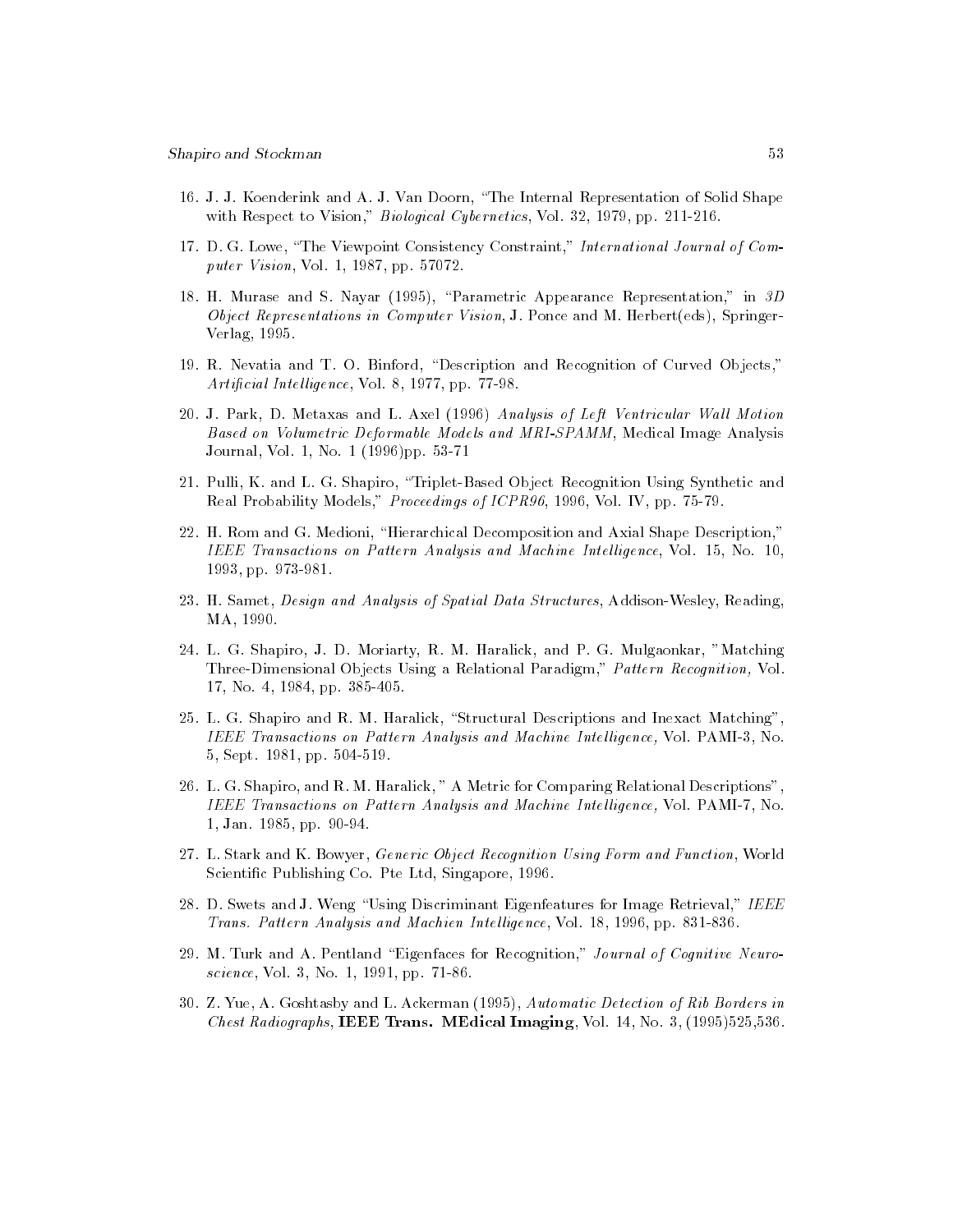16. J. J. Koenderink and A. J. Van Doorn, "The Internal Representation of Solid Shape with Respect to Vision," *Biological Cybernetics*, Vol. 32, 1979, pp. 211-216.

17. D. G. Lowe, "The Viewpoint Consistency Constraint," *International Journal of Computer Vision*, Vol. 1, 1987, pp. 57072.

18. H. Murase and S. Nayar (1995), "Parametric Appearance Representation," in *3D Object Representations in Computer Vision*, J. Ponce and M. Herbert(eds), Springer-Verlag, 1995.

19. R. Nevatia and T. O. Binford, "Description and Recognition of Curved Objects," *Artificial Intelligence*, Vol. 8, 1977, pp. 77-98.

20. J. Park, D. Metaxas and L. Axel (1996) *Analysis of Left Ventricular Wall Motion Based on Volumetric Deformable Models and MRI-SPAMM*, Medical Image Analysis Journal, Vol. 1, No. 1 (1996)pp. 53-71

21. Pulli, K. and L. G. Shapiro, "Triplet-Based Object Recognition Using Synthetic and Real Probability Models," *Proceedings of ICPR96*, 1996, Vol. IV, pp. 75-79.

22. H. Rom and G. Medioni, "Hierarchical Decomposition and Axial Shape Description," *IEEE Transactions on Pattern Analysis and Machine Intelligence*, Vol. 15, No. 10, 1993, pp. 973-981.

23. H. Samet, *Design and Analysis of Spatial Data Structures*, Addison-Wesley, Reading, MA, 1990.

24. L. G. Shapiro, J. D. Moriarty, R. M. Haralick, and P. G. Mulgaonkar, "Matching Three-Dimensional Objects Using a Relational Paradigm," *Pattern Recognition,* Vol. 17, No. 4, 1984, pp. 385-405.

25. L. G. Shapiro and R. M. Haralick, "Structural Descriptions and Inexact Matching", *IEEE Transactions on Pattern Analysis and Machine Intelligence,* Vol. PAMI-3, No. 5, Sept. 1981, pp. 504-519.

26. L. G. Shapiro, and R. M. Haralick, " A Metric for Comparing Relational Descriptions", *IEEE Transactions on Pattern Analysis and Machine Intelligence,* Vol. PAMI-7, No. 1, Jan. 1985, pp. 90-94.

27. L. Stark and K. Bowyer, *Generic Object Recognition Using Form and Function*, World Scientific Publishing Co. Pte Ltd, Singapore, 1996.

28. D. Swets and J. Weng "Using Discriminant Eigenfeatures for Image Retrieval," *IEEE Trans. Pattern Analysis and Machien Intelligence*, Vol. 18, 1996, pp. 831-836.

29. M. Turk and A. Pentland "Eigenfaces for Recognition," *Journal of Cognitive Neuroscience*, Vol. 3, No. 1, 1991, pp. 71-86.

30. Z. Yue, A. Goshtasby and L. Ackerman (1995), *Automatic Detection of Rib Borders in Chest Radiographs*, **IEEE Trans. MEdical Imaging**, Vol. 14, No. 3, (1995)525,536.